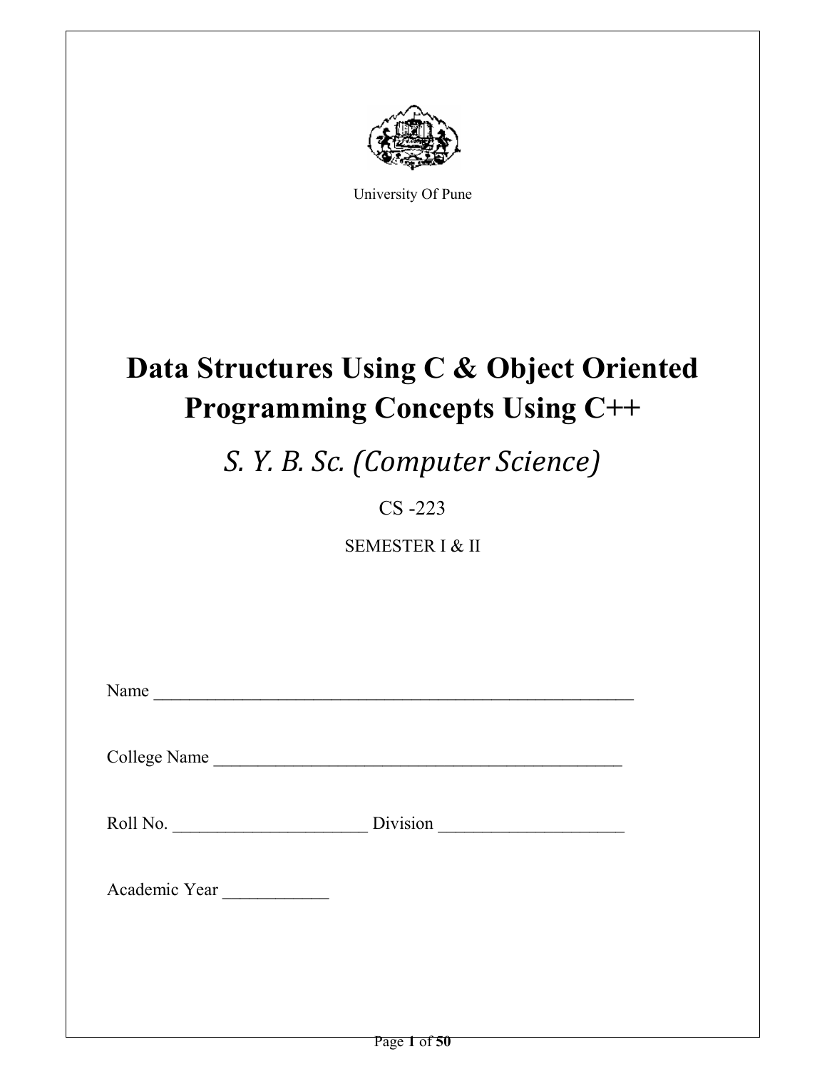University Of Pune

# Data Structures Using C & Object Oriented Programming Concepts Using C++

## *S. Y. B. Sc. (Computer Science)*

CS -223

SEMESTER I & II

Name ________________________________________________________

College Name ________________________________________________

Roll No. ______________________ Division ____________________

Academic Year ____________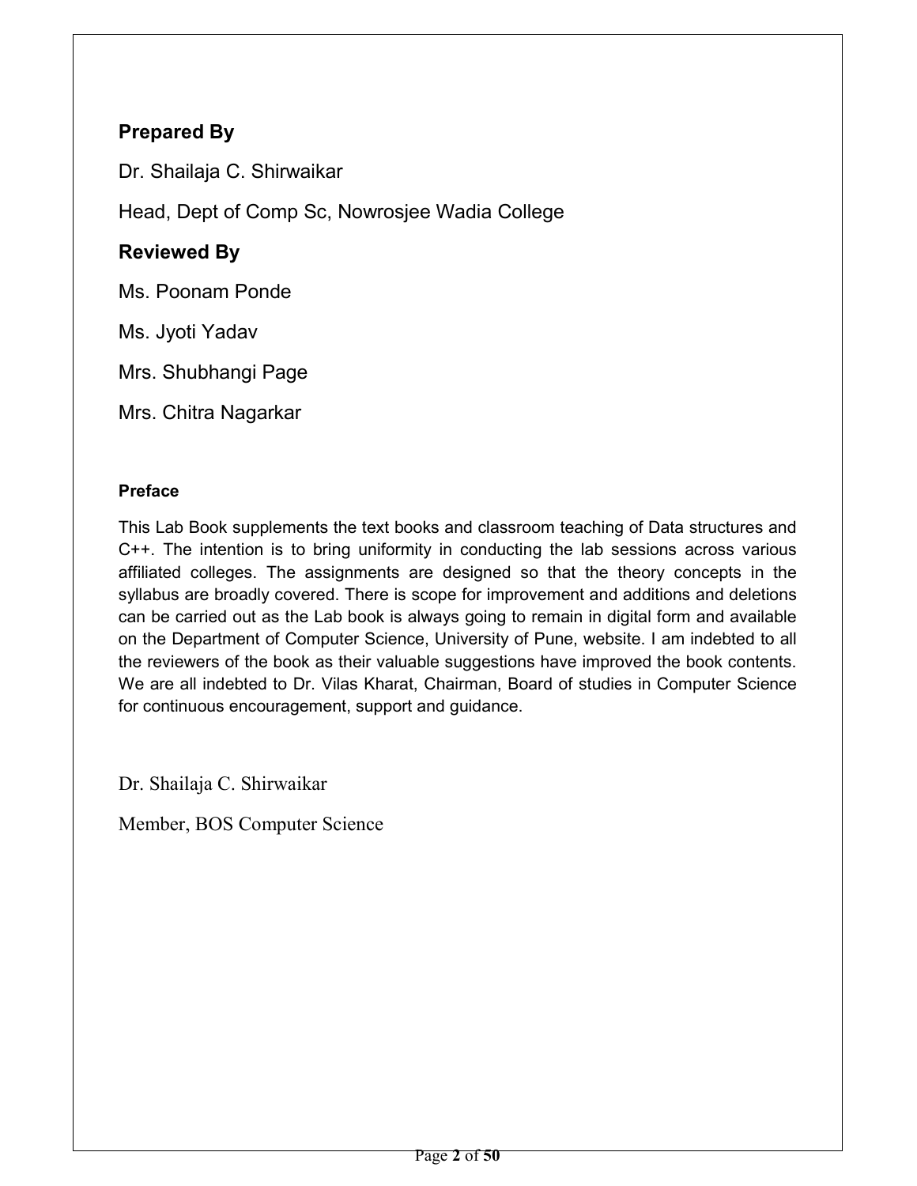## Prepared By

Dr. Shailaja C. Shirwaikar

Head, Dept of Comp Sc, Nowrosjee Wadia College

## Reviewed By

Ms. Poonam Ponde

Ms. Jyoti Yadav

Mrs. Shubhangi Page

Mrs. Chitra Nagarkar

### Preface

This Lab Book supplements the text books and classroom teaching of Data structures and C++. The intention is to bring uniformity in conducting the lab sessions across various affiliated colleges. The assignments are designed so that the theory concepts in the syllabus are broadly covered. There is scope for improvement and additions and deletions can be carried out as the Lab book is always going to remain in digital form and available on the Department of Computer Science, University of Pune, website. I am indebted to all the reviewers of the book as their valuable suggestions have improved the book contents. We are all indebted to Dr. Vilas Kharat, Chairman, Board of studies in Computer Science for continuous encouragement, support and guidance.

Dr. Shailaja C. Shirwaikar

Member, BOS Computer Science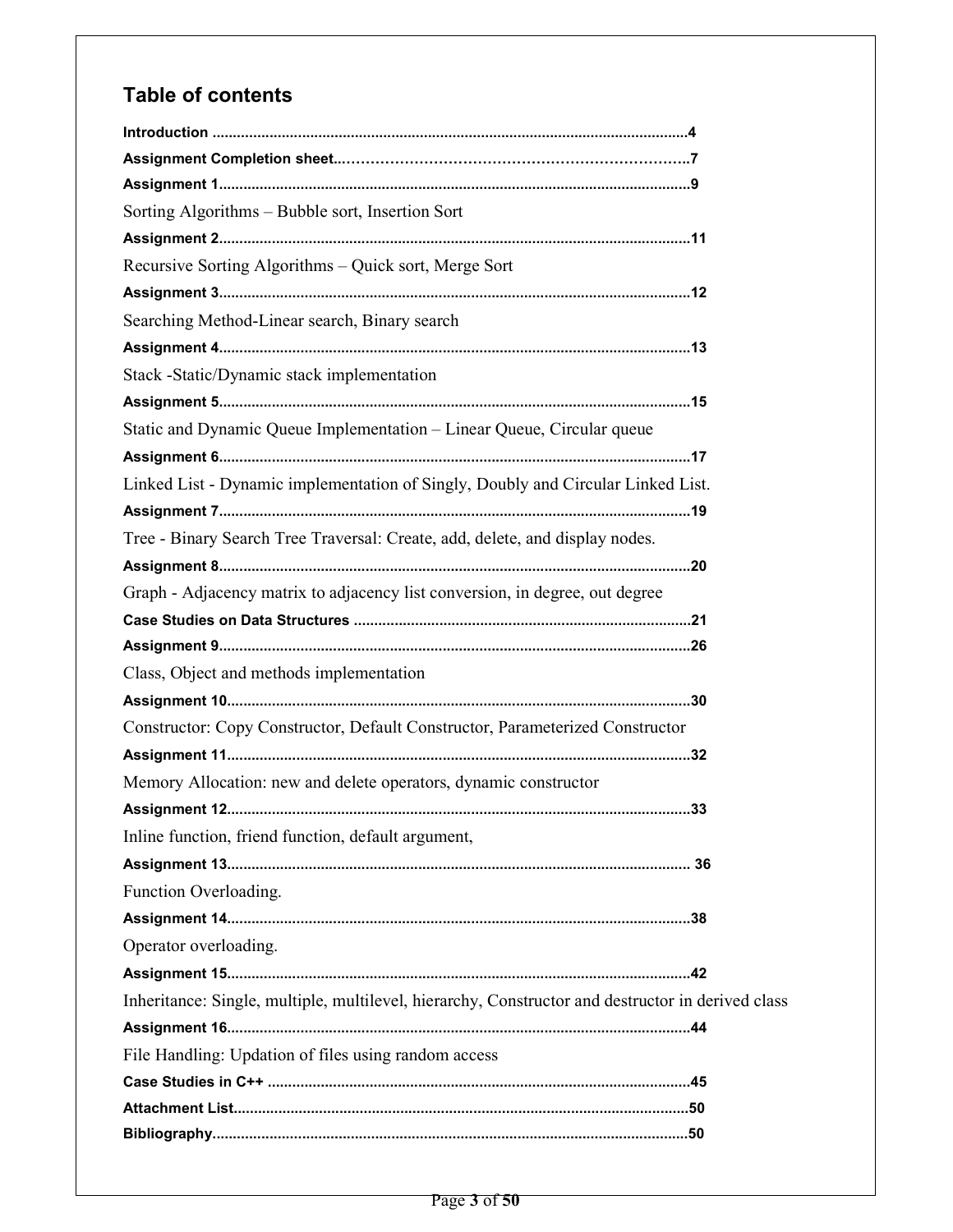## Table of contents

**Introduction ....................................................................................................................4**

**Assignment Completion sheet...……………………………………………………………..7**

**Assignment 1..................................................................................................................9**

Sorting Algorithms – Bubble sort, Insertion Sort

**Assignment 2..................................................................................................................11**

Recursive Sorting Algorithms – Quick sort, Merge Sort

**Assignment 3..................................................................................................................12**

Searching Method-Linear search, Binary search

**Assignment 4..................................................................................................................13**

Stack -Static/Dynamic stack implementation

**Assignment 5..................................................................................................................15**

Static and Dynamic Queue Implementation – Linear Queue, Circular queue

**Assignment 6..................................................................................................................17**

Linked List - Dynamic implementation of Singly, Doubly and Circular Linked List.

**Assignment 7..................................................................................................................19**

Tree - Binary Search Tree Traversal: Create, add, delete, and display nodes.

**Assignment 8..................................................................................................................20**

Graph - Adjacency matrix to adjacency list conversion, in degree, out degree

**Case Studies on Data Structures ..................................................................................21**

**Assignment 9..................................................................................................................26**

Class, Object and methods implementation

**Assignment 10................................................................................................................30**

Constructor: Copy Constructor, Default Constructor, Parameterized Constructor

**Assignment 11................................................................................................................32**

Memory Allocation: new and delete operators, dynamic constructor

**Assignment 12................................................................................................................33**

Inline function, friend function, default argument,

**Assignment 13................................................................................................................ 36**

Function Overloading.

**Assignment 14................................................................................................................38**

Operator overloading.

**Assignment 15................................................................................................................42**

Inheritance: Single, multiple, multilevel, hierarchy, Constructor and destructor in derived class

**Assignment 16................................................................................................................44**

File Handling: Updation of files using random access

**Case Studies in C++ .......................................................................................................45**

**Attachment List..............................................................................................................50**

**Bibliography...................................................................................................................50**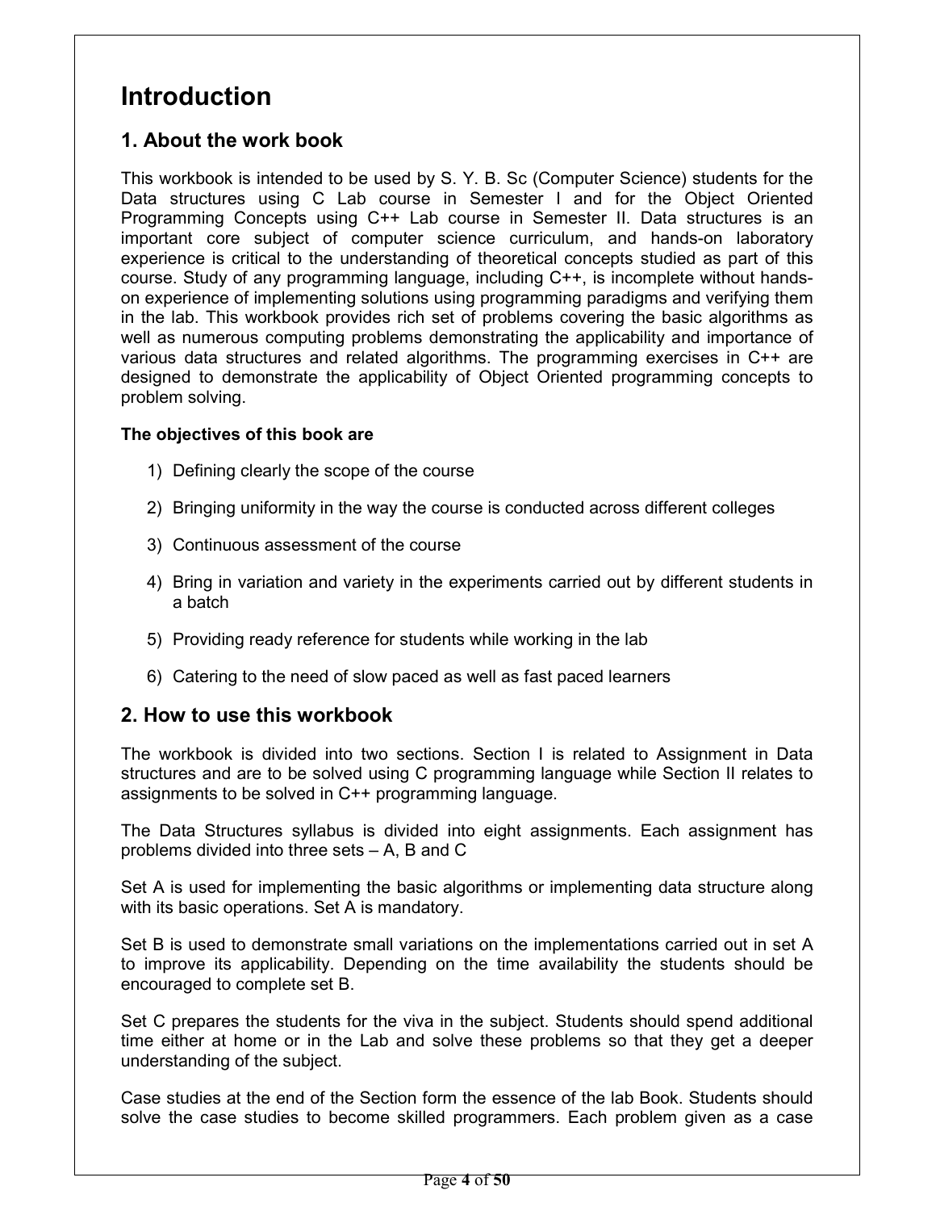# Introduction

## 1. About the work book

This workbook is intended to be used by S. Y. B. Sc (Computer Science) students for the Data structures using C Lab course in Semester I and for the Object Oriented Programming Concepts using C++ Lab course in Semester II. Data structures is an important core subject of computer science curriculum, and hands-on laboratory experience is critical to the understanding of theoretical concepts studied as part of this course. Study of any programming language, including C++, is incomplete without hands-on experience of implementing solutions using programming paradigms and verifying them in the lab. This workbook provides rich set of problems covering the basic algorithms as well as numerous computing problems demonstrating the applicability and importance of various data structures and related algorithms. The programming exercises in C++ are designed to demonstrate the applicability of Object Oriented programming concepts to problem solving.

**The objectives of this book are**

1) Defining clearly the scope of the course
2) Bringing uniformity in the way the course is conducted across different colleges
3) Continuous assessment of the course
4) Bring in variation and variety in the experiments carried out by different students in a batch
5) Providing ready reference for students while working in the lab
6) Catering to the need of slow paced as well as fast paced learners

## 2. How to use this workbook

The workbook is divided into two sections. Section I is related to Assignment in Data structures and are to be solved using C programming language while Section II relates to assignments to be solved in C++ programming language.

The Data Structures syllabus is divided into eight assignments. Each assignment has problems divided into three sets – A, B and C

Set A is used for implementing the basic algorithms or implementing data structure along with its basic operations. Set A is mandatory.

Set B is used to demonstrate small variations on the implementations carried out in set A to improve its applicability. Depending on the time availability the students should be encouraged to complete set B.

Set C prepares the students for the viva in the subject. Students should spend additional time either at home or in the Lab and solve these problems so that they get a deeper understanding of the subject.

Case studies at the end of the Section form the essence of the lab Book. Students should solve the case studies to become skilled programmers. Each problem given as a case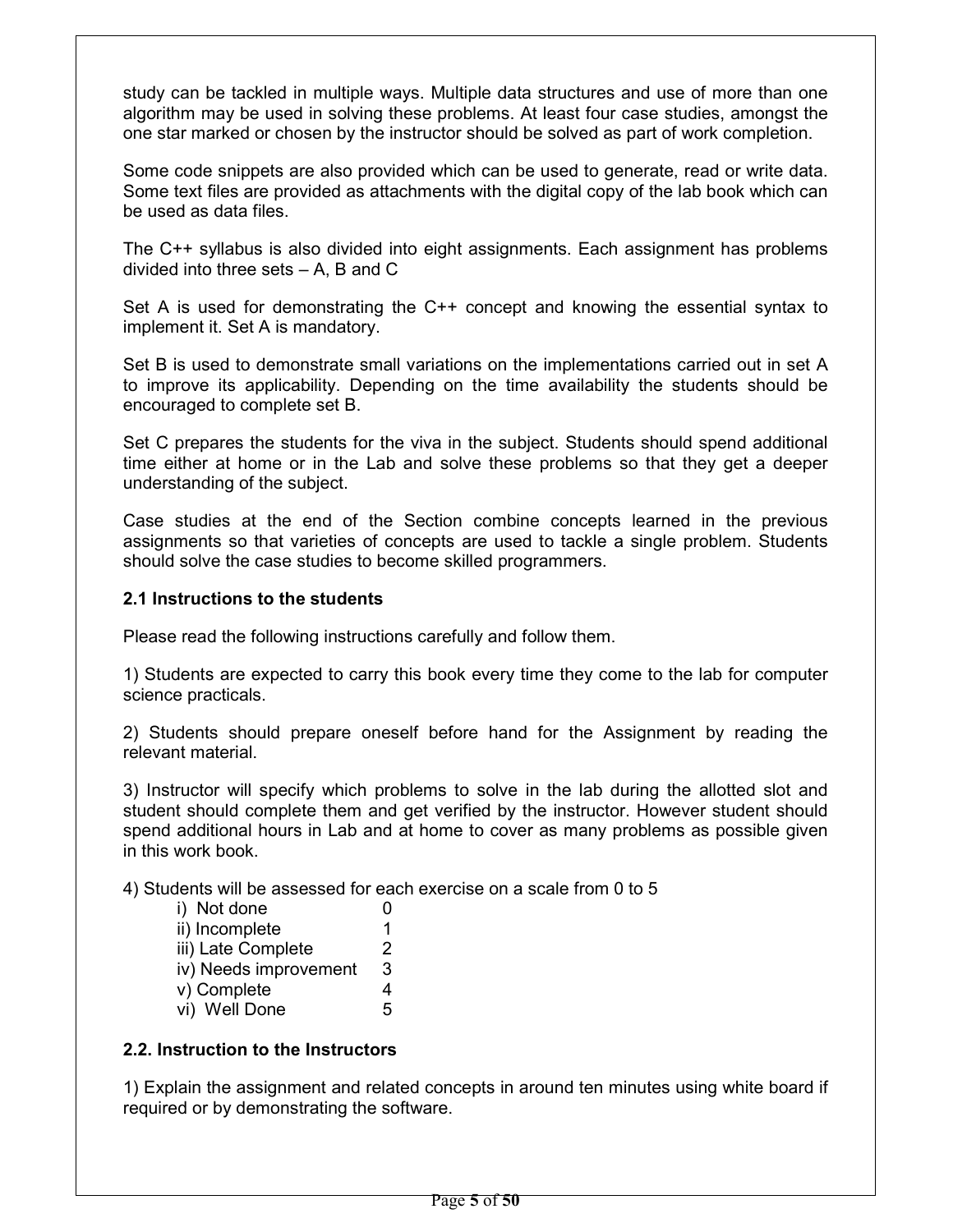study can be tackled in multiple ways. Multiple data structures and use of more than one algorithm may be used in solving these problems. At least four case studies, amongst the one star marked or chosen by the instructor should be solved as part of work completion.

Some code snippets are also provided which can be used to generate, read or write data. Some text files are provided as attachments with the digital copy of the lab book which can be used as data files.

The C++ syllabus is also divided into eight assignments. Each assignment has problems divided into three sets – A, B and C

Set A is used for demonstrating the C++ concept and knowing the essential syntax to implement it. Set A is mandatory.

Set B is used to demonstrate small variations on the implementations carried out in set A to improve its applicability. Depending on the time availability the students should be encouraged to complete set B.

Set C prepares the students for the viva in the subject. Students should spend additional time either at home or in the Lab and solve these problems so that they get a deeper understanding of the subject.

Case studies at the end of the Section combine concepts learned in the previous assignments so that varieties of concepts are used to tackle a single problem. Students should solve the case studies to become skilled programmers.

### 2.1 Instructions to the students

Please read the following instructions carefully and follow them.

1) Students are expected to carry this book every time they come to the lab for computer science practicals.

2) Students should prepare oneself before hand for the Assignment by reading the relevant material.

3) Instructor will specify which problems to solve in the lab during the allotted slot and student should complete them and get verified by the instructor. However student should spend additional hours in Lab and at home to cover as many problems as possible given in this work book.

4) Students will be assessed for each exercise on a scale from 0 to 5

| | |
|---|---|
| i) Not done | 0 |
| ii) Incomplete | 1 |
| iii) Late Complete | 2 |
| iv) Needs improvement | 3 |
| v) Complete | 4 |
| vi) Well Done | 5 |

### 2.2. Instruction to the Instructors

1) Explain the assignment and related concepts in around ten minutes using white board if required or by demonstrating the software.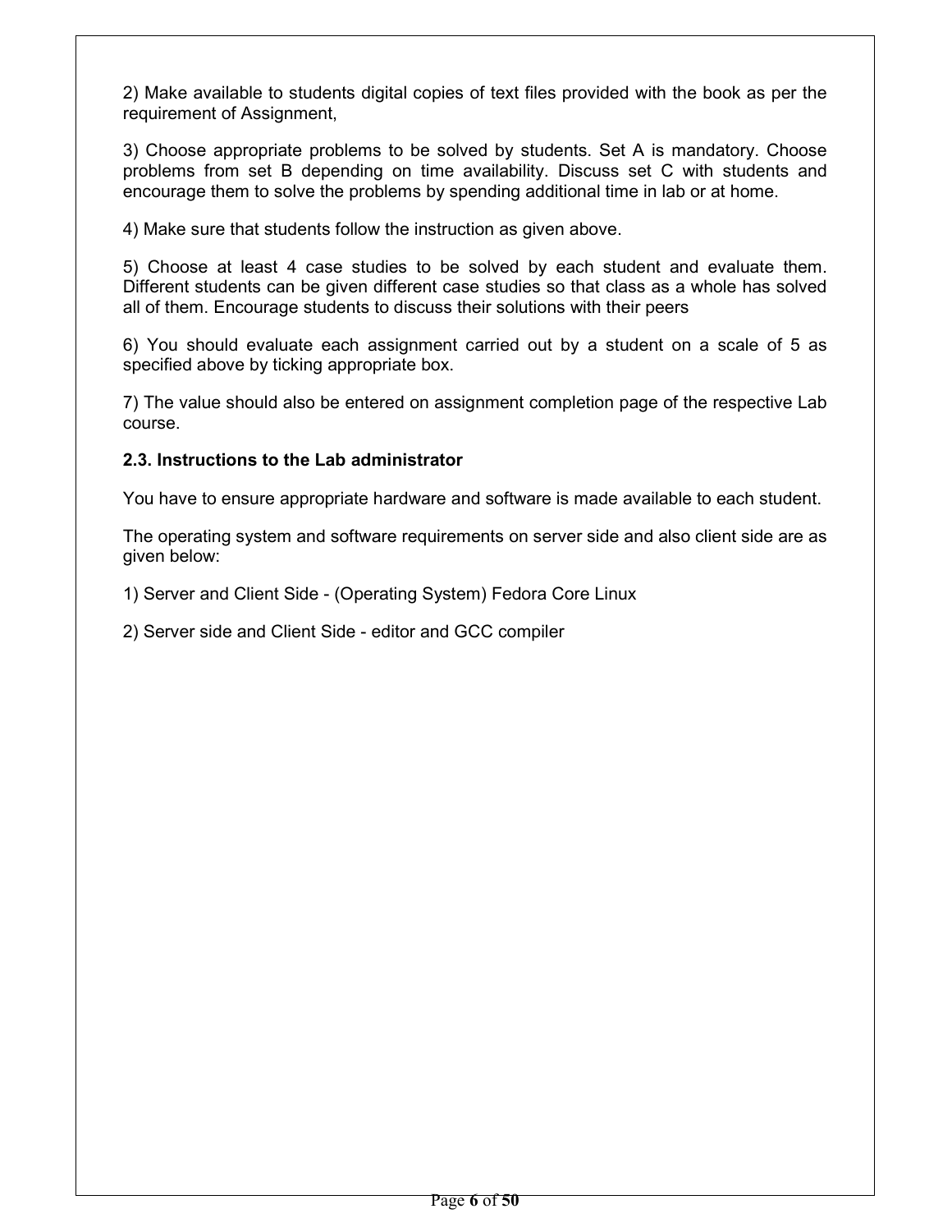2) Make available to students digital copies of text files provided with the book as per the requirement of Assignment,

3) Choose appropriate problems to be solved by students. Set A is mandatory. Choose problems from set B depending on time availability. Discuss set C with students and encourage them to solve the problems by spending additional time in lab or at home.

4) Make sure that students follow the instruction as given above.

5) Choose at least 4 case studies to be solved by each student and evaluate them. Different students can be given different case studies so that class as a whole has solved all of them. Encourage students to discuss their solutions with their peers

6) You should evaluate each assignment carried out by a student on a scale of 5 as specified above by ticking appropriate box.

7) The value should also be entered on assignment completion page of the respective Lab course.

### 2.3. Instructions to the Lab administrator

You have to ensure appropriate hardware and software is made available to each student.

The operating system and software requirements on server side and also client side are as given below:

1) Server and Client Side - (Operating System) Fedora Core Linux

2) Server side and Client Side - editor and GCC compiler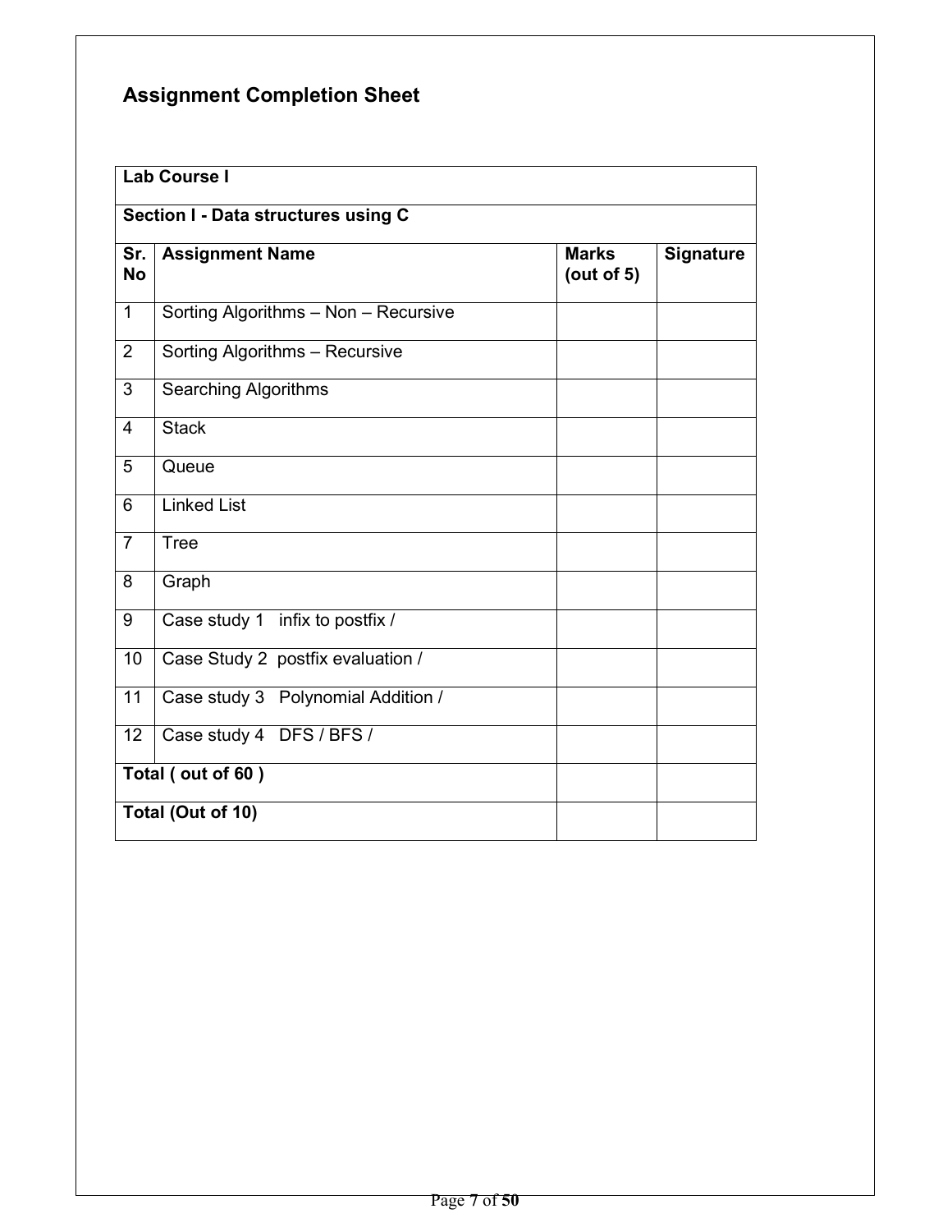## Assignment Completion Sheet

| Lab Course I | | | |
|---|---|---|---|
| **Section I - Data structures using C** | | | |
| **Sr. No** | **Assignment Name** | **Marks (out of 5)** | **Signature** |
| 1 | Sorting Algorithms – Non – Recursive | | |
| 2 | Sorting Algorithms – Recursive | | |
| 3 | Searching Algorithms | | |
| 4 | Stack | | |
| 5 | Queue | | |
| 6 | Linked List | | |
| 7 | Tree | | |
| 8 | Graph | | |
| 9 | Case study 1 infix to postfix / | | |
| 10 | Case Study 2 postfix evaluation / | | |
| 11 | Case study 3 Polynomial Addition / | | |
| 12 | Case study 4 DFS / BFS / | | |
| **Total ( out of 60 )** | | | |
| **Total (Out of 10)** | | | |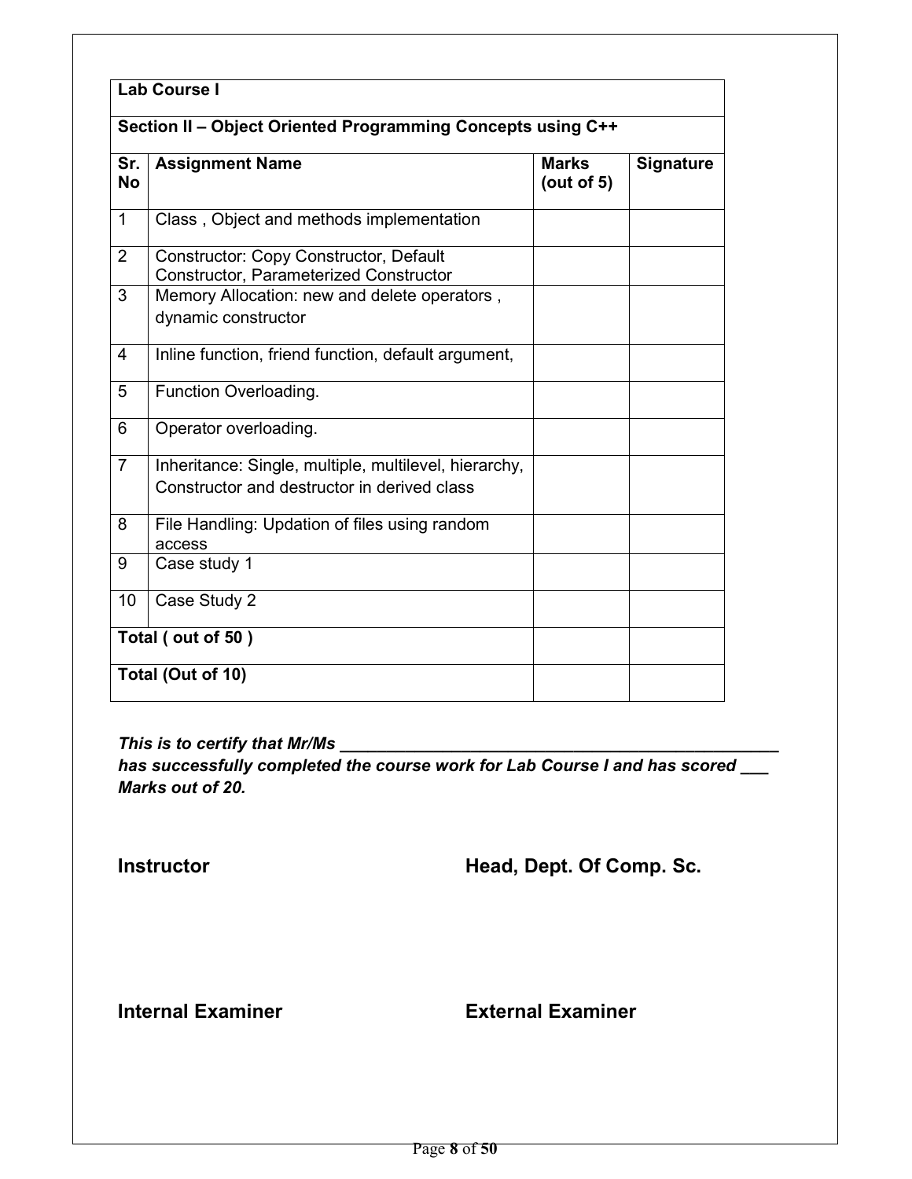| Lab Course I | | | |
|---|---|---|---|
| **Section II – Object Oriented Programming Concepts using C++** | | | |
| **Sr. No** | **Assignment Name** | **Marks (out of 5)** | **Signature** |
| 1 | Class , Object and methods implementation | | |
| 2 | Constructor: Copy Constructor, Default Constructor, Parameterized Constructor | | |
| 3 | Memory Allocation: new and delete operators , dynamic constructor | | |
| 4 | Inline function, friend function, default argument, | | |
| 5 | Function Overloading. | | |
| 6 | Operator overloading. | | |
| 7 | Inheritance: Single, multiple, multilevel, hierarchy, Constructor and destructor in derived class | | |
| 8 | File Handling: Updation of files using random access | | |
| 9 | Case study 1 | | |
| 10 | Case Study 2 | | |
| **Total ( out of 50 )** | | | |
| **Total (Out of 10)** | | | |

***This is to certify that Mr/Ms _______________________________________________ has successfully completed the course work for Lab Course I and has scored ___ Marks out of 20.***

**Instructor** **Head, Dept. Of Comp. Sc.**

**Internal Examiner** **External Examiner**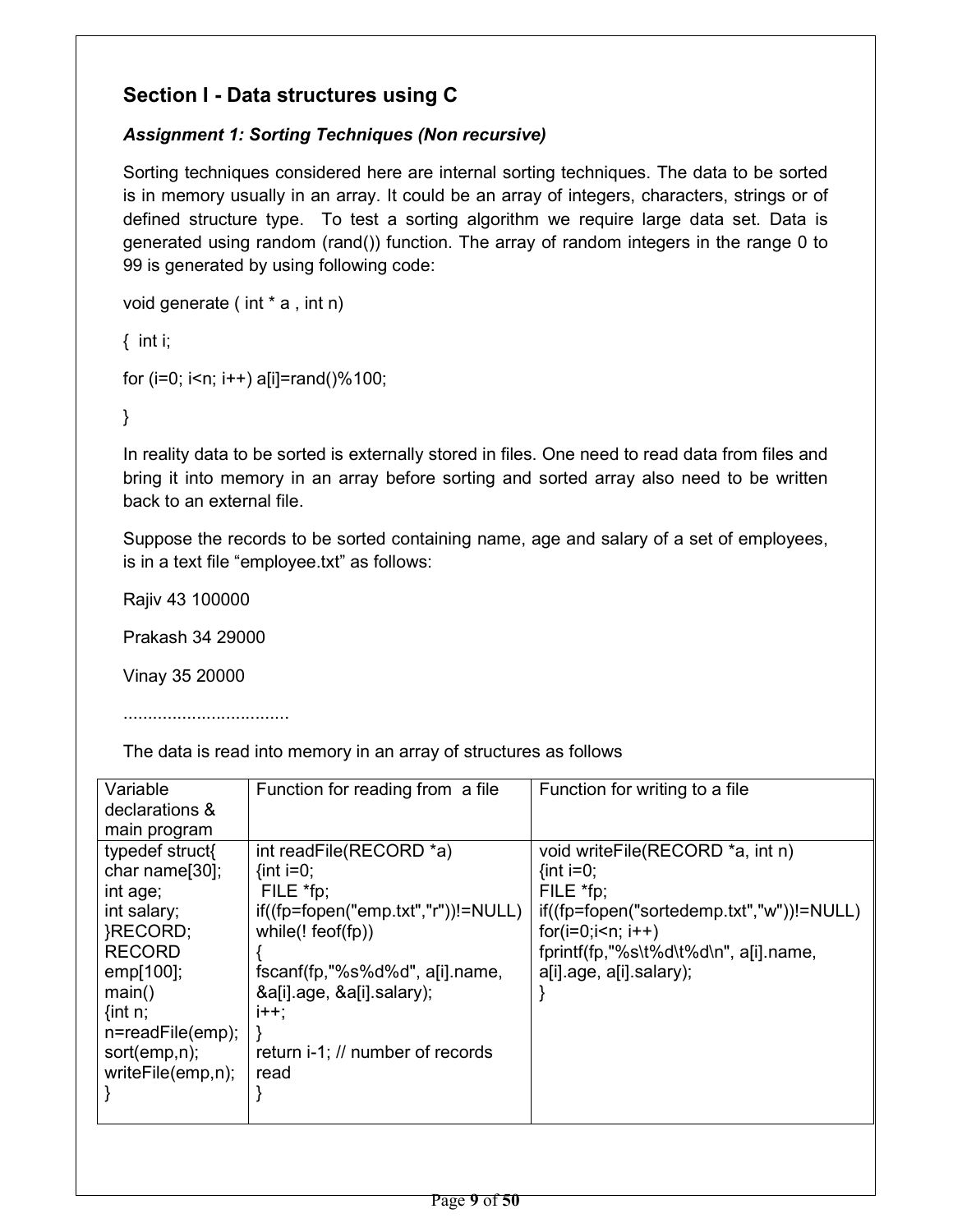## Section I - Data structures using C

### *Assignment 1: Sorting Techniques (Non recursive)*

Sorting techniques considered here are internal sorting techniques. The data to be sorted is in memory usually in an array. It could be an array of integers, characters, strings or of defined structure type. To test a sorting algorithm we require large data set. Data is generated using random (rand()) function. The array of random integers in the range 0 to 99 is generated by using following code:

```
void generate ( int * a , int n)

{  int i;

for (i=0; i<n; i++) a[i]=rand()%100;

}
```

In reality data to be sorted is externally stored in files. One need to read data from files and bring it into memory in an array before sorting and sorted array also need to be written back to an external file.

Suppose the records to be sorted containing name, age and salary of a set of employees, is in a text file "employee.txt" as follows:

Rajiv 43 100000

Prakash 34 29000

Vinay 35 20000

..................................

The data is read into memory in an array of structures as follows

| Variable declarations & main program | Function for reading from a file | Function for writing to a file |
|---|---|---|
| typedef struct{<br>char name[30];<br>int age;<br>int salary;<br>}RECORD;<br>RECORD emp[100];<br>main()<br>{int n;<br>n=readFile(emp);<br>sort(emp,n);<br>writeFile(emp,n);<br>} | int readFile(RECORD *a)<br>{int i=0;<br>FILE *fp;<br>if((fp=fopen("emp.txt","r"))!=NULL)<br>while(! feof(fp))<br>{<br>fscanf(fp,"%s%d%d", a[i].name, &a[i].age, &a[i].salary);<br>i++;<br>}<br>return i-1; // number of records read<br>} | void writeFile(RECORD *a, int n)<br>{int i=0;<br>FILE *fp;<br>if((fp=fopen("sortedemp.txt","w"))!=NULL)<br>for(i=0;i<n; i++)<br>fprintf(fp,"%s\t%d\t%d\n", a[i].name, a[i].age, a[i].salary);<br>} |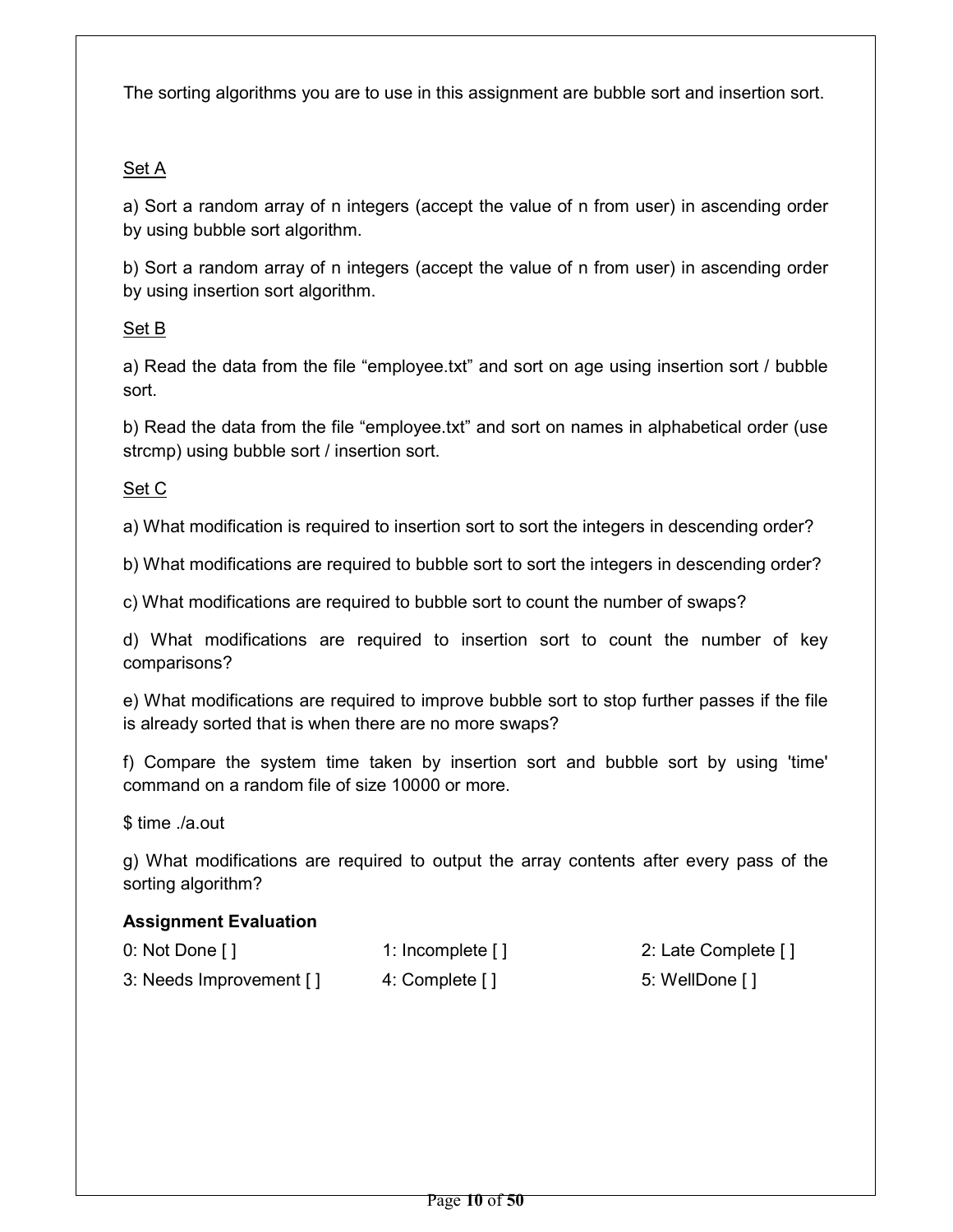The sorting algorithms you are to use in this assignment are bubble sort and insertion sort.

Set A

a) Sort a random array of n integers (accept the value of n from user) in ascending order by using bubble sort algorithm.

b) Sort a random array of n integers (accept the value of n from user) in ascending order by using insertion sort algorithm.

Set B

a) Read the data from the file “employee.txt” and sort on age using insertion sort / bubble sort.

b) Read the data from the file “employee.txt” and sort on names in alphabetical order (use strcmp) using bubble sort / insertion sort.

Set C

a) What modification is required to insertion sort to sort the integers in descending order?

b) What modifications are required to bubble sort to sort the integers in descending order?

c) What modifications are required to bubble sort to count the number of swaps?

d) What modifications are required to insertion sort to count the number of key comparisons?

e) What modifications are required to improve bubble sort to stop further passes if the file is already sorted that is when there are no more swaps?

f) Compare the system time taken by insertion sort and bubble sort by using 'time' command on a random file of size 10000 or more.

$ time ./a.out

g) What modifications are required to output the array contents after every pass of the sorting algorithm?

**Assignment Evaluation**

| | | |
|---|---|---|
| 0: Not Done [ ] | 1: Incomplete [ ] | 2: Late Complete [ ] |
| 3: Needs Improvement [ ] | 4: Complete [ ] | 5: WellDone [ ] |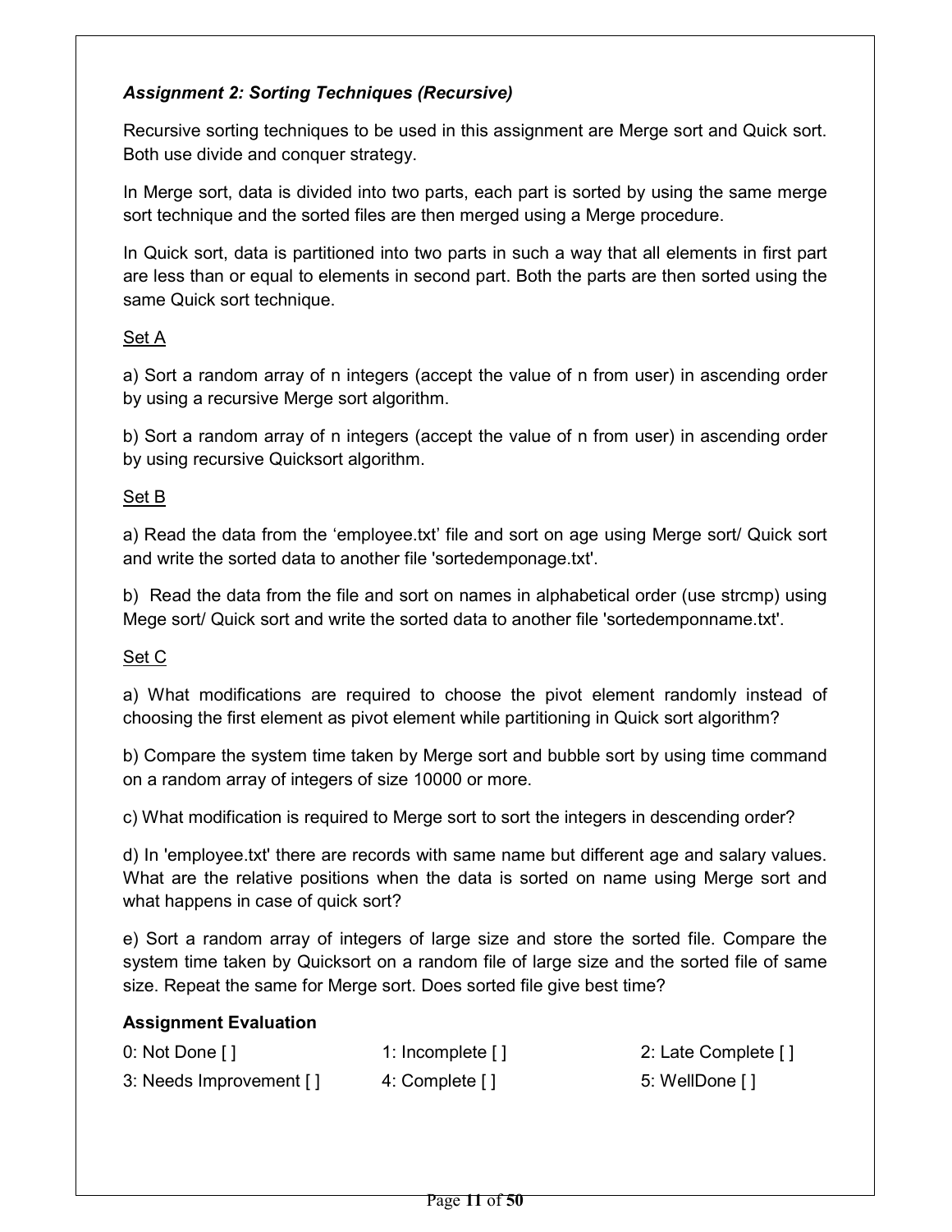### *Assignment 2: Sorting Techniques (Recursive)*

Recursive sorting techniques to be used in this assignment are Merge sort and Quick sort. Both use divide and conquer strategy.

In Merge sort, data is divided into two parts, each part is sorted by using the same merge sort technique and the sorted files are then merged using a Merge procedure.

In Quick sort, data is partitioned into two parts in such a way that all elements in first part are less than or equal to elements in second part. Both the parts are then sorted using the same Quick sort technique.

<u>Set A</u>

a) Sort a random array of n integers (accept the value of n from user) in ascending order by using a recursive Merge sort algorithm.

b) Sort a random array of n integers (accept the value of n from user) in ascending order by using recursive Quicksort algorithm.

<u>Set B</u>

a) Read the data from the 'employee.txt' file and sort on age using Merge sort/ Quick sort and write the sorted data to another file 'sortedemponage.txt'.

b) Read the data from the file and sort on names in alphabetical order (use strcmp) using Mege sort/ Quick sort and write the sorted data to another file 'sortedemponname.txt'.

<u>Set C</u>

a) What modifications are required to choose the pivot element randomly instead of choosing the first element as pivot element while partitioning in Quick sort algorithm?

b) Compare the system time taken by Merge sort and bubble sort by using time command on a random array of integers of size 10000 or more.

c) What modification is required to Merge sort to sort the integers in descending order?

d) In 'employee.txt' there are records with same name but different age and salary values. What are the relative positions when the data is sorted on name using Merge sort and what happens in case of quick sort?

e) Sort a random array of integers of large size and store the sorted file. Compare the system time taken by Quicksort on a random file of large size and the sorted file of same size. Repeat the same for Merge sort. Does sorted file give best time?

**Assignment Evaluation**

| | | |
|---|---|---|
| 0: Not Done [ ] | 1: Incomplete [ ] | 2: Late Complete [ ] |
| 3: Needs Improvement [ ] | 4: Complete [ ] | 5: WellDone [ ] |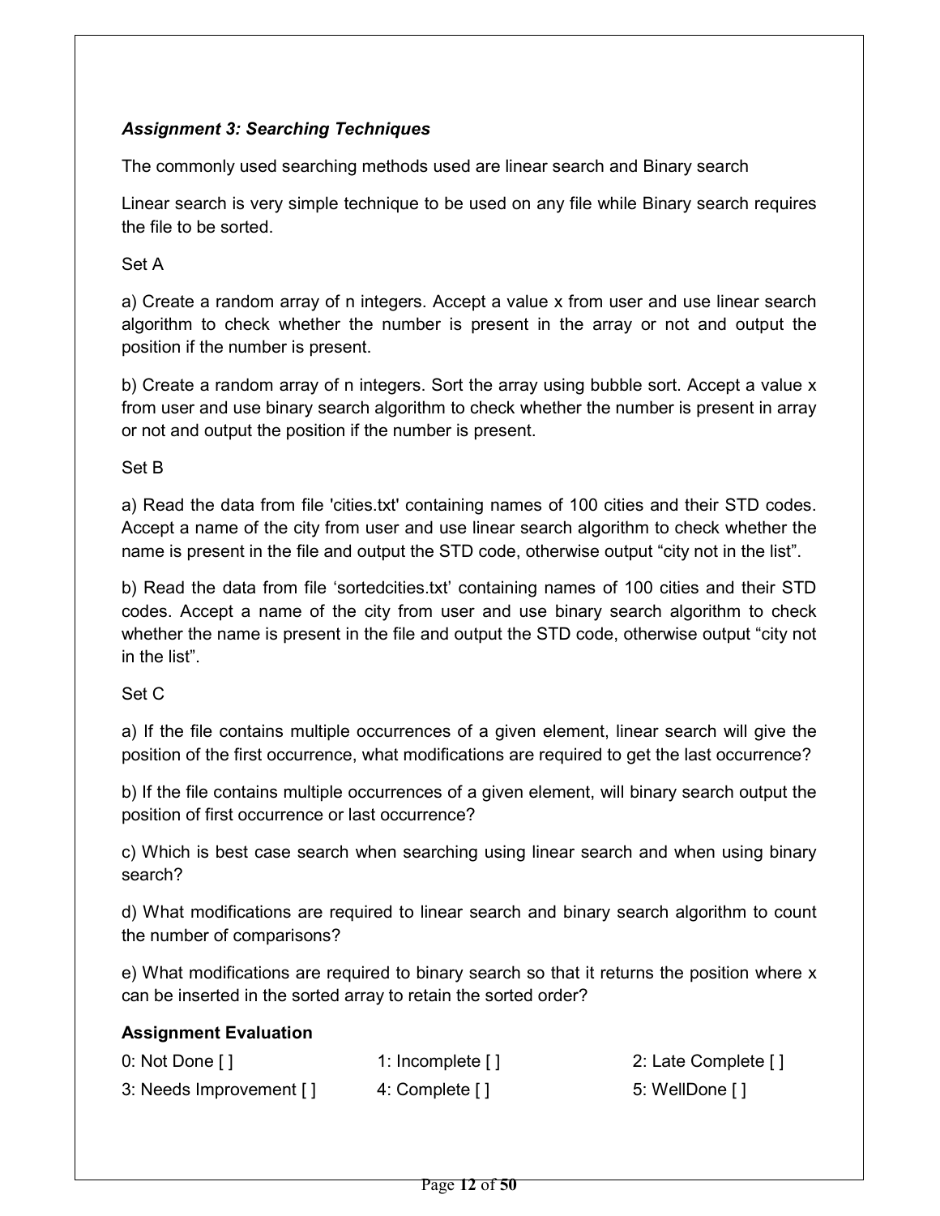### *Assignment 3: Searching Techniques*

The commonly used searching methods used are linear search and Binary search

Linear search is very simple technique to be used on any file while Binary search requires the file to be sorted.

Set A

a) Create a random array of n integers. Accept a value x from user and use linear search algorithm to check whether the number is present in the array or not and output the position if the number is present.

b) Create a random array of n integers. Sort the array using bubble sort. Accept a value x from user and use binary search algorithm to check whether the number is present in array or not and output the position if the number is present.

Set B

a) Read the data from file 'cities.txt' containing names of 100 cities and their STD codes. Accept a name of the city from user and use linear search algorithm to check whether the name is present in the file and output the STD code, otherwise output “city not in the list”.

b) Read the data from file ‘sortedcities.txt’ containing names of 100 cities and their STD codes. Accept a name of the city from user and use binary search algorithm to check whether the name is present in the file and output the STD code, otherwise output “city not in the list”.

Set C

a) If the file contains multiple occurrences of a given element, linear search will give the position of the first occurrence, what modifications are required to get the last occurrence?

b) If the file contains multiple occurrences of a given element, will binary search output the position of first occurrence or last occurrence?

c) Which is best case search when searching using linear search and when using binary search?

d) What modifications are required to linear search and binary search algorithm to count the number of comparisons?

e) What modifications are required to binary search so that it returns the position where x can be inserted in the sorted array to retain the sorted order?

**Assignment Evaluation**

| | | |
|---|---|---|
| 0: Not Done [ ] | 1: Incomplete [ ] | 2: Late Complete [ ] |
| 3: Needs Improvement [ ] | 4: Complete [ ] | 5: WellDone [ ] |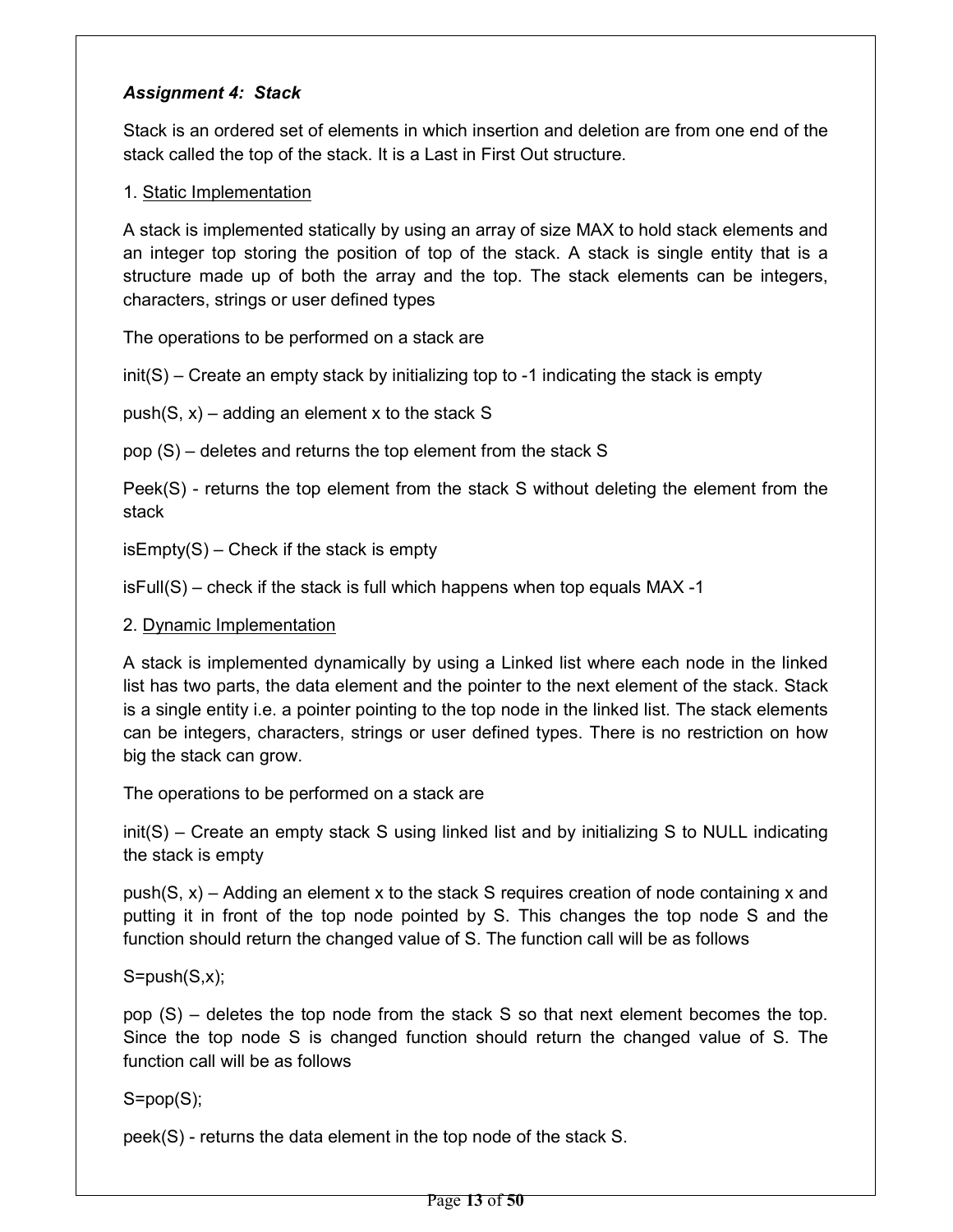***Assignment 4: Stack***

Stack is an ordered set of elements in which insertion and deletion are from one end of the stack called the top of the stack. It is a Last in First Out structure.

1. <u>Static Implementation</u>

A stack is implemented statically by using an array of size MAX to hold stack elements and an integer top storing the position of top of the stack. A stack is single entity that is a structure made up of both the array and the top. The stack elements can be integers, characters, strings or user defined types

The operations to be performed on a stack are

init(S) – Create an empty stack by initializing top to -1 indicating the stack is empty

push(S, x) – adding an element x to the stack S

pop (S) – deletes and returns the top element from the stack S

Peek(S) - returns the top element from the stack S without deleting the element from the stack

isEmpty(S) – Check if the stack is empty

isFull(S) – check if the stack is full which happens when top equals MAX -1

2. <u>Dynamic Implementation</u>

A stack is implemented dynamically by using a Linked list where each node in the linked list has two parts, the data element and the pointer to the next element of the stack. Stack is a single entity i.e. a pointer pointing to the top node in the linked list. The stack elements can be integers, characters, strings or user defined types. There is no restriction on how big the stack can grow.

The operations to be performed on a stack are

init(S) – Create an empty stack S using linked list and by initializing S to NULL indicating the stack is empty

push(S, x) – Adding an element x to the stack S requires creation of node containing x and putting it in front of the top node pointed by S. This changes the top node S and the function should return the changed value of S. The function call will be as follows

S=push(S,x);

pop (S) – deletes the top node from the stack S so that next element becomes the top. Since the top node S is changed function should return the changed value of S. The function call will be as follows

S=pop(S);

peek(S) - returns the data element in the top node of the stack S.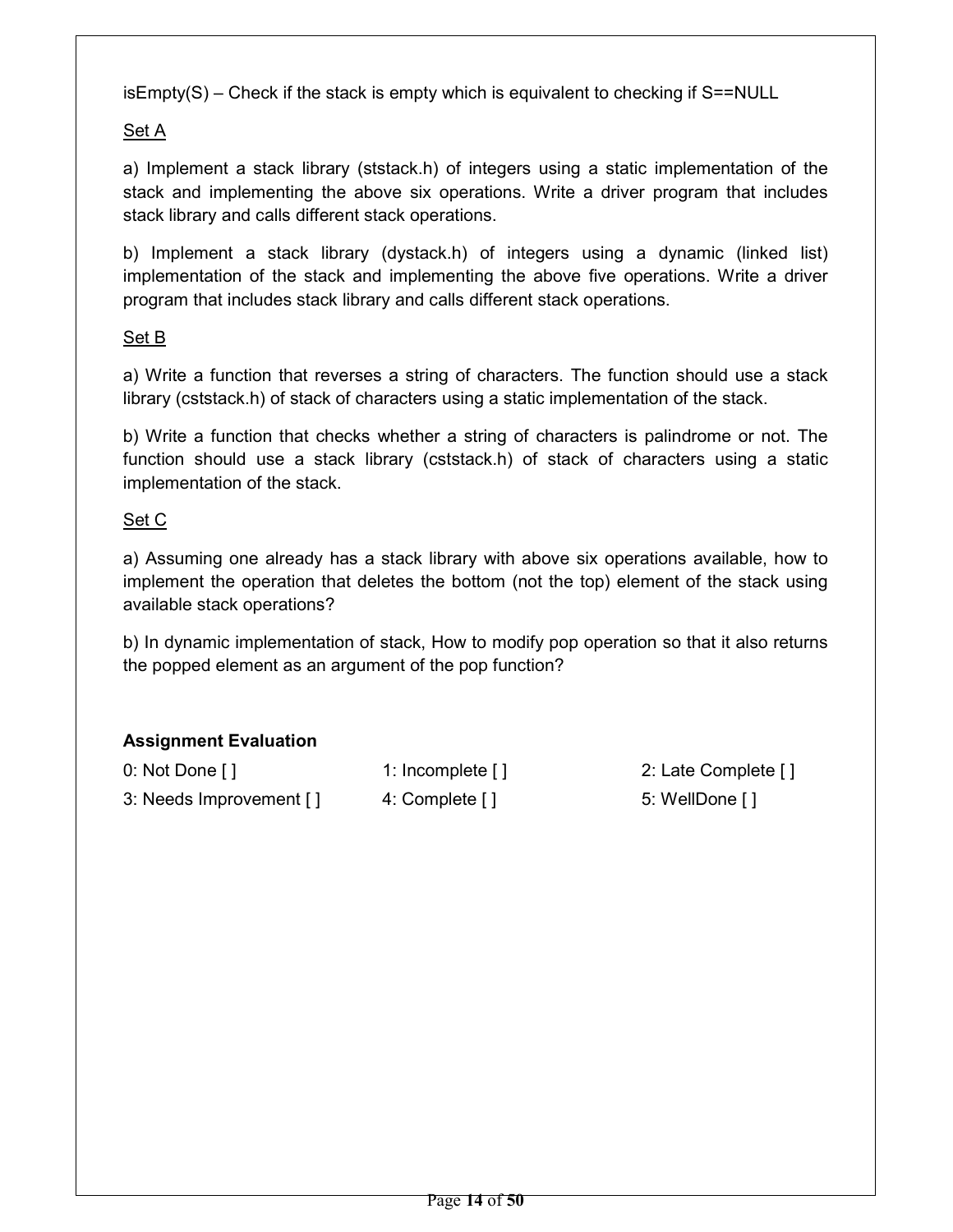isEmpty(S) – Check if the stack is empty which is equivalent to checking if S==NULL

Set A

a) Implement a stack library (ststack.h) of integers using a static implementation of the stack and implementing the above six operations. Write a driver program that includes stack library and calls different stack operations.

b) Implement a stack library (dystack.h) of integers using a dynamic (linked list) implementation of the stack and implementing the above five operations. Write a driver program that includes stack library and calls different stack operations.

Set B

a) Write a function that reverses a string of characters. The function should use a stack library (cststack.h) of stack of characters using a static implementation of the stack.

b) Write a function that checks whether a string of characters is palindrome or not. The function should use a stack library (cststack.h) of stack of characters using a static implementation of the stack.

Set C

a) Assuming one already has a stack library with above six operations available, how to implement the operation that deletes the bottom (not the top) element of the stack using available stack operations?

b) In dynamic implementation of stack, How to modify pop operation so that it also returns the popped element as an argument of the pop function?

**Assignment Evaluation**

0: Not Done [ ] 1: Incomplete [ ] 2: Late Complete [ ]

3: Needs Improvement [ ] 4: Complete [ ] 5: WellDone [ ]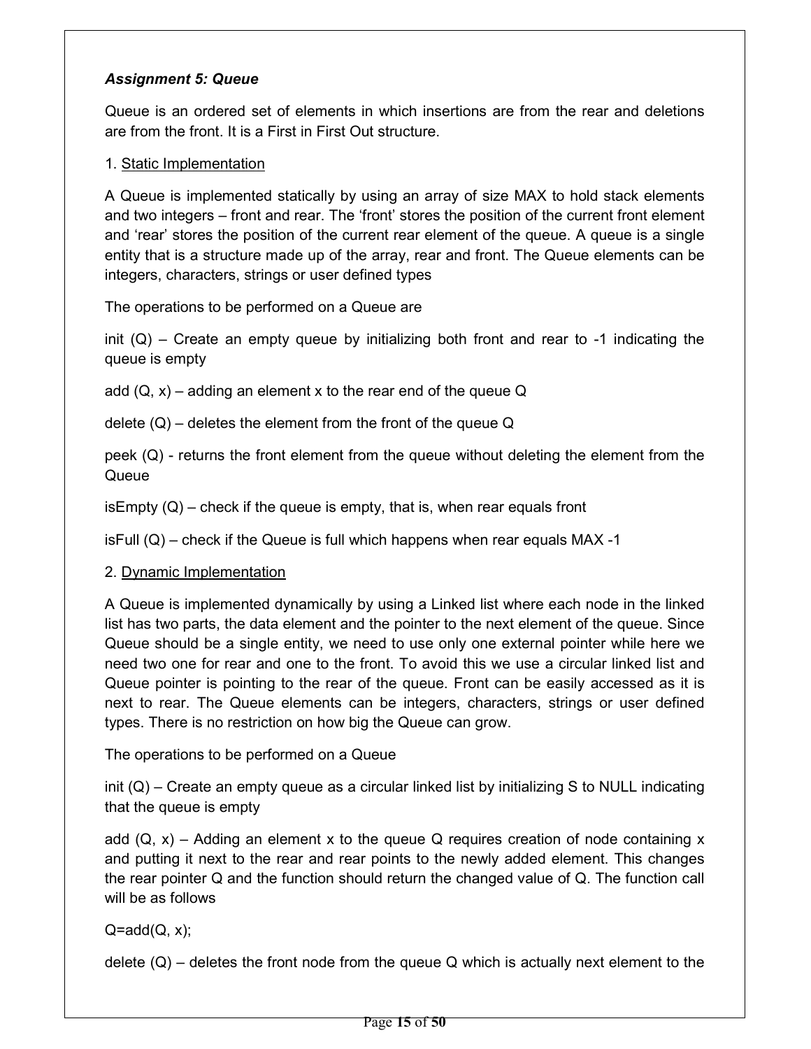***Assignment 5: Queue***

Queue is an ordered set of elements in which insertions are from the rear and deletions are from the front. It is a First in First Out structure.

1. Static Implementation

A Queue is implemented statically by using an array of size MAX to hold stack elements and two integers – front and rear. The 'front' stores the position of the current front element and 'rear' stores the position of the current rear element of the queue. A queue is a single entity that is a structure made up of the array, rear and front. The Queue elements can be integers, characters, strings or user defined types

The operations to be performed on a Queue are

init (Q) – Create an empty queue by initializing both front and rear to -1 indicating the queue is empty

add (Q, x) – adding an element x to the rear end of the queue Q

delete (Q) – deletes the element from the front of the queue Q

peek (Q) - returns the front element from the queue without deleting the element from the Queue

isEmpty (Q) – check if the queue is empty, that is, when rear equals front

isFull (Q) – check if the Queue is full which happens when rear equals MAX -1

2. Dynamic Implementation

A Queue is implemented dynamically by using a Linked list where each node in the linked list has two parts, the data element and the pointer to the next element of the queue. Since Queue should be a single entity, we need to use only one external pointer while here we need two one for rear and one to the front. To avoid this we use a circular linked list and Queue pointer is pointing to the rear of the queue. Front can be easily accessed as it is next to rear. The Queue elements can be integers, characters, strings or user defined types. There is no restriction on how big the Queue can grow.

The operations to be performed on a Queue

init (Q) – Create an empty queue as a circular linked list by initializing S to NULL indicating that the queue is empty

add (Q, x) – Adding an element x to the queue Q requires creation of node containing x and putting it next to the rear and rear points to the newly added element. This changes the rear pointer Q and the function should return the changed value of Q. The function call will be as follows

Q=add(Q, x);

delete (Q) – deletes the front node from the queue Q which is actually next element to the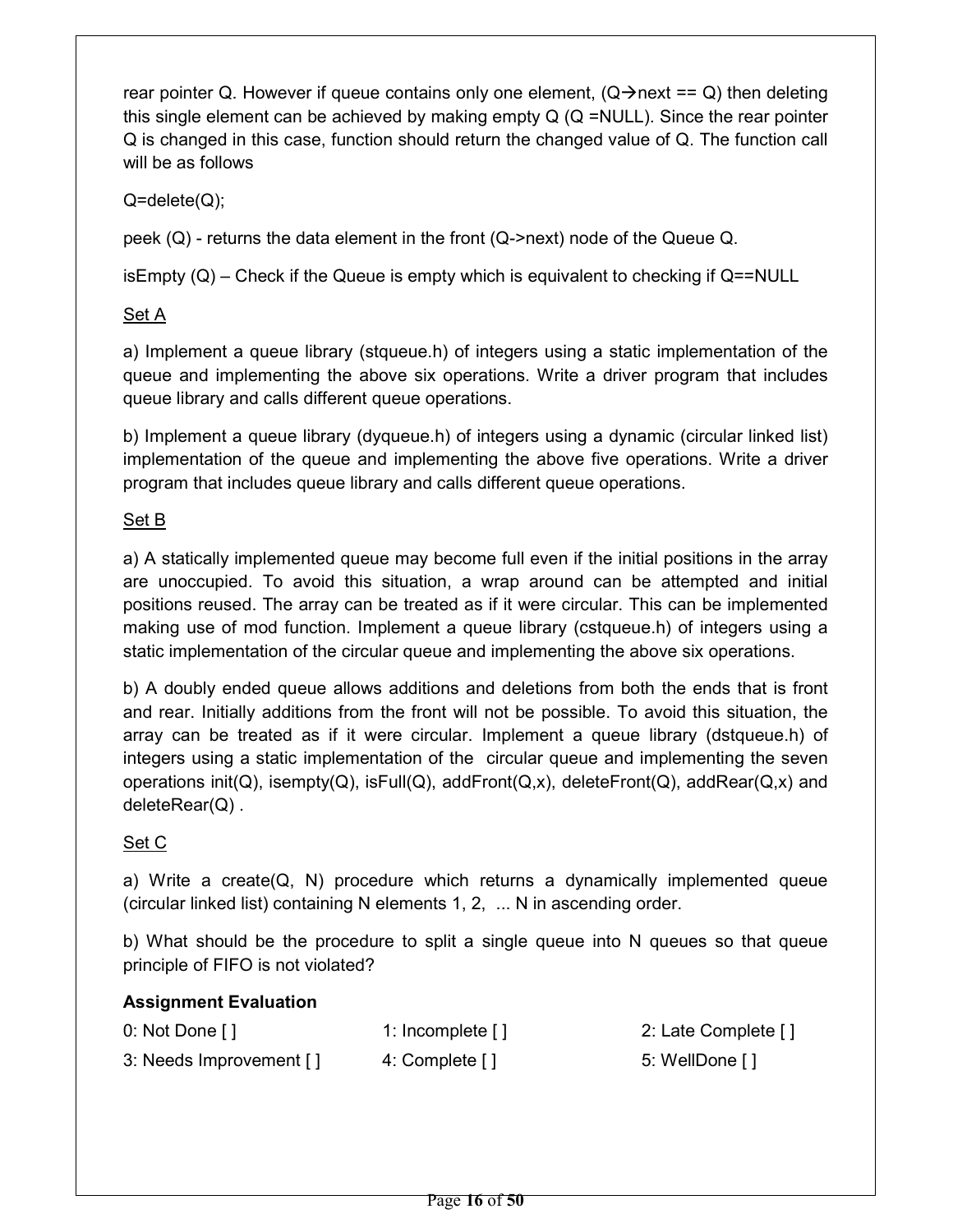rear pointer Q. However if queue contains only one element, (Q→next == Q) then deleting this single element can be achieved by making empty Q (Q =NULL). Since the rear pointer Q is changed in this case, function should return the changed value of Q. The function call will be as follows

Q=delete(Q);

peek (Q) - returns the data element in the front (Q->next) node of the Queue Q.

isEmpty (Q) – Check if the Queue is empty which is equivalent to checking if Q==NULL

Set A

a) Implement a queue library (stqueue.h) of integers using a static implementation of the queue and implementing the above six operations. Write a driver program that includes queue library and calls different queue operations.

b) Implement a queue library (dyqueue.h) of integers using a dynamic (circular linked list) implementation of the queue and implementing the above five operations. Write a driver program that includes queue library and calls different queue operations.

Set B

a) A statically implemented queue may become full even if the initial positions in the array are unoccupied. To avoid this situation, a wrap around can be attempted and initial positions reused. The array can be treated as if it were circular. This can be implemented making use of mod function. Implement a queue library (cstqueue.h) of integers using a static implementation of the circular queue and implementing the above six operations.

b) A doubly ended queue allows additions and deletions from both the ends that is front and rear. Initially additions from the front will not be possible. To avoid this situation, the array can be treated as if it were circular. Implement a queue library (dstqueue.h) of integers using a static implementation of the circular queue and implementing the seven operations init(Q), isempty(Q), isFull(Q), addFront(Q,x), deleteFront(Q), addRear(Q,x) and deleteRear(Q) .

Set C

a) Write a create(Q, N) procedure which returns a dynamically implemented queue (circular linked list) containing N elements 1, 2, ... N in ascending order.

b) What should be the procedure to split a single queue into N queues so that queue principle of FIFO is not violated?

**Assignment Evaluation**

0: Not Done [ ]    1: Incomplete [ ]    2: Late Complete [ ]

3: Needs Improvement [ ]    4: Complete [ ]    5: WellDone [ ]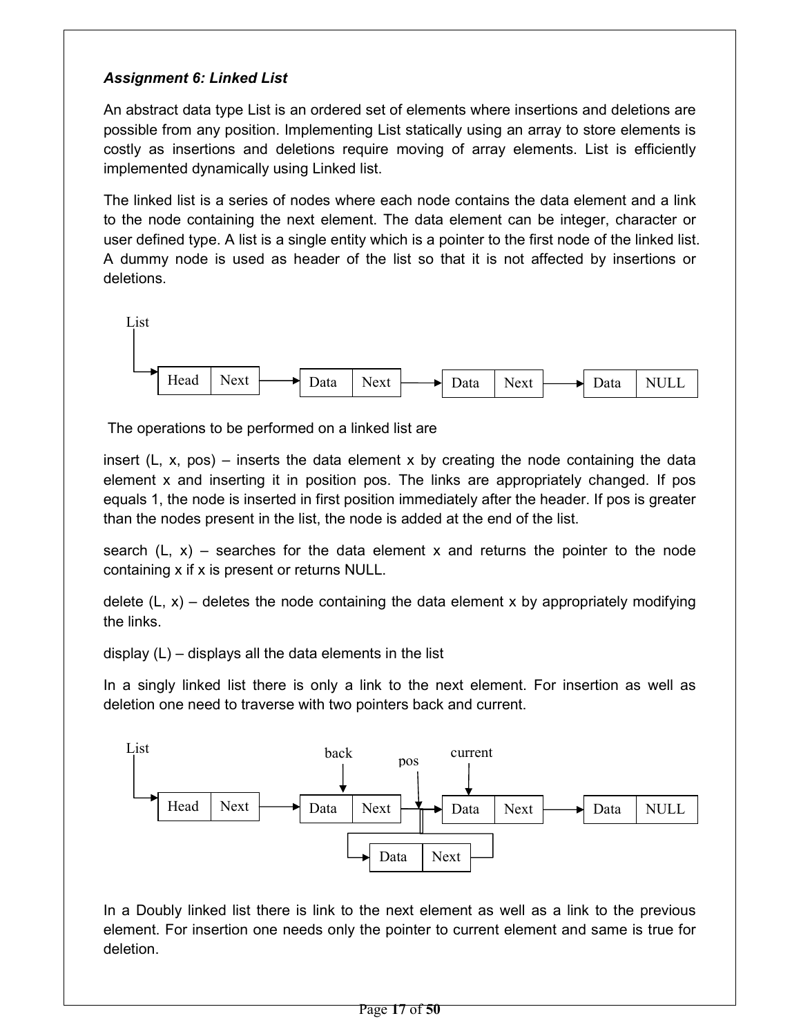***Assignment 6: Linked List***

An abstract data type List is an ordered set of elements where insertions and deletions are possible from any position. Implementing List statically using an array to store elements is costly as insertions and deletions require moving of array elements. List is efficiently implemented dynamically using Linked list.

The linked list is a series of nodes where each node contains the data element and a link to the node containing the next element. The data element can be integer, character or user defined type. A list is a single entity which is a pointer to the first node of the linked list. A dummy node is used as header of the list so that it is not affected by insertions or deletions.

List

Head Next → Data Next → Data Next → Data NULL

The operations to be performed on a linked list are

insert (L, x, pos) – inserts the data element x by creating the node containing the data element x and inserting it in position pos. The links are appropriately changed. If pos equals 1, the node is inserted in first position immediately after the header. If pos is greater than the nodes present in the list, the node is added at the end of the list.

search (L, x) – searches for the data element x and returns the pointer to the node containing x if x is present or returns NULL.

delete (L, x) – deletes the node containing the data element x by appropriately modifying the links.

display (L) – displays all the data elements in the list

In a singly linked list there is only a link to the next element. For insertion as well as deletion one need to traverse with two pointers back and current.

List

back

pos

current

Head Next → Data Next → Data Next → Data NULL

Data Next

In a Doubly linked list there is link to the next element as well as a link to the previous element. For insertion one needs only the pointer to current element and same is true for deletion.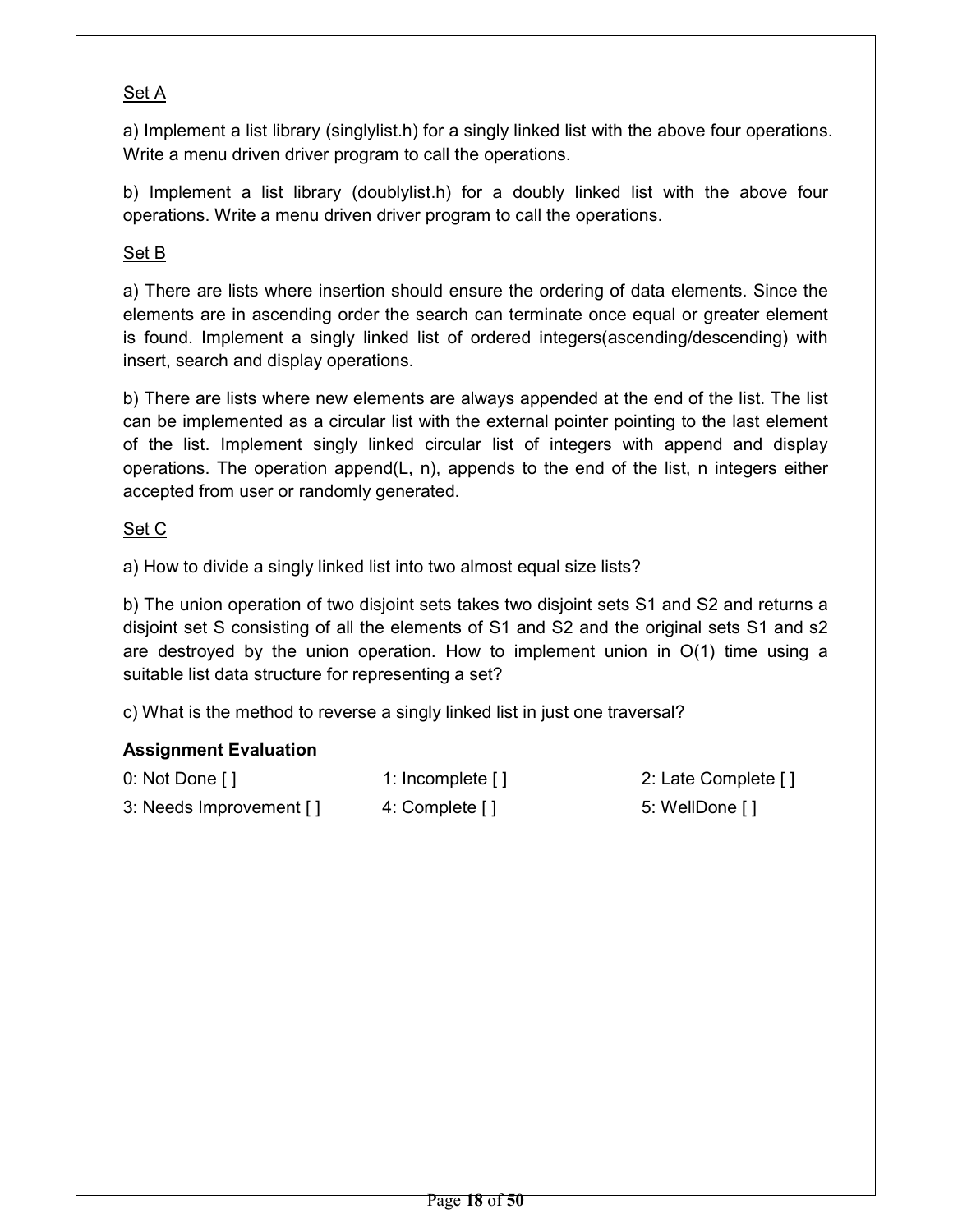Set A

a) Implement a list library (singlylist.h) for a singly linked list with the above four operations. Write a menu driven driver program to call the operations.

b) Implement a list library (doublylist.h) for a doubly linked list with the above four operations. Write a menu driven driver program to call the operations.

Set B

a) There are lists where insertion should ensure the ordering of data elements. Since the elements are in ascending order the search can terminate once equal or greater element is found. Implement a singly linked list of ordered integers(ascending/descending) with insert, search and display operations.

b) There are lists where new elements are always appended at the end of the list. The list can be implemented as a circular list with the external pointer pointing to the last element of the list. Implement singly linked circular list of integers with append and display operations. The operation append(L, n), appends to the end of the list, n integers either accepted from user or randomly generated.

Set C

a) How to divide a singly linked list into two almost equal size lists?

b) The union operation of two disjoint sets takes two disjoint sets S1 and S2 and returns a disjoint set S consisting of all the elements of S1 and S2 and the original sets S1 and s2 are destroyed by the union operation. How to implement union in O(1) time using a suitable list data structure for representing a set?

c) What is the method to reverse a singly linked list in just one traversal?

**Assignment Evaluation**

| | | |
|---|---|---|
| 0: Not Done [ ] | 1: Incomplete [ ] | 2: Late Complete [ ] |
| 3: Needs Improvement [ ] | 4: Complete [ ] | 5: WellDone [ ] |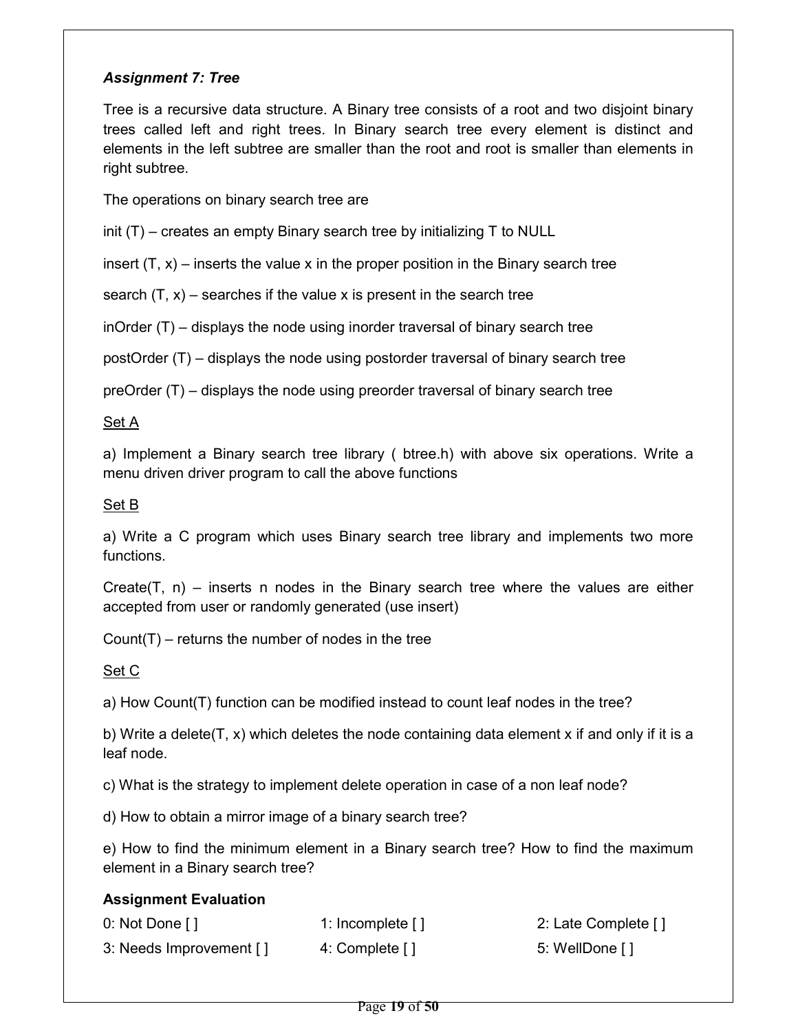***Assignment 7: Tree***

Tree is a recursive data structure. A Binary tree consists of a root and two disjoint binary trees called left and right trees. In Binary search tree every element is distinct and elements in the left subtree are smaller than the root and root is smaller than elements in right subtree.

The operations on binary search tree are

init (T) – creates an empty Binary search tree by initializing T to NULL

insert (T, x) – inserts the value x in the proper position in the Binary search tree

search (T, x) – searches if the value x is present in the search tree

inOrder (T) – displays the node using inorder traversal of binary search tree

postOrder (T) – displays the node using postorder traversal of binary search tree

preOrder (T) – displays the node using preorder traversal of binary search tree

<u>Set A</u>

a) Implement a Binary search tree library ( btree.h) with above six operations. Write a menu driven driver program to call the above functions

<u>Set B</u>

a) Write a C program which uses Binary search tree library and implements two more functions.

Create(T, n) – inserts n nodes in the Binary search tree where the values are either accepted from user or randomly generated (use insert)

Count(T) – returns the number of nodes in the tree

<u>Set C</u>

a) How Count(T) function can be modified instead to count leaf nodes in the tree?

b) Write a delete(T, x) which deletes the node containing data element x if and only if it is a leaf node.

c) What is the strategy to implement delete operation in case of a non leaf node?

d) How to obtain a mirror image of a binary search tree?

e) How to find the minimum element in a Binary search tree? How to find the maximum element in a Binary search tree?

**Assignment Evaluation**

| | | |
|---|---|---|
| 0: Not Done [ ] | 1: Incomplete [ ] | 2: Late Complete [ ] |
| 3: Needs Improvement [ ] | 4: Complete [ ] | 5: WellDone [ ] |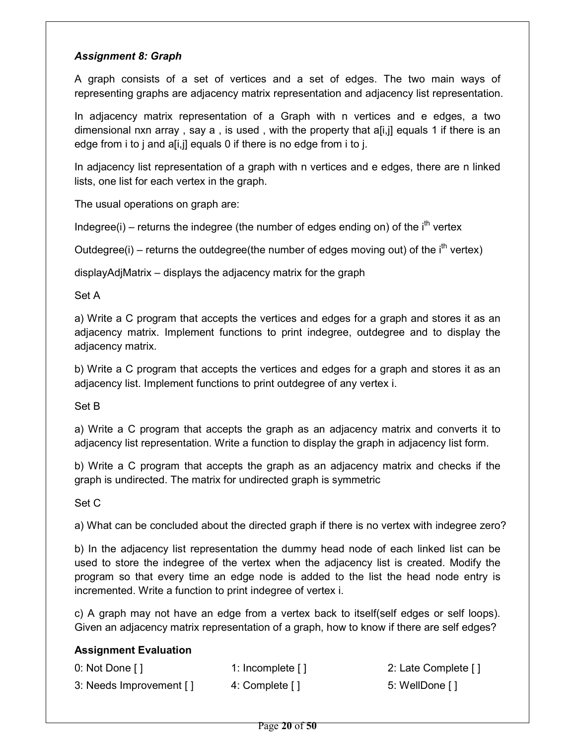### *Assignment 8: Graph*

A graph consists of a set of vertices and a set of edges. The two main ways of representing graphs are adjacency matrix representation and adjacency list representation.

In adjacency matrix representation of a Graph with n vertices and e edges, a two dimensional nxn array , say a , is used , with the property that a[i,j] equals 1 if there is an edge from i to j and a[i,j] equals 0 if there is no edge from i to j.

In adjacency list representation of a graph with n vertices and e edges, there are n linked lists, one list for each vertex in the graph.

The usual operations on graph are:

Indegree(i) – returns the indegree (the number of edges ending on) of the $i^{th}$ vertex

Outdegree(i) – returns the outdegree(the number of edges moving out) of the $i^{th}$ vertex)

displayAdjMatrix – displays the adjacency matrix for the graph

Set A

a) Write a C program that accepts the vertices and edges for a graph and stores it as an adjacency matrix. Implement functions to print indegree, outdegree and to display the adjacency matrix.

b) Write a C program that accepts the vertices and edges for a graph and stores it as an adjacency list. Implement functions to print outdegree of any vertex i.

Set B

a) Write a C program that accepts the graph as an adjacency matrix and converts it to adjacency list representation. Write a function to display the graph in adjacency list form.

b) Write a C program that accepts the graph as an adjacency matrix and checks if the graph is undirected. The matrix for undirected graph is symmetric

Set C

a) What can be concluded about the directed graph if there is no vertex with indegree zero?

b) In the adjacency list representation the dummy head node of each linked list can be used to store the indegree of the vertex when the adjacency list is created. Modify the program so that every time an edge node is added to the list the head node entry is incremented. Write a function to print indegree of vertex i.

c) A graph may not have an edge from a vertex back to itself(self edges or self loops). Given an adjacency matrix representation of a graph, how to know if there are self edges?

**Assignment Evaluation**

| | | |
|---|---|---|
| 0: Not Done [ ] | 1: Incomplete [ ] | 2: Late Complete [ ] |
| 3: Needs Improvement [ ] | 4: Complete [ ] | 5: WellDone [ ] |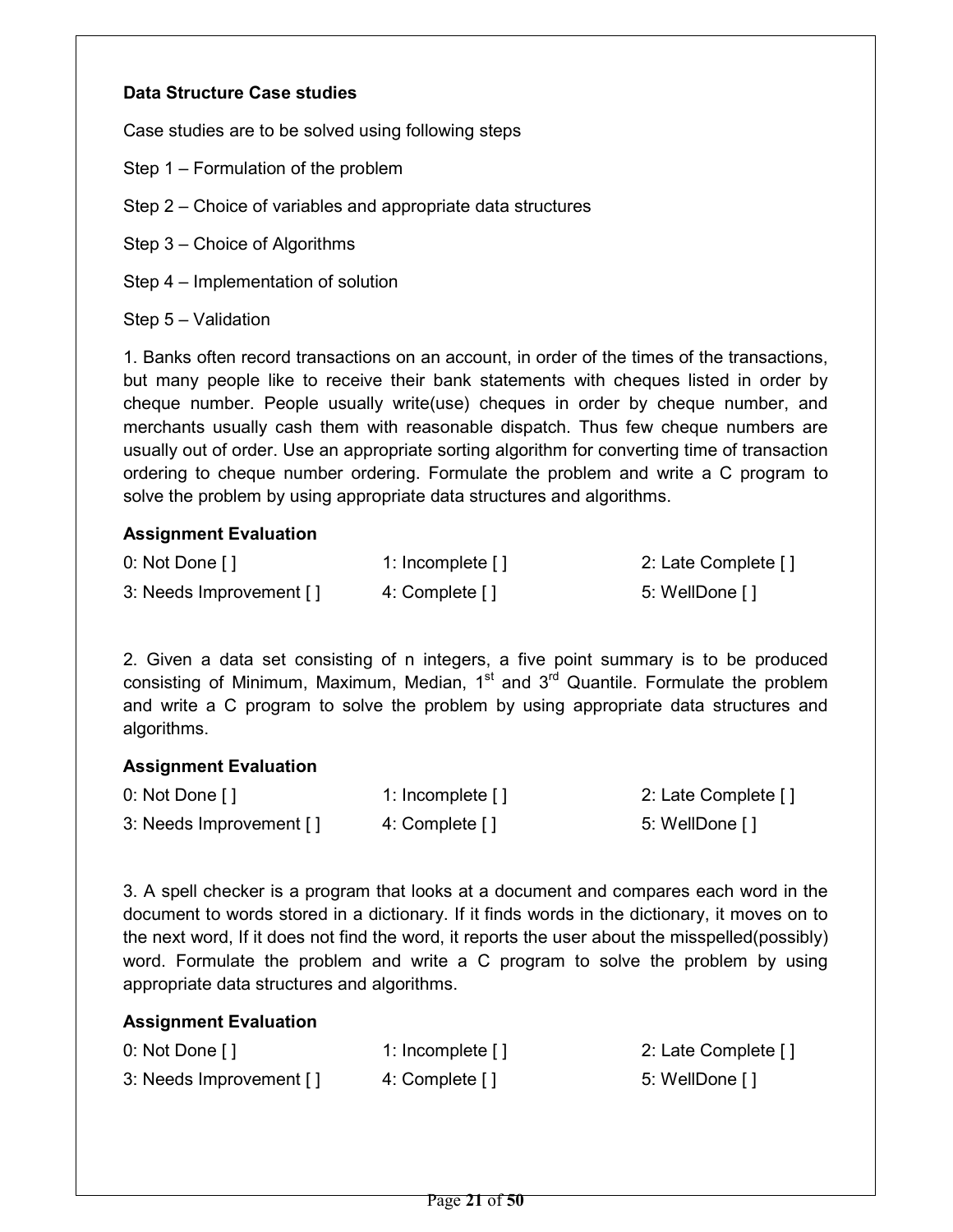**Data Structure Case studies**

Case studies are to be solved using following steps

Step 1 – Formulation of the problem

Step 2 – Choice of variables and appropriate data structures

Step 3 – Choice of Algorithms

Step 4 – Implementation of solution

Step 5 – Validation

1. Banks often record transactions on an account, in order of the times of the transactions, but many people like to receive their bank statements with cheques listed in order by cheque number. People usually write(use) cheques in order by cheque number, and merchants usually cash them with reasonable dispatch. Thus few cheque numbers are usually out of order. Use an appropriate sorting algorithm for converting time of transaction ordering to cheque number ordering. Formulate the problem and write a C program to solve the problem by using appropriate data structures and algorithms.

**Assignment Evaluation**

| | | |
|---|---|---|
| 0: Not Done [ ] | 1: Incomplete [ ] | 2: Late Complete [ ] |
| 3: Needs Improvement [ ] | 4: Complete [ ] | 5: WellDone [ ] |

2. Given a data set consisting of n integers, a five point summary is to be produced consisting of Minimum, Maximum, Median, 1st and 3rd Quantile. Formulate the problem and write a C program to solve the problem by using appropriate data structures and algorithms.

**Assignment Evaluation**

| | | |
|---|---|---|
| 0: Not Done [ ] | 1: Incomplete [ ] | 2: Late Complete [ ] |
| 3: Needs Improvement [ ] | 4: Complete [ ] | 5: WellDone [ ] |

3. A spell checker is a program that looks at a document and compares each word in the document to words stored in a dictionary. If it finds words in the dictionary, it moves on to the next word, If it does not find the word, it reports the user about the misspelled(possibly) word. Formulate the problem and write a C program to solve the problem by using appropriate data structures and algorithms.

**Assignment Evaluation**

| | | |
|---|---|---|
| 0: Not Done [ ] | 1: Incomplete [ ] | 2: Late Complete [ ] |
| 3: Needs Improvement [ ] | 4: Complete [ ] | 5: WellDone [ ] |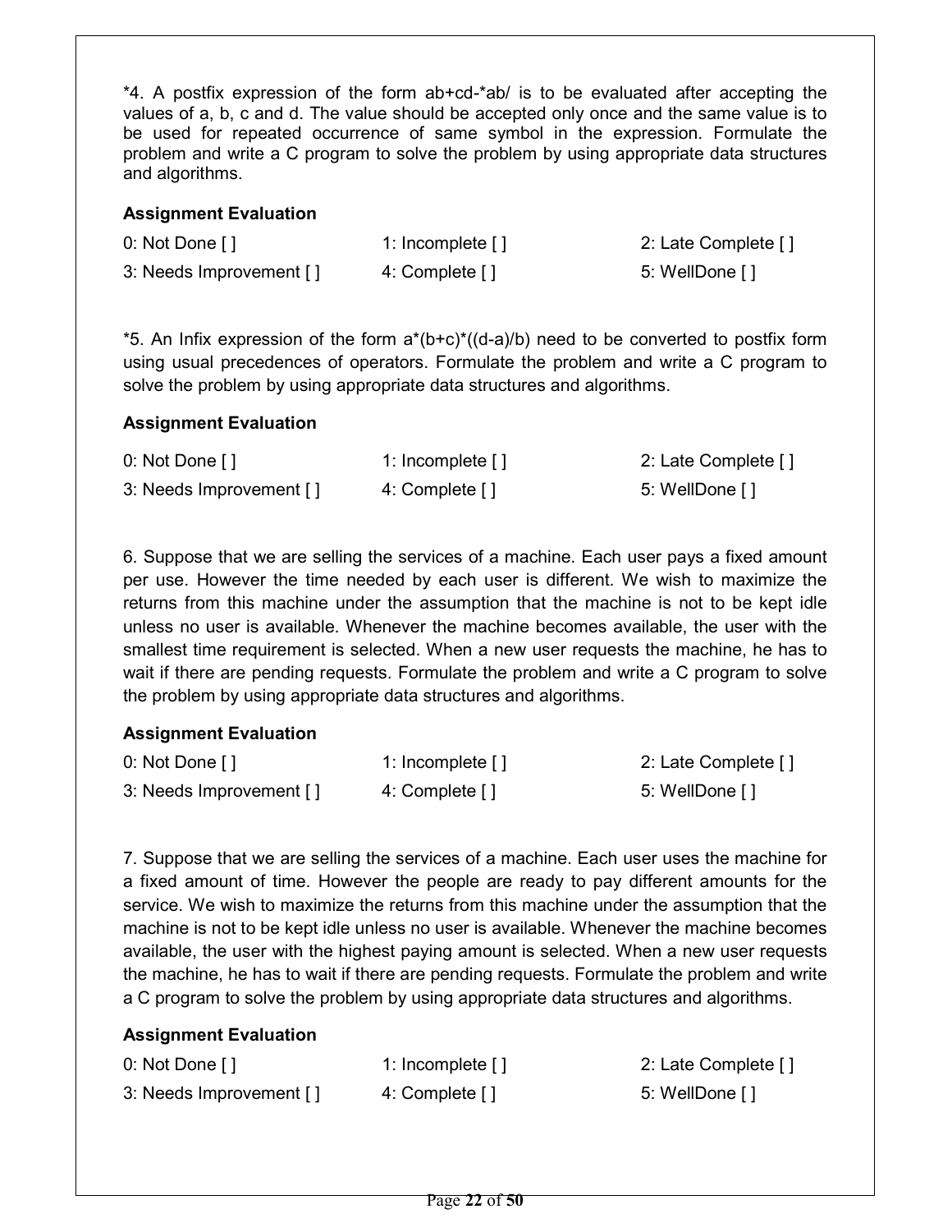*4. A postfix expression of the form ab+cd-*ab/ is to be evaluated after accepting the values of a, b, c and d. The value should be accepted only once and the same value is to be used for repeated occurrence of same symbol in the expression. Formulate the problem and write a C program to solve the problem by using appropriate data structures and algorithms.

**Assignment Evaluation**

| | | |
|---|---|---|
| 0: Not Done [ ] | 1: Incomplete [ ] | 2: Late Complete [ ] |
| 3: Needs Improvement [ ] | 4: Complete [ ] | 5: WellDone [ ] |

*5. An Infix expression of the form a*(b+c)*((d-a)/b) need to be converted to postfix form using usual precedences of operators. Formulate the problem and write a C program to solve the problem by using appropriate data structures and algorithms.

**Assignment Evaluation**

| | | |
|---|---|---|
| 0: Not Done [ ] | 1: Incomplete [ ] | 2: Late Complete [ ] |
| 3: Needs Improvement [ ] | 4: Complete [ ] | 5: WellDone [ ] |

6. Suppose that we are selling the services of a machine. Each user pays a fixed amount per use. However the time needed by each user is different. We wish to maximize the returns from this machine under the assumption that the machine is not to be kept idle unless no user is available. Whenever the machine becomes available, the user with the smallest time requirement is selected. When a new user requests the machine, he has to wait if there are pending requests. Formulate the problem and write a C program to solve the problem by using appropriate data structures and algorithms.

**Assignment Evaluation**

| | | |
|---|---|---|
| 0: Not Done [ ] | 1: Incomplete [ ] | 2: Late Complete [ ] |
| 3: Needs Improvement [ ] | 4: Complete [ ] | 5: WellDone [ ] |

7. Suppose that we are selling the services of a machine. Each user uses the machine for a fixed amount of time. However the people are ready to pay different amounts for the service. We wish to maximize the returns from this machine under the assumption that the machine is not to be kept idle unless no user is available. Whenever the machine becomes available, the user with the highest paying amount is selected. When a new user requests the machine, he has to wait if there are pending requests. Formulate the problem and write a C program to solve the problem by using appropriate data structures and algorithms.

**Assignment Evaluation**

| | | |
|---|---|---|
| 0: Not Done [ ] | 1: Incomplete [ ] | 2: Late Complete [ ] |
| 3: Needs Improvement [ ] | 4: Complete [ ] | 5: WellDone [ ] |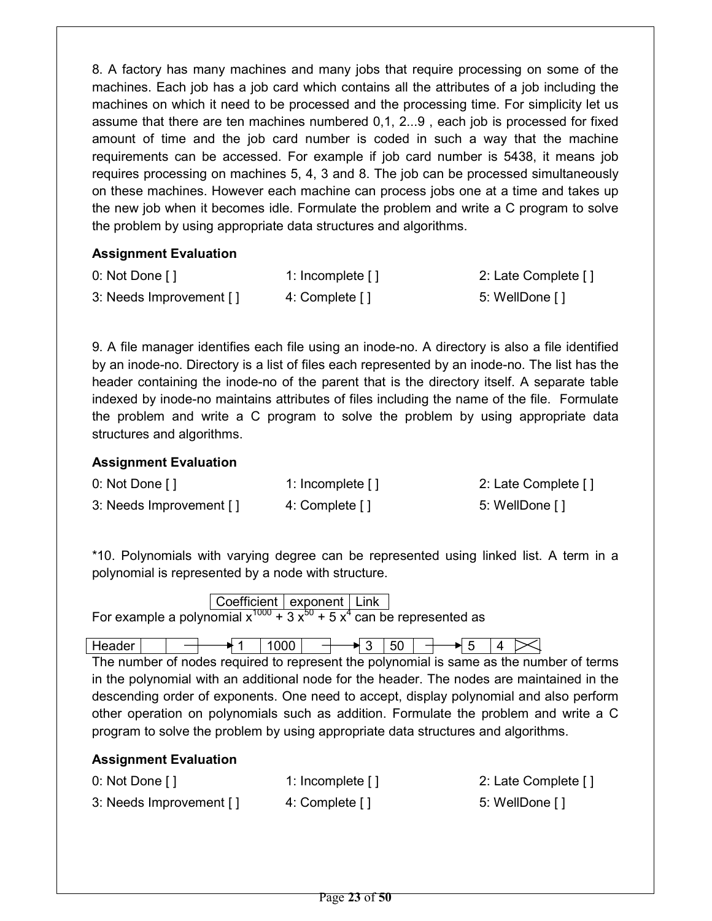8. A factory has many machines and many jobs that require processing on some of the machines. Each job has a job card which contains all the attributes of a job including the machines on which it need to be processed and the processing time. For simplicity let us assume that there are ten machines numbered 0,1, 2...9 , each job is processed for fixed amount of time and the job card number is coded in such a way that the machine requirements can be accessed. For example if job card number is 5438, it means job requires processing on machines 5, 4, 3 and 8. The job can be processed simultaneously on these machines. However each machine can process jobs one at a time and takes up the new job when it becomes idle. Formulate the problem and write a C program to solve the problem by using appropriate data structures and algorithms.

**Assignment Evaluation**

| | | |
|---|---|---|
| 0: Not Done [ ] | 1: Incomplete [ ] | 2: Late Complete [ ] |
| 3: Needs Improvement [ ] | 4: Complete [ ] | 5: WellDone [ ] |

9. A file manager identifies each file using an inode-no. A directory is also a file identified by an inode-no. Directory is a list of files each represented by an inode-no. The list has the header containing the inode-no of the parent that is the directory itself. A separate table indexed by inode-no maintains attributes of files including the name of the file. Formulate the problem and write a C program to solve the problem by using appropriate data structures and algorithms.

**Assignment Evaluation**

| | | |
|---|---|---|
| 0: Not Done [ ] | 1: Incomplete [ ] | 2: Late Complete [ ] |
| 3: Needs Improvement [ ] | 4: Complete [ ] | 5: WellDone [ ] |

*10. Polynomials with varying degree can be represented using linked list. A term in a polynomial is represented by a node with structure.

| Coefficient | exponent | Link |
|---|---|---|

For example a polynomial $x^{1000} + 3x^{50} + 5x^{4}$ can be represented as

```
Header | | | --> 1 | 1000 | | --> 3 | 50 | | --> 5 | 4 | X
```

The number of nodes required to represent the polynomial is same as the number of terms in the polynomial with an additional node for the header. The nodes are maintained in the descending order of exponents. One need to accept, display polynomial and also perform other operation on polynomials such as addition. Formulate the problem and write a C program to solve the problem by using appropriate data structures and algorithms.

**Assignment Evaluation**

| | | |
|---|---|---|
| 0: Not Done [ ] | 1: Incomplete [ ] | 2: Late Complete [ ] |
| 3: Needs Improvement [ ] | 4: Complete [ ] | 5: WellDone [ ] |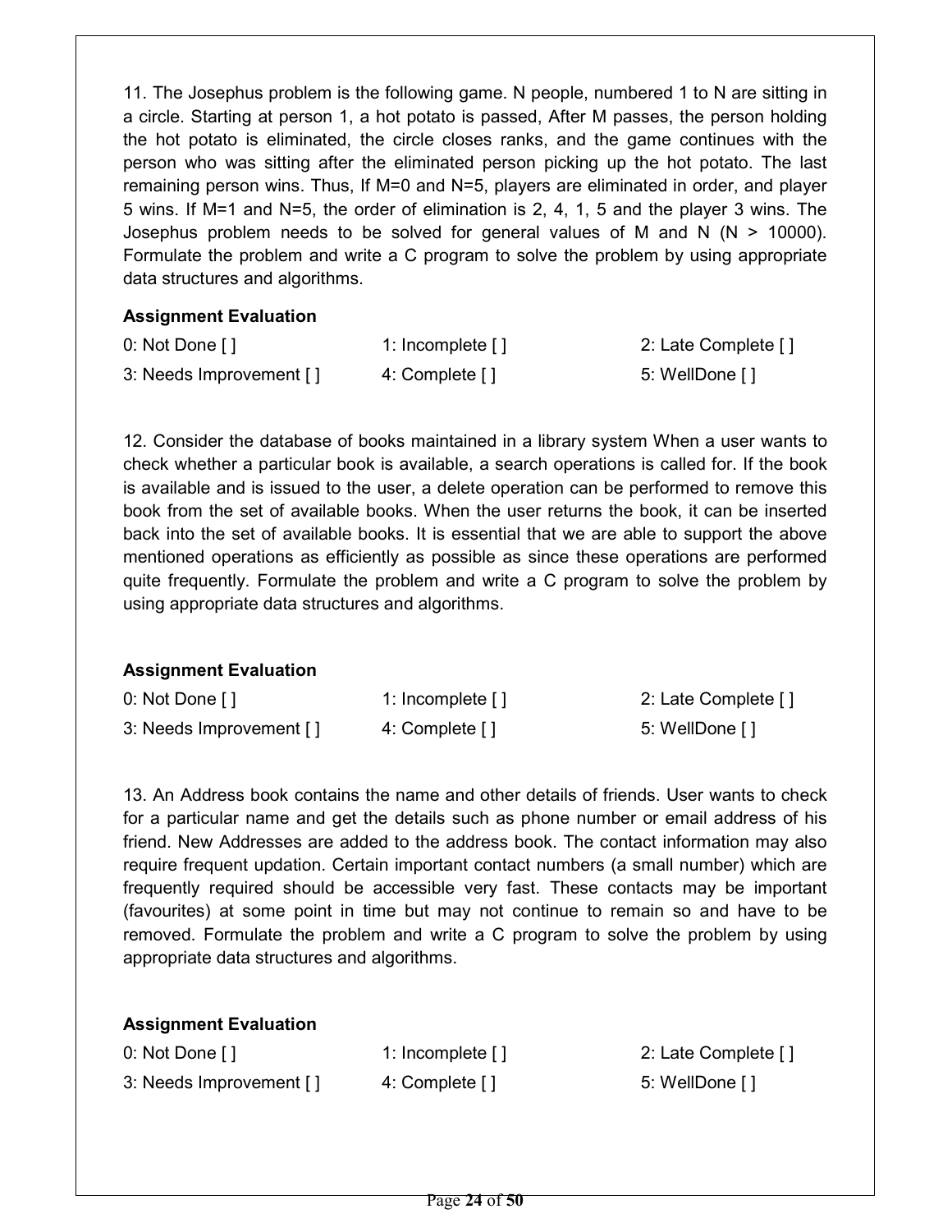11. The Josephus problem is the following game. N people, numbered 1 to N are sitting in a circle. Starting at person 1, a hot potato is passed, After M passes, the person holding the hot potato is eliminated, the circle closes ranks, and the game continues with the person who was sitting after the eliminated person picking up the hot potato. The last remaining person wins. Thus, If M=0 and N=5, players are eliminated in order, and player 5 wins. If M=1 and N=5, the order of elimination is 2, 4, 1, 5 and the player 3 wins. The Josephus problem needs to be solved for general values of M and N (N > 10000). Formulate the problem and write a C program to solve the problem by using appropriate data structures and algorithms.

**Assignment Evaluation**

| | | |
|---|---|---|
| 0: Not Done [ ] | 1: Incomplete [ ] | 2: Late Complete [ ] |
| 3: Needs Improvement [ ] | 4: Complete [ ] | 5: WellDone [ ] |

12. Consider the database of books maintained in a library system When a user wants to check whether a particular book is available, a search operations is called for. If the book is available and is issued to the user, a delete operation can be performed to remove this book from the set of available books. When the user returns the book, it can be inserted back into the set of available books. It is essential that we are able to support the above mentioned operations as efficiently as possible as since these operations are performed quite frequently. Formulate the problem and write a C program to solve the problem by using appropriate data structures and algorithms.

**Assignment Evaluation**

| | | |
|---|---|---|
| 0: Not Done [ ] | 1: Incomplete [ ] | 2: Late Complete [ ] |
| 3: Needs Improvement [ ] | 4: Complete [ ] | 5: WellDone [ ] |

13. An Address book contains the name and other details of friends. User wants to check for a particular name and get the details such as phone number or email address of his friend. New Addresses are added to the address book. The contact information may also require frequent updation. Certain important contact numbers (a small number) which are frequently required should be accessible very fast. These contacts may be important (favourites) at some point in time but may not continue to remain so and have to be removed. Formulate the problem and write a C program to solve the problem by using appropriate data structures and algorithms.

**Assignment Evaluation**

| | | |
|---|---|---|
| 0: Not Done [ ] | 1: Incomplete [ ] | 2: Late Complete [ ] |
| 3: Needs Improvement [ ] | 4: Complete [ ] | 5: WellDone [ ] |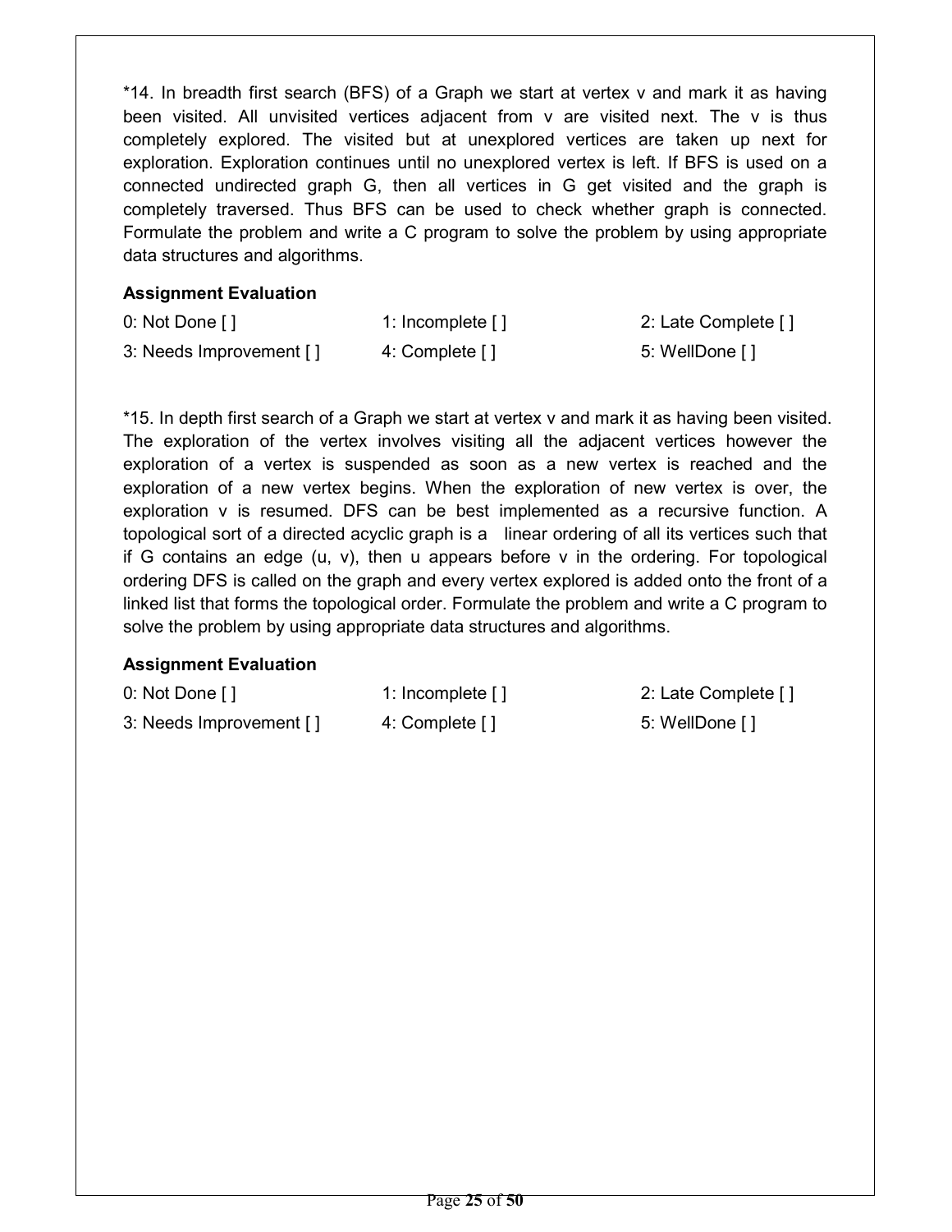*14. In breadth first search (BFS) of a Graph we start at vertex v and mark it as having been visited. All unvisited vertices adjacent from v are visited next. The v is thus completely explored. The visited but at unexplored vertices are taken up next for exploration. Exploration continues until no unexplored vertex is left. If BFS is used on a connected undirected graph G, then all vertices in G get visited and the graph is completely traversed. Thus BFS can be used to check whether graph is connected. Formulate the problem and write a C program to solve the problem by using appropriate data structures and algorithms.

**Assignment Evaluation**

| | | |
|---|---|---|
| 0: Not Done [ ] | 1: Incomplete [ ] | 2: Late Complete [ ] |
| 3: Needs Improvement [ ] | 4: Complete [ ] | 5: WellDone [ ] |

*15. In depth first search of a Graph we start at vertex v and mark it as having been visited. The exploration of the vertex involves visiting all the adjacent vertices however the exploration of a vertex is suspended as soon as a new vertex is reached and the exploration of a new vertex begins. When the exploration of new vertex is over, the exploration v is resumed. DFS can be best implemented as a recursive function. A topological sort of a directed acyclic graph is a linear ordering of all its vertices such that if G contains an edge (u, v), then u appears before v in the ordering. For topological ordering DFS is called on the graph and every vertex explored is added onto the front of a linked list that forms the topological order. Formulate the problem and write a C program to solve the problem by using appropriate data structures and algorithms.

**Assignment Evaluation**

| | | |
|---|---|---|
| 0: Not Done [ ] | 1: Incomplete [ ] | 2: Late Complete [ ] |
| 3: Needs Improvement [ ] | 4: Complete [ ] | 5: WellDone [ ] |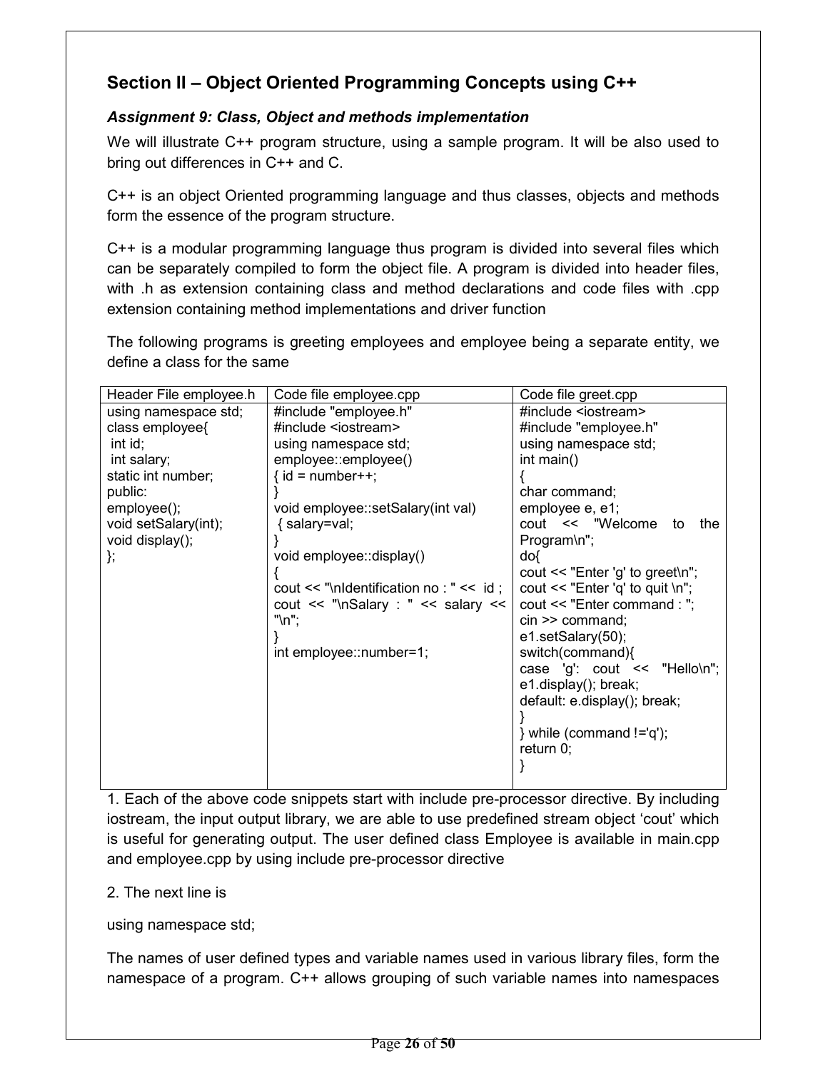## Section II – Object Oriented Programming Concepts using C++

### *Assignment 9: Class, Object and methods implementation*

We will illustrate C++ program structure, using a sample program. It will be also used to bring out differences in C++ and C.

C++ is an object Oriented programming language and thus classes, objects and methods form the essence of the program structure.

C++ is a modular programming language thus program is divided into several files which can be separately compiled to form the object file. A program is divided into header files, with .h as extension containing class and method declarations and code files with .cpp extension containing method implementations and driver function

The following programs is greeting employees and employee being a separate entity, we define a class for the same

Header File employee.h

```
using namespace std;
class employee{
 int id;
 int salary;
static int number;
public:
employee();
void setSalary(int);
void display();
};
```

Code file employee.cpp

```
#include "employee.h"
#include <iostream>
using namespace std;
employee::employee()
{ id = number++;
}
void employee::setSalary(int val)
 { salary=val;
}
void employee::display()
{
cout << "\nIdentification no : " << id ;
cout << "\nSalary : " << salary << "\n";
}
int employee::number=1;
```

Code file greet.cpp

```
#include <iostream>
#include "employee.h"
using namespace std;
int main()
{
char command;
employee e, e1;
cout << "Welcome to the Program\n";
do{
cout << "Enter 'g' to greet\n";
cout << "Enter 'q' to quit \n";
cout << "Enter command : ";
cin >> command;
e1.setSalary(50);
switch(command){
case 'g': cout << "Hello\n"; e1.display(); break;
default: e.display(); break;
}
} while (command !='q');
return 0;
}
```

1. Each of the above code snippets start with include pre-processor directive. By including iostream, the input output library, we are able to use predefined stream object 'cout' which is useful for generating output. The user defined class Employee is available in main.cpp and employee.cpp by using include pre-processor directive

2. The next line is

using namespace std;

The names of user defined types and variable names used in various library files, form the namespace of a program. C++ allows grouping of such variable names into namespaces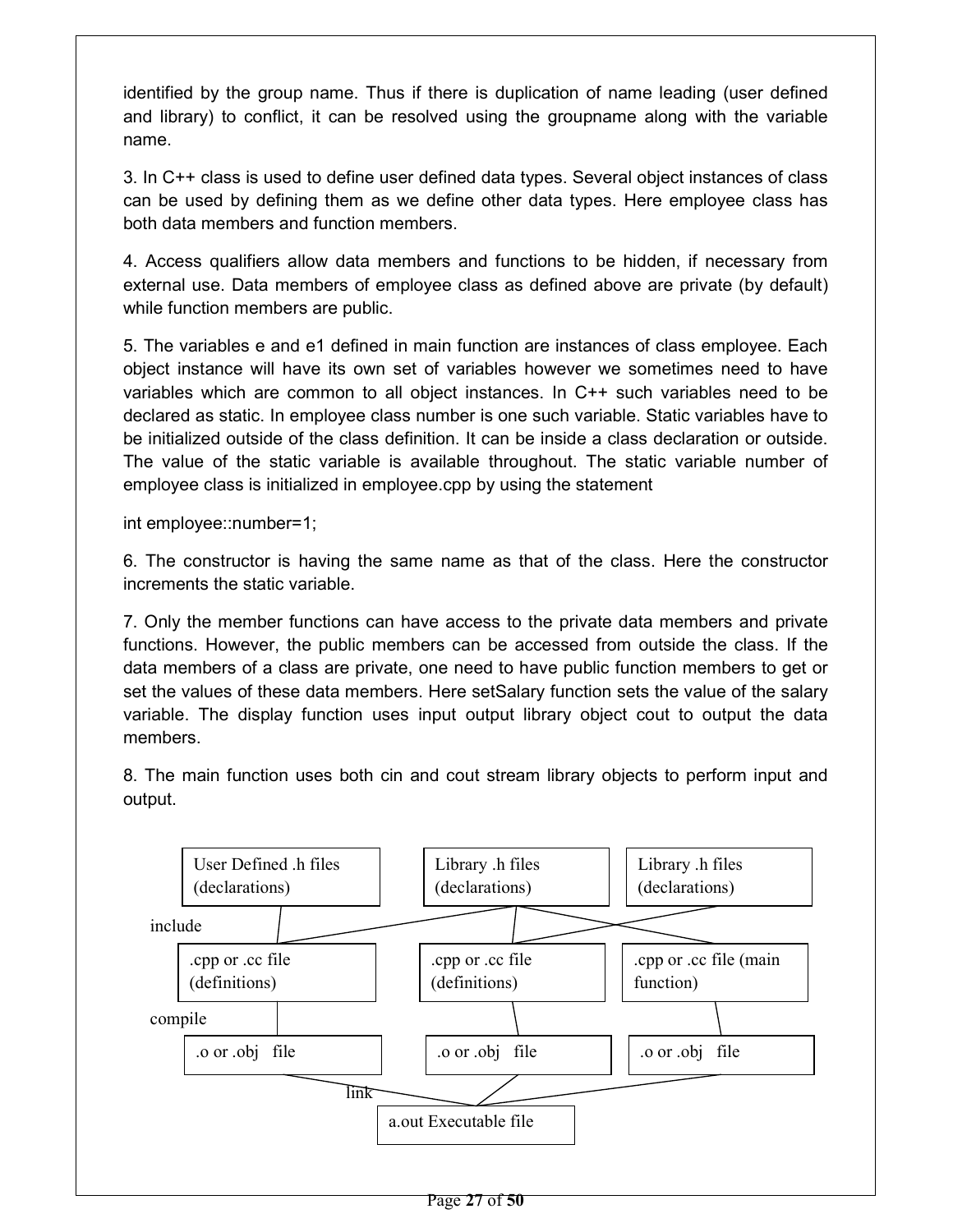identified by the group name. Thus if there is duplication of name leading (user defined and library) to conflict, it can be resolved using the groupname along with the variable name.

3. In C++ class is used to define user defined data types. Several object instances of class can be used by defining them as we define other data types. Here employee class has both data members and function members.

4. Access qualifiers allow data members and functions to be hidden, if necessary from external use. Data members of employee class as defined above are private (by default) while function members are public.

5. The variables e and e1 defined in main function are instances of class employee. Each object instance will have its own set of variables however we sometimes need to have variables which are common to all object instances. In C++ such variables need to be declared as static. In employee class number is one such variable. Static variables have to be initialized outside of the class definition. It can be inside a class declaration or outside. The value of the static variable is available throughout. The static variable number of employee class is initialized in employee.cpp by using the statement

int employee::number=1;

6. The constructor is having the same name as that of the class. Here the constructor increments the static variable.

7. Only the member functions can have access to the private data members and private functions. However, the public members can be accessed from outside the class. If the data members of a class are private, one need to have public function members to get or set the values of these data members. Here setSalary function sets the value of the salary variable. The display function uses input output library object cout to output the data members.

8. The main function uses both cin and cout stream library objects to perform input and output.

```
User Defined .h files      Library .h files        Library .h files
(declarations)             (declarations)          (declarations)
include
.cpp or .cc file           .cpp or .cc file        .cpp or .cc file (main
(definitions)              (definitions)           function)
compile
.o or .obj   file          .o or .obj   file       .o or .obj   file
                  link
                  a.out Executable file
```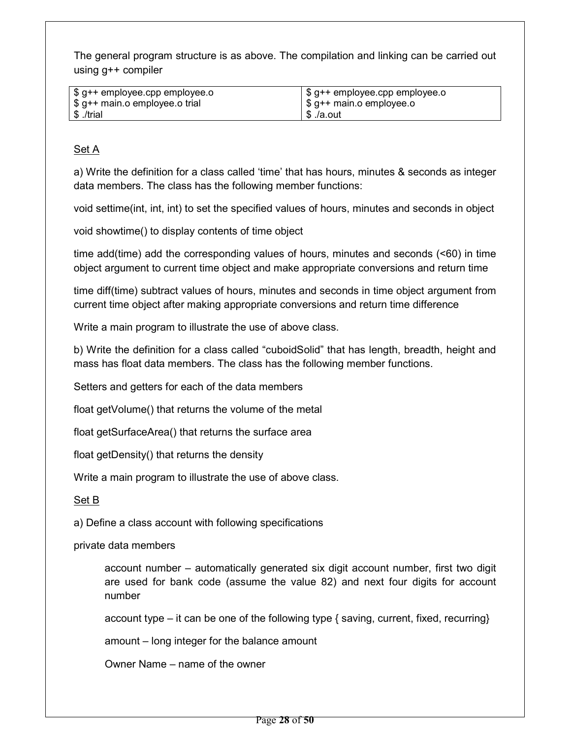The general program structure is as above. The compilation and linking can be carried out using g++ compiler

| | |
|---|---|
| $ g++ employee.cpp employee.o<br>$ g++ main.o employee.o trial<br>$ ./trial | $ g++ employee.cpp employee.o<br>$ g++ main.o employee.o<br>$ ./a.out |

Set A

a) Write the definition for a class called 'time' that has hours, minutes & seconds as integer data members. The class has the following member functions:

void settime(int, int, int) to set the specified values of hours, minutes and seconds in object

void showtime() to display contents of time object

time add(time) add the corresponding values of hours, minutes and seconds (<60) in time object argument to current time object and make appropriate conversions and return time

time diff(time) subtract values of hours, minutes and seconds in time object argument from current time object after making appropriate conversions and return time difference

Write a main program to illustrate the use of above class.

b) Write the definition for a class called "cuboidSolid" that has length, breadth, height and mass has float data members. The class has the following member functions.

Setters and getters for each of the data members

float getVolume() that returns the volume of the metal

float getSurfaceArea() that returns the surface area

float getDensity() that returns the density

Write a main program to illustrate the use of above class.

Set B

a) Define a class account with following specifications

private data members

> account number – automatically generated six digit account number, first two digit are used for bank code (assume the value 82) and next four digits for account number
>
> account type – it can be one of the following type { saving, current, fixed, recurring}
>
> amount – long integer for the balance amount
>
> Owner Name – name of the owner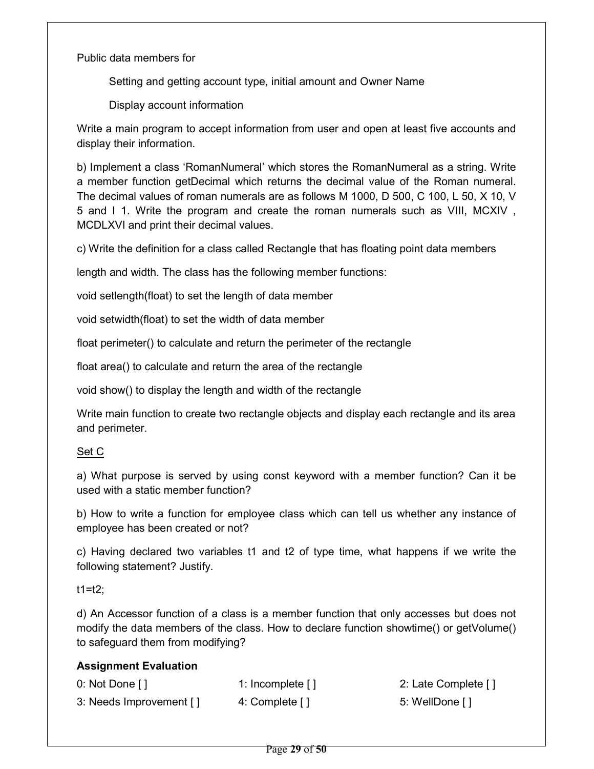Public data members for

Setting and getting account type, initial amount and Owner Name

Display account information

Write a main program to accept information from user and open at least five accounts and display their information.

b) Implement a class 'RomanNumeral' which stores the RomanNumeral as a string. Write a member function getDecimal which returns the decimal value of the Roman numeral. The decimal values of roman numerals are as follows M 1000, D 500, C 100, L 50, X 10, V 5 and I 1. Write the program and create the roman numerals such as VIII, MCXIV , MCDLXVI and print their decimal values.

c) Write the definition for a class called Rectangle that has floating point data members

length and width. The class has the following member functions:

void setlength(float) to set the length of data member

void setwidth(float) to set the width of data member

float perimeter() to calculate and return the perimeter of the rectangle

float area() to calculate and return the area of the rectangle

void show() to display the length and width of the rectangle

Write main function to create two rectangle objects and display each rectangle and its area and perimeter.

Set C

a) What purpose is served by using const keyword with a member function? Can it be used with a static member function?

b) How to write a function for employee class which can tell us whether any instance of employee has been created or not?

c) Having declared two variables t1 and t2 of type time, what happens if we write the following statement? Justify.

t1=t2;

d) An Accessor function of a class is a member function that only accesses but does not modify the data members of the class. How to declare function showtime() or getVolume() to safeguard them from modifying?

**Assignment Evaluation**

| | | |
|---|---|---|
| 0: Not Done [ ] | 1: Incomplete [ ] | 2: Late Complete [ ] |
| 3: Needs Improvement [ ] | 4: Complete [ ] | 5: WellDone [ ] |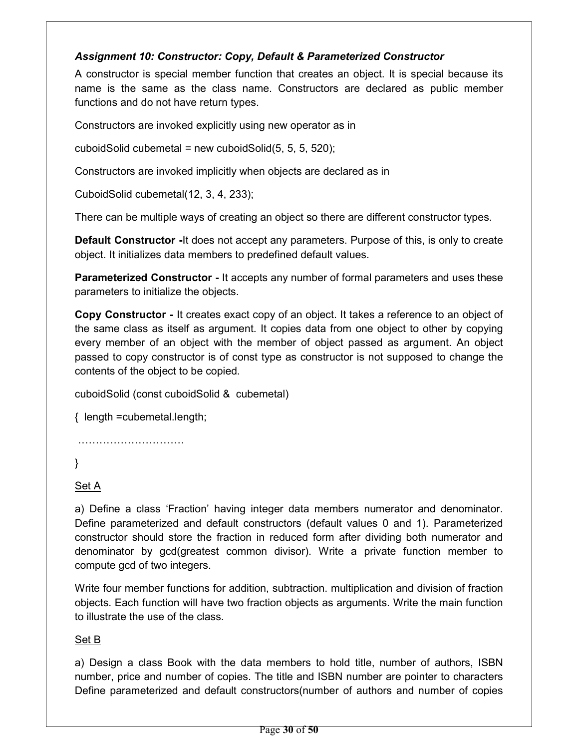### *Assignment 10: Constructor: Copy, Default & Parameterized Constructor*

A constructor is special member function that creates an object. It is special because its name is the same as the class name. Constructors are declared as public member functions and do not have return types.

Constructors are invoked explicitly using new operator as in

cuboidSolid cubemetal = new cuboidSolid(5, 5, 5, 520);

Constructors are invoked implicitly when objects are declared as in

CuboidSolid cubemetal(12, 3, 4, 233);

There can be multiple ways of creating an object so there are different constructor types.

**Default Constructor -**It does not accept any parameters. Purpose of this, is only to create object. It initializes data members to predefined default values.

**Parameterized Constructor -** It accepts any number of formal parameters and uses these parameters to initialize the objects.

**Copy Constructor -** It creates exact copy of an object. It takes a reference to an object of the same class as itself as argument. It copies data from one object to other by copying every member of an object with the member of object passed as argument. An object passed to copy constructor is of const type as constructor is not supposed to change the contents of the object to be copied.

```
cuboidSolid (const cuboidSolid &  cubemetal)
{  length =cubemetal.length;
 …………………………
}
```

Set A

a) Define a class 'Fraction' having integer data members numerator and denominator. Define parameterized and default constructors (default values 0 and 1). Parameterized constructor should store the fraction in reduced form after dividing both numerator and denominator by gcd(greatest common divisor). Write a private function member to compute gcd of two integers.

Write four member functions for addition, subtraction. multiplication and division of fraction objects. Each function will have two fraction objects as arguments. Write the main function to illustrate the use of the class.

Set B

a) Design a class Book with the data members to hold title, number of authors, ISBN number, price and number of copies. The title and ISBN number are pointer to characters Define parameterized and default constructors(number of authors and number of copies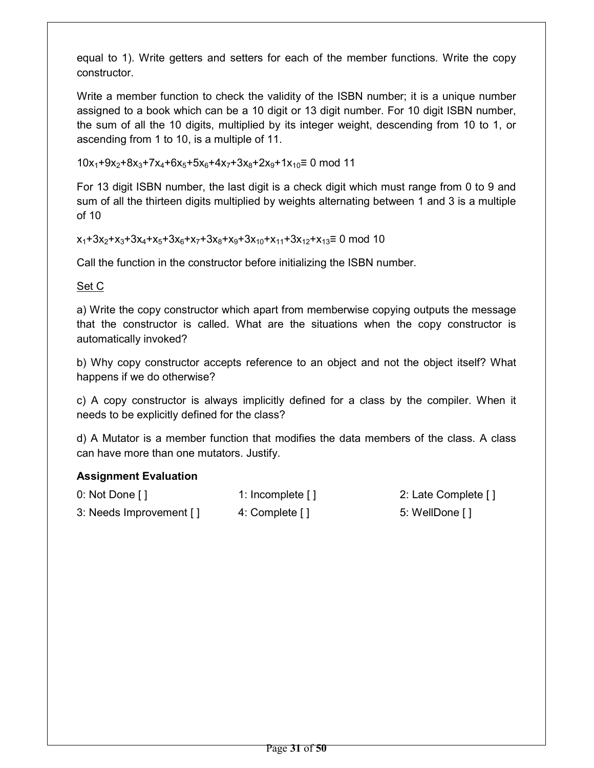equal to 1). Write getters and setters for each of the member functions. Write the copy constructor.

Write a member function to check the validity of the ISBN number; it is a unique number assigned to a book which can be a 10 digit or 13 digit number. For 10 digit ISBN number, the sum of all the 10 digits, multiplied by its integer weight, descending from 10 to 1, or ascending from 1 to 10, is a multiple of 11.

$10x_1+9x_2+8x_3+7x_4+6x_5+5x_6+4x_7+3x_8+2x_9+1x_{10} \equiv 0 \bmod 11$

For 13 digit ISBN number, the last digit is a check digit which must range from 0 to 9 and sum of all the thirteen digits multiplied by weights alternating between 1 and 3 is a multiple of 10

$x_1+3x_2+x_3+3x_4+x_5+3x_6+x_7+3x_8+x_9+3x_{10}+x_{11}+3x_{12}+x_{13} \equiv 0 \bmod 10$

Call the function in the constructor before initializing the ISBN number.

Set C

a) Write the copy constructor which apart from memberwise copying outputs the message that the constructor is called. What are the situations when the copy constructor is automatically invoked?

b) Why copy constructor accepts reference to an object and not the object itself? What happens if we do otherwise?

c) A copy constructor is always implicitly defined for a class by the compiler. When it needs to be explicitly defined for the class?

d) A Mutator is a member function that modifies the data members of the class. A class can have more than one mutators. Justify.

**Assignment Evaluation**

| | | |
|---|---|---|
| 0: Not Done [ ] | 1: Incomplete [ ] | 2: Late Complete [ ] |
| 3: Needs Improvement [ ] | 4: Complete [ ] | 5: WellDone [ ] |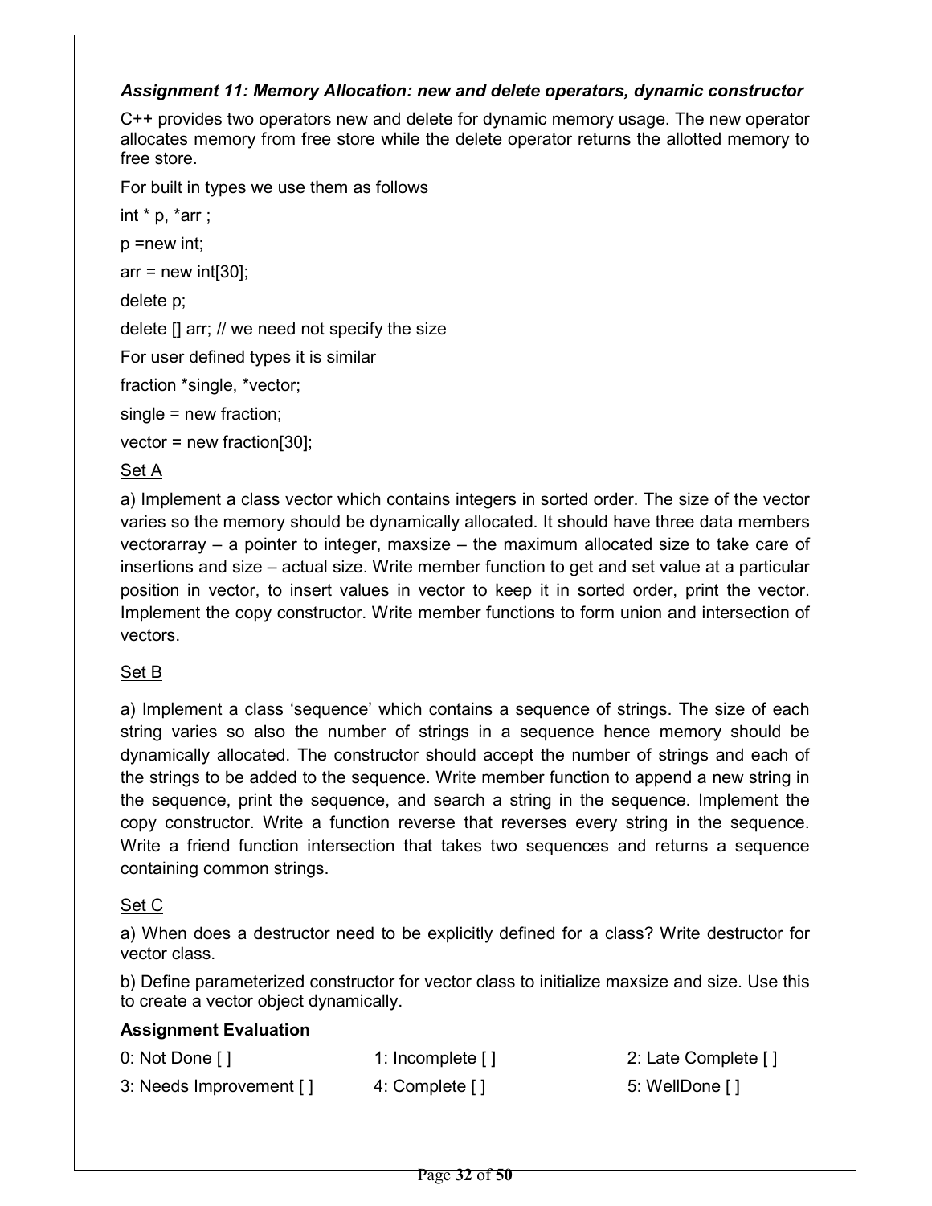### *Assignment 11: Memory Allocation: new and delete operators, dynamic constructor*

C++ provides two operators new and delete for dynamic memory usage. The new operator allocates memory from free store while the delete operator returns the allotted memory to free store.

For built in types we use them as follows

```
int * p, *arr ;

p =new int;

arr = new int[30];

delete p;

delete [] arr; // we need not specify the size
```

For user defined types it is similar

```
fraction *single, *vector;

single = new fraction;

vector = new fraction[30];
```

<u>Set A</u>

a) Implement a class vector which contains integers in sorted order. The size of the vector varies so the memory should be dynamically allocated. It should have three data members vectorarray – a pointer to integer, maxsize – the maximum allocated size to take care of insertions and size – actual size. Write member function to get and set value at a particular position in vector, to insert values in vector to keep it in sorted order, print the vector. Implement the copy constructor. Write member functions to form union and intersection of vectors.

<u>Set B</u>

a) Implement a class 'sequence' which contains a sequence of strings. The size of each string varies so also the number of strings in a sequence hence memory should be dynamically allocated. The constructor should accept the number of strings and each of the strings to be added to the sequence. Write member function to append a new string in the sequence, print the sequence, and search a string in the sequence. Implement the copy constructor. Write a function reverse that reverses every string in the sequence. Write a friend function intersection that takes two sequences and returns a sequence containing common strings.

<u>Set C</u>

a) When does a destructor need to be explicitly defined for a class? Write destructor for vector class.

b) Define parameterized constructor for vector class to initialize maxsize and size. Use this to create a vector object dynamically.

**Assignment Evaluation**

| | | |
|---|---|---|
| 0: Not Done [ ] | 1: Incomplete [ ] | 2: Late Complete [ ] |
| 3: Needs Improvement [ ] | 4: Complete [ ] | 5: WellDone [ ] |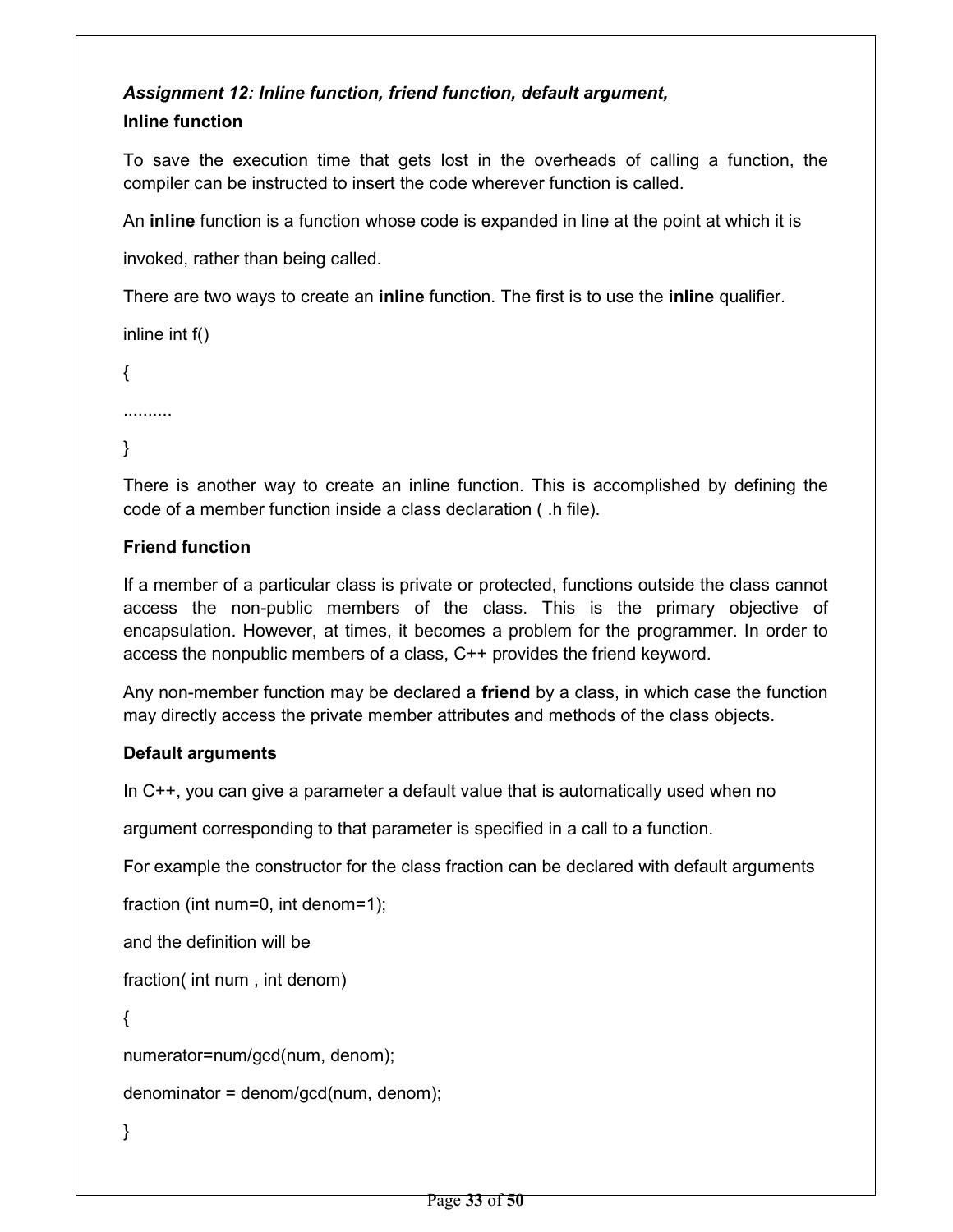***Assignment 12: Inline function, friend function, default argument,***

**Inline function**

To save the execution time that gets lost in the overheads of calling a function, the compiler can be instructed to insert the code wherever function is called.

An **inline** function is a function whose code is expanded in line at the point at which it is invoked, rather than being called.

There are two ways to create an **inline** function. The first is to use the **inline** qualifier.

```
inline int f()
{
..........
}
```

There is another way to create an inline function. This is accomplished by defining the code of a member function inside a class declaration ( .h file).

**Friend function**

If a member of a particular class is private or protected, functions outside the class cannot access the non-public members of the class. This is the primary objective of encapsulation. However, at times, it becomes a problem for the programmer. In order to access the nonpublic members of a class, C++ provides the friend keyword.

Any non-member function may be declared a **friend** by a class, in which case the function may directly access the private member attributes and methods of the class objects.

**Default arguments**

In C++, you can give a parameter a default value that is automatically used when no argument corresponding to that parameter is specified in a call to a function.

For example the constructor for the class fraction can be declared with default arguments

```
fraction (int num=0, int denom=1);
```

and the definition will be

```
fraction( int num , int denom)
{
numerator=num/gcd(num, denom);
denominator = denom/gcd(num, denom);
}
```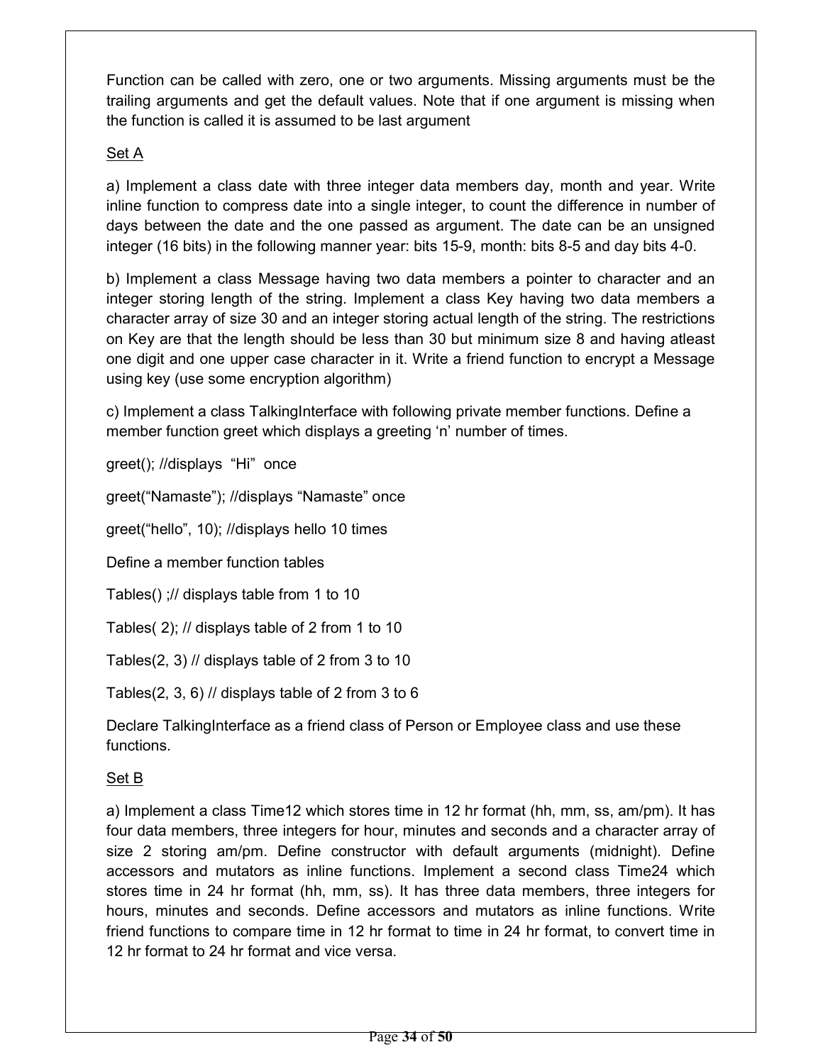Function can be called with zero, one or two arguments. Missing arguments must be the trailing arguments and get the default values. Note that if one argument is missing when the function is called it is assumed to be last argument

<u>Set A</u>

a) Implement a class date with three integer data members day, month and year. Write inline function to compress date into a single integer, to count the difference in number of days between the date and the one passed as argument. The date can be an unsigned integer (16 bits) in the following manner year: bits 15-9, month: bits 8-5 and day bits 4-0.

b) Implement a class Message having two data members a pointer to character and an integer storing length of the string. Implement a class Key having two data members a character array of size 30 and an integer storing actual length of the string. The restrictions on Key are that the length should be less than 30 but minimum size 8 and having atleast one digit and one upper case character in it. Write a friend function to encrypt a Message using key (use some encryption algorithm)

c) Implement a class TalkingInterface with following private member functions. Define a member function greet which displays a greeting 'n' number of times.

greet(); //displays "Hi" once

greet("Namaste"); //displays "Namaste" once

greet("hello", 10); //displays hello 10 times

Define a member function tables

Tables() ;// displays table from 1 to 10

Tables( 2); // displays table of 2 from 1 to 10

Tables(2, 3) // displays table of 2 from 3 to 10

Tables(2, 3, 6) // displays table of 2 from 3 to 6

Declare TalkingInterface as a friend class of Person or Employee class and use these functions.

<u>Set B</u>

a) Implement a class Time12 which stores time in 12 hr format (hh, mm, ss, am/pm). It has four data members, three integers for hour, minutes and seconds and a character array of size 2 storing am/pm. Define constructor with default arguments (midnight). Define accessors and mutators as inline functions. Implement a second class Time24 which stores time in 24 hr format (hh, mm, ss). It has three data members, three integers for hours, minutes and seconds. Define accessors and mutators as inline functions. Write friend functions to compare time in 12 hr format to time in 24 hr format, to convert time in 12 hr format to 24 hr format and vice versa.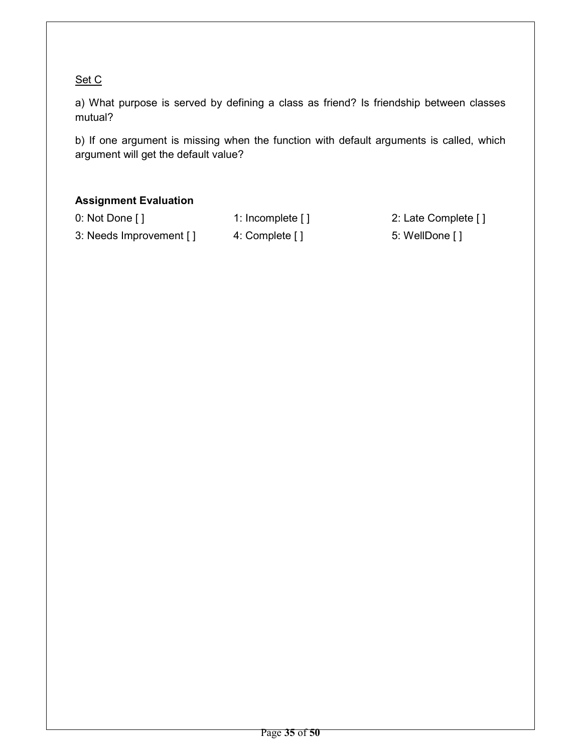Set C

a) What purpose is served by defining a class as friend? Is friendship between classes mutual?

b) If one argument is missing when the function with default arguments is called, which argument will get the default value?

**Assignment Evaluation**

| | | |
|---|---|---|
| 0: Not Done [ ] | 1: Incomplete [ ] | 2: Late Complete [ ] |
| 3: Needs Improvement [ ] | 4: Complete [ ] | 5: WellDone [ ] |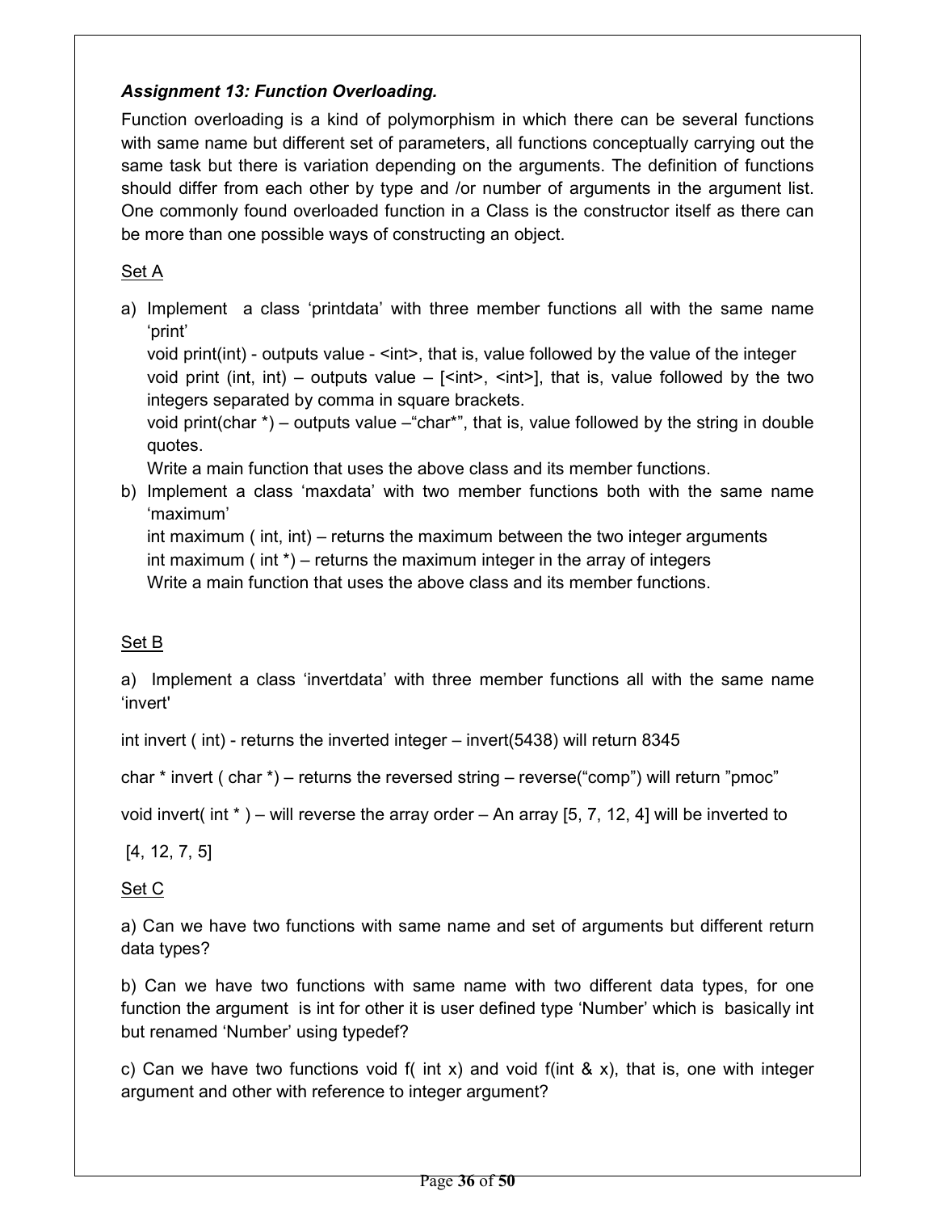***Assignment 13: Function Overloading.***

Function overloading is a kind of polymorphism in which there can be several functions with same name but different set of parameters, all functions conceptually carrying out the same task but there is variation depending on the arguments. The definition of functions should differ from each other by type and /or number of arguments in the argument list. One commonly found overloaded function in a Class is the constructor itself as there can be more than one possible ways of constructing an object.

Set A

a) Implement a class 'printdata' with three member functions all with the same name 'print'

   void print(int) - outputs value - <int>, that is, value followed by the value of the integer

   void print (int, int) – outputs value – [<int>, <int>], that is, value followed by the two integers separated by comma in square brackets.

   void print(char *) – outputs value –"char*", that is, value followed by the string in double quotes.

   Write a main function that uses the above class and its member functions.

b) Implement a class 'maxdata' with two member functions both with the same name 'maximum'

   int maximum ( int, int) – returns the maximum between the two integer arguments

   int maximum ( int *) – returns the maximum integer in the array of integers

   Write a main function that uses the above class and its member functions.

Set B

a) Implement a class 'invertdata' with three member functions all with the same name 'invert'

int invert ( int) - returns the inverted integer – invert(5438) will return 8345

char * invert ( char *) – returns the reversed string – reverse("comp") will return "pmoc"

void invert( int * ) – will reverse the array order – An array [5, 7, 12, 4] will be inverted to

[4, 12, 7, 5]

Set C

a) Can we have two functions with same name and set of arguments but different return data types?

b) Can we have two functions with same name with two different data types, for one function the argument is int for other it is user defined type 'Number' which is basically int but renamed 'Number' using typedef?

c) Can we have two functions void f( int x) and void f(int & x), that is, one with integer argument and other with reference to integer argument?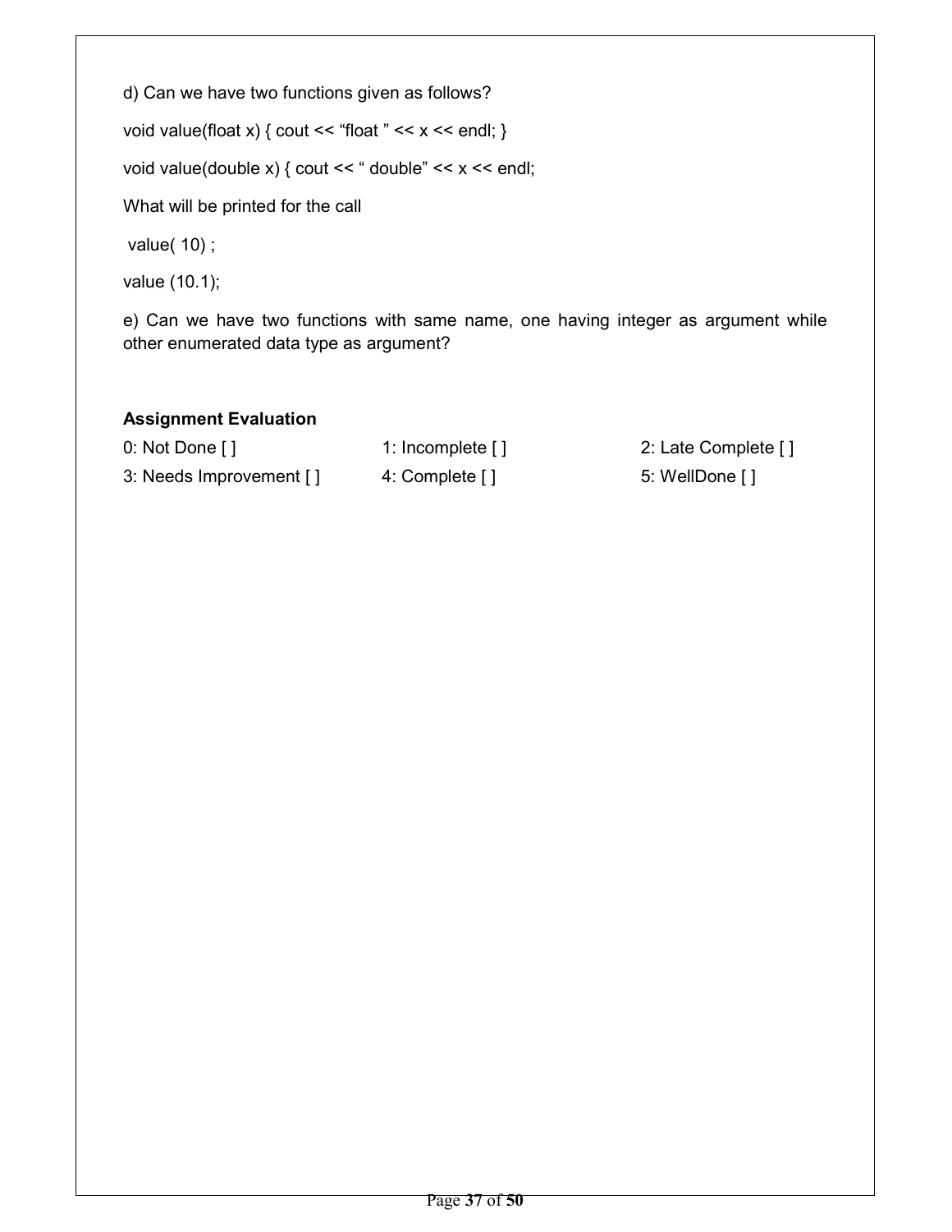d) Can we have two functions given as follows?

void value(float x) { cout << “float ” << x << endl; }

void value(double x) { cout << “ double” << x << endl;

What will be printed for the call

value( 10) ;

value (10.1);

e) Can we have two functions with same name, one having integer as argument while other enumerated data type as argument?

**Assignment Evaluation**

| | | |
|---|---|---|
| 0: Not Done [ ] | 1: Incomplete [ ] | 2: Late Complete [ ] |
| 3: Needs Improvement [ ] | 4: Complete [ ] | 5: WellDone [ ] |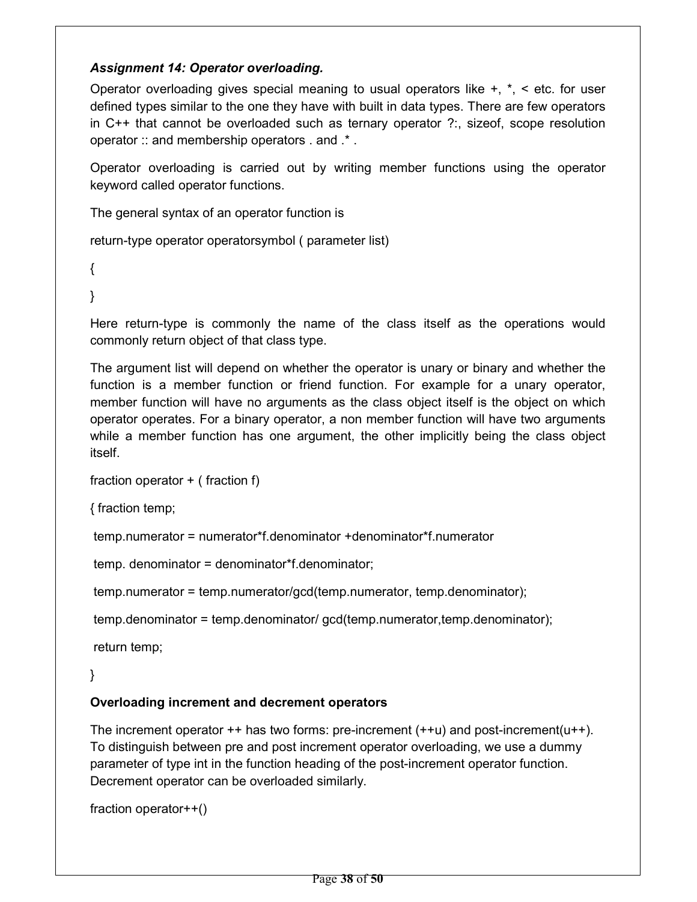### *Assignment 14: Operator overloading.*

Operator overloading gives special meaning to usual operators like +, *, < etc. for user defined types similar to the one they have with built in data types. There are few operators in C++ that cannot be overloaded such as ternary operator ?:, sizeof, scope resolution operator :: and membership operators . and .* .

Operator overloading is carried out by writing member functions using the operator keyword called operator functions.

The general syntax of an operator function is

```
return-type operator operatorsymbol ( parameter list)
{
}
```

Here return-type is commonly the name of the class itself as the operations would commonly return object of that class type.

The argument list will depend on whether the operator is unary or binary and whether the function is a member function or friend function. For example for a unary operator, member function will have no arguments as the class object itself is the object on which operator operates. For a binary operator, a non member function will have two arguments while a member function has one argument, the other implicitly being the class object itself.

```
fraction operator + ( fraction f)
{ fraction temp;
 temp.numerator = numerator*f.denominator +denominator*f.numerator
 temp. denominator = denominator*f.denominator;
 temp.numerator = temp.numerator/gcd(temp.numerator, temp.denominator);
 temp.denominator = temp.denominator/ gcd(temp.numerator,temp.denominator);
 return temp;
}
```

**Overloading increment and decrement operators**

The increment operator ++ has two forms: pre-increment (++u) and post-increment(u++). To distinguish between pre and post increment operator overloading, we use a dummy parameter of type int in the function heading of the post-increment operator function. Decrement operator can be overloaded similarly.

```
fraction operator++()
```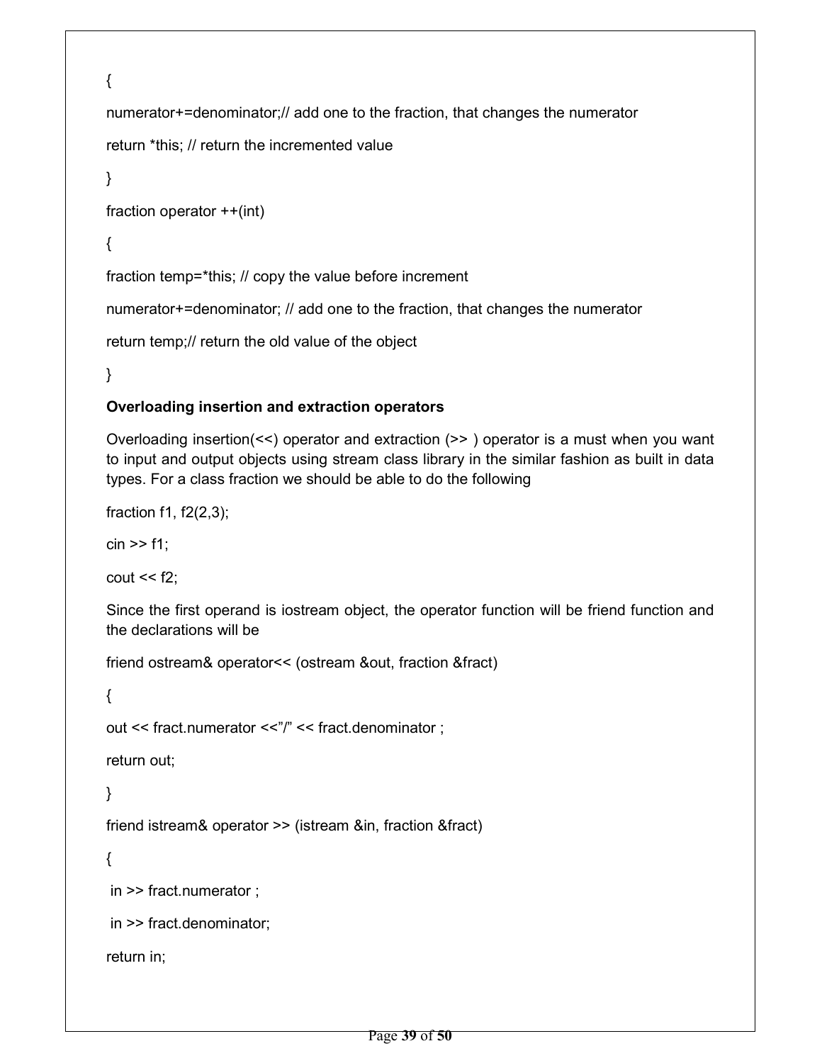```
{
numerator+=denominator;// add one to the fraction, that changes the numerator
return *this; // return the incremented value
}
fraction operator ++(int)
{
fraction temp=*this; // copy the value before increment
numerator+=denominator; // add one to the fraction, that changes the numerator
return temp;// return the old value of the object
}
```

**Overloading insertion and extraction operators**

Overloading insertion(<<) operator and extraction (>> ) operator is a must when you want to input and output objects using stream class library in the similar fashion as built in data types. For a class fraction we should be able to do the following

```
fraction f1, f2(2,3);
cin >> f1;
cout << f2;
```

Since the first operand is iostream object, the operator function will be friend function and the declarations will be

```
friend ostream& operator<< (ostream &out, fraction &fract)
{
out << fract.numerator <<"/" << fract.denominator ;
return out;
}
friend istream& operator >> (istream &in, fraction &fract)
{
 in >> fract.numerator ;
 in >> fract.denominator;
return in;
```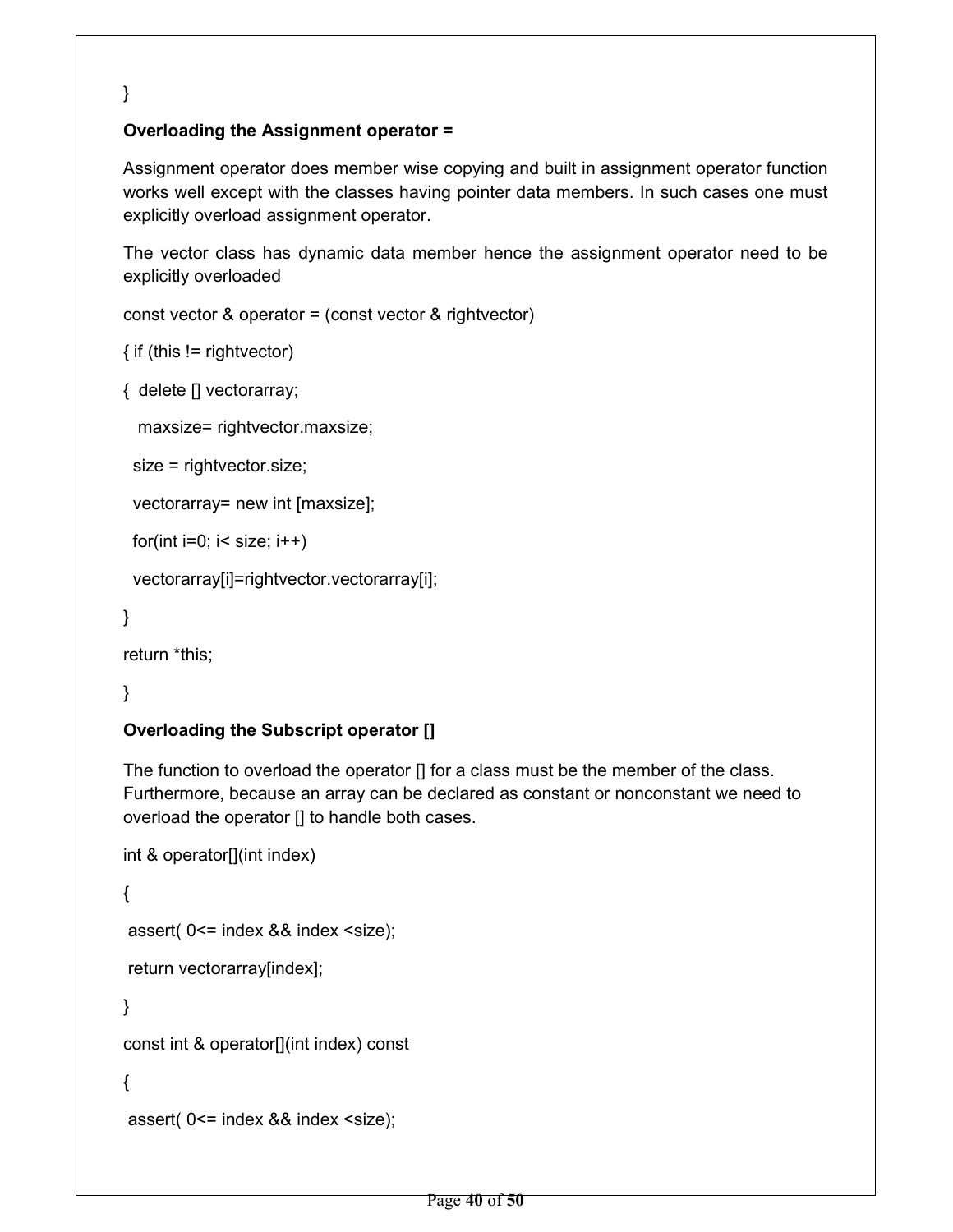```
}
```

**Overloading the Assignment operator =**

Assignment operator does member wise copying and built in assignment operator function works well except with the classes having pointer data members. In such cases one must explicitly overload assignment operator.

The vector class has dynamic data member hence the assignment operator need to be explicitly overloaded

```
const vector & operator = (const vector & rightvector)
{ if (this != rightvector)
{  delete [] vectorarray;
   maxsize= rightvector.maxsize;
  size = rightvector.size;
  vectorarray= new int [maxsize];
  for(int i=0; i< size; i++)
  vectorarray[i]=rightvector.vectorarray[i];
}
return *this;
}
```

**Overloading the Subscript operator []**

The function to overload the operator [] for a class must be the member of the class. Furthermore, because an array can be declared as constant or nonconstant we need to overload the operator [] to handle both cases.

```
int & operator[](int index)
{
 assert( 0<= index && index <size);
 return vectorarray[index];
}
const int & operator[](int index) const
{
 assert( 0<= index && index <size);
```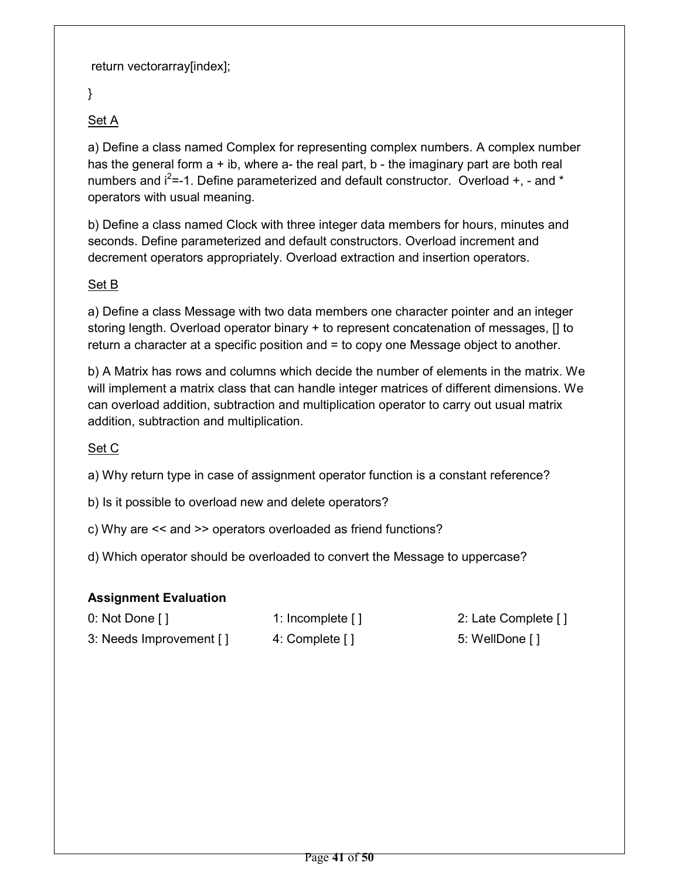```
return vectorarray[index];

}
```

Set A

a) Define a class named Complex for representing complex numbers. A complex number has the general form a + ib, where a- the real part, b - the imaginary part are both real numbers and $i^2=-1$. Define parameterized and default constructor. Overload +, - and * operators with usual meaning.

b) Define a class named Clock with three integer data members for hours, minutes and seconds. Define parameterized and default constructors. Overload increment and decrement operators appropriately. Overload extraction and insertion operators.

Set B

a) Define a class Message with two data members one character pointer and an integer storing length. Overload operator binary + to represent concatenation of messages, [] to return a character at a specific position and = to copy one Message object to another.

b) A Matrix has rows and columns which decide the number of elements in the matrix. We will implement a matrix class that can handle integer matrices of different dimensions. We can overload addition, subtraction and multiplication operator to carry out usual matrix addition, subtraction and multiplication.

Set C

a) Why return type in case of assignment operator function is a constant reference?

b) Is it possible to overload new and delete operators?

c) Why are << and >> operators overloaded as friend functions?

d) Which operator should be overloaded to convert the Message to uppercase?

**Assignment Evaluation**

| | | |
|---|---|---|
| 0: Not Done [ ] | 1: Incomplete [ ] | 2: Late Complete [ ] |
| 3: Needs Improvement [ ] | 4: Complete [ ] | 5: WellDone [ ] |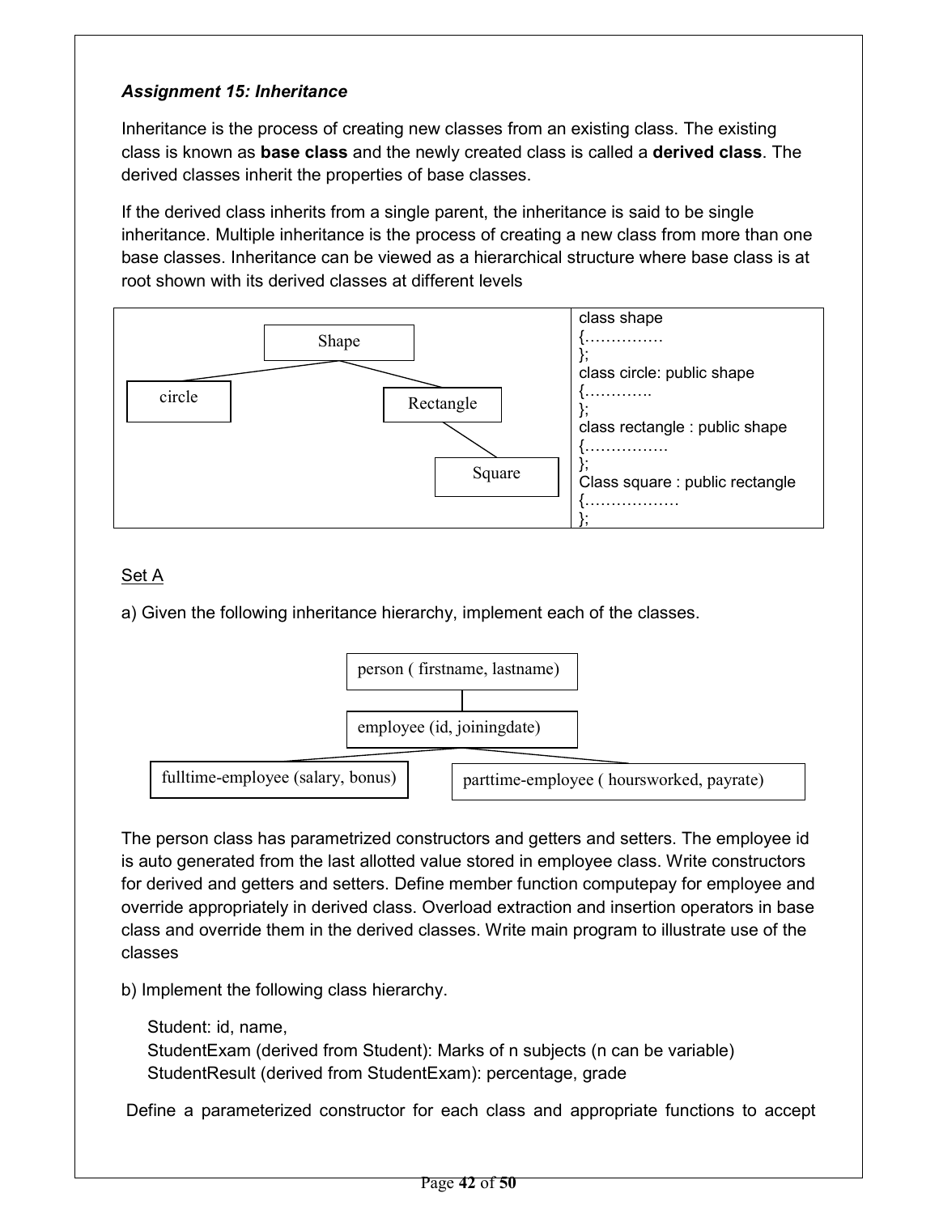### *Assignment 15: Inheritance*

Inheritance is the process of creating new classes from an existing class. The existing class is known as **base class** and the newly created class is called a **derived class**. The derived classes inherit the properties of base classes.

If the derived class inherits from a single parent, the inheritance is said to be single inheritance. Multiple inheritance is the process of creating a new class from more than one base classes. Inheritance can be viewed as a hierarchical structure where base class is at root shown with its derived classes at different levels

Shape

circle

Rectangle

Square

```
class shape
{……………
};
class circle: public shape
{………….
};
class rectangle : public shape
{…………….
};
Class square : public rectangle
{………………
};
```

Set A

a) Given the following inheritance hierarchy, implement each of the classes.

person ( firstname, lastname)

employee (id, joiningdate)

fulltime-employee (salary, bonus)

parttime-employee ( hoursworked, payrate)

The person class has parametrized constructors and getters and setters. The employee id is auto generated from the last allotted value stored in employee class. Write constructors for derived and getters and setters. Define member function computepay for employee and override appropriately in derived class. Overload extraction and insertion operators in base class and override them in the derived classes. Write main program to illustrate use of the classes

b) Implement the following class hierarchy.

Student: id, name,
StudentExam (derived from Student): Marks of n subjects (n can be variable)
StudentResult (derived from StudentExam): percentage, grade

Define a parameterized constructor for each class and appropriate functions to accept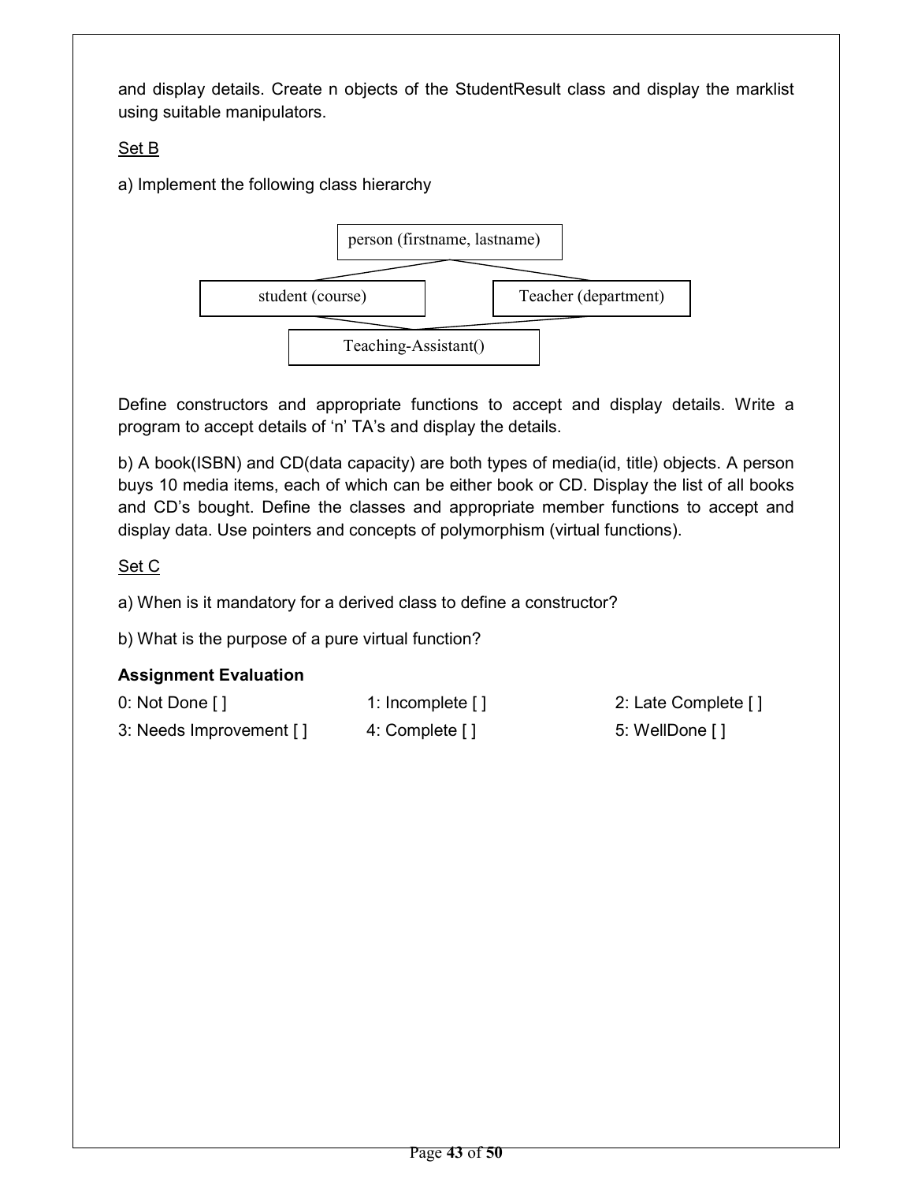and display details. Create n objects of the StudentResult class and display the marklist using suitable manipulators.

Set B

a) Implement the following class hierarchy

person (firstname, lastname)

student (course)

Teacher (department)

Teaching-Assistant()

Define constructors and appropriate functions to accept and display details. Write a program to accept details of 'n' TA's and display the details.

b) A book(ISBN) and CD(data capacity) are both types of media(id, title) objects. A person buys 10 media items, each of which can be either book or CD. Display the list of all books and CD's bought. Define the classes and appropriate member functions to accept and display data. Use pointers and concepts of polymorphism (virtual functions).

Set C

a) When is it mandatory for a derived class to define a constructor?

b) What is the purpose of a pure virtual function?

**Assignment Evaluation**

0: Not Done [ ]    1: Incomplete [ ]    2: Late Complete [ ]

3: Needs Improvement [ ]    4: Complete [ ]    5: WellDone [ ]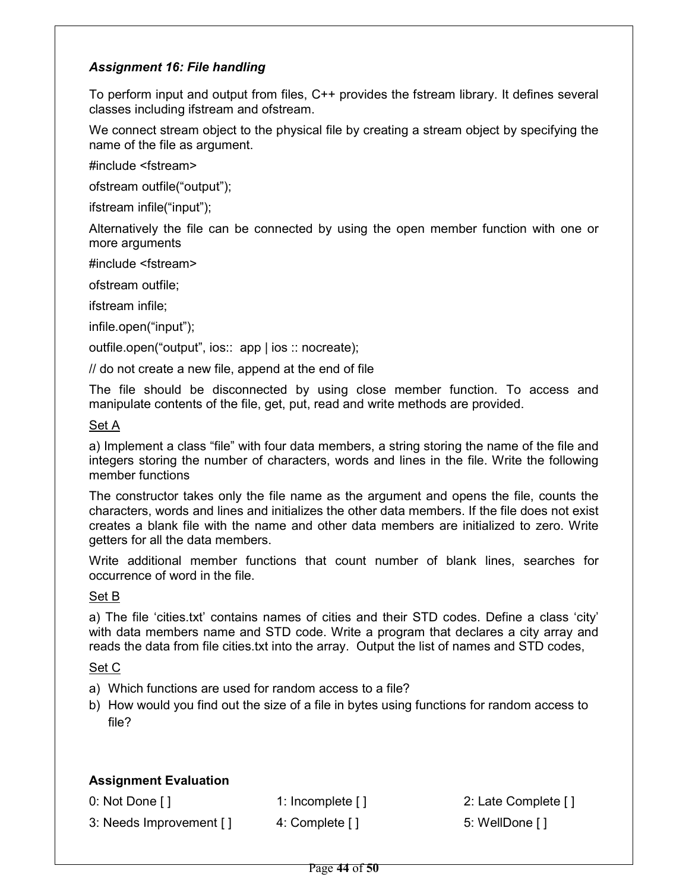***Assignment 16: File handling***

To perform input and output from files, C++ provides the fstream library. It defines several classes including ifstream and ofstream.

We connect stream object to the physical file by creating a stream object by specifying the name of the file as argument.

```
#include <fstream>

ofstream outfile("output");

ifstream infile("input");
```

Alternatively the file can be connected by using the open member function with one or more arguments

```
#include <fstream>

ofstream outfile;

ifstream infile;

infile.open("input");

outfile.open("output", ios:: app | ios :: nocreate);

// do not create a new file, append at the end of file
```

The file should be disconnected by using close member function. To access and manipulate contents of the file, get, put, read and write methods are provided.

<u>Set A</u>

a) Implement a class "file" with four data members, a string storing the name of the file and integers storing the number of characters, words and lines in the file. Write the following member functions

The constructor takes only the file name as the argument and opens the file, counts the characters, words and lines and initializes the other data members. If the file does not exist creates a blank file with the name and other data members are initialized to zero. Write getters for all the data members.

Write additional member functions that count number of blank lines, searches for occurrence of word in the file.

<u>Set B</u>

a) The file 'cities.txt' contains names of cities and their STD codes. Define a class 'city' with data members name and STD code. Write a program that declares a city array and reads the data from file cities.txt into the array. Output the list of names and STD codes,

<u>Set C</u>

a) Which functions are used for random access to a file?
b) How would you find out the size of a file in bytes using functions for random access to file?

**Assignment Evaluation**

0: Not Done [ ]　　1: Incomplete [ ]　　2: Late Complete [ ]

3: Needs Improvement [ ]　　4: Complete [ ]　　5: WellDone [ ]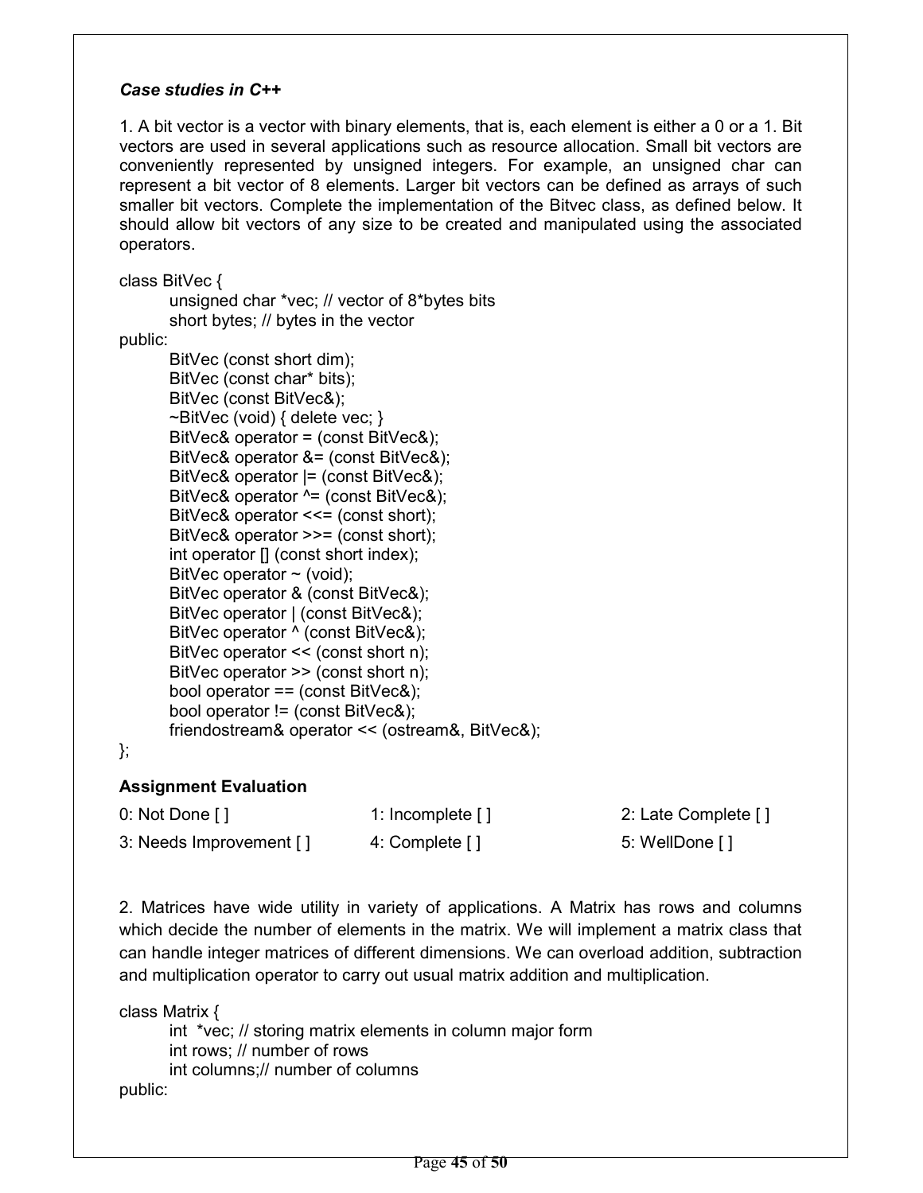### *Case studies in C++*

1. A bit vector is a vector with binary elements, that is, each element is either a 0 or a 1. Bit vectors are used in several applications such as resource allocation. Small bit vectors are conveniently represented by unsigned integers. For example, an unsigned char can represent a bit vector of 8 elements. Larger bit vectors can be defined as arrays of such smaller bit vectors. Complete the implementation of the Bitvec class, as defined below. It should allow bit vectors of any size to be created and manipulated using the associated operators.

```
class BitVec {
        unsigned char *vec; // vector of 8*bytes bits
        short bytes; // bytes in the vector
public:
        BitVec (const short dim);
        BitVec (const char* bits);
        BitVec (const BitVec&);
        ~BitVec (void) { delete vec; }
        BitVec& operator = (const BitVec&);
        BitVec& operator &= (const BitVec&);
        BitVec& operator |= (const BitVec&);
        BitVec& operator ^= (const BitVec&);
        BitVec& operator <<= (const short);
        BitVec& operator >>= (const short);
        int operator [] (const short index);
        BitVec operator ~ (void);
        BitVec operator & (const BitVec&);
        BitVec operator | (const BitVec&);
        BitVec operator ^ (const BitVec&);
        BitVec operator << (const short n);
        BitVec operator >> (const short n);
        bool operator == (const BitVec&);
        bool operator != (const BitVec&);
        friendostream& operator << (ostream&, BitVec&);
};
```

**Assignment Evaluation**

| | | |
|---|---|---|
| 0: Not Done [ ] | 1: Incomplete [ ] | 2: Late Complete [ ] |
| 3: Needs Improvement [ ] | 4: Complete [ ] | 5: WellDone [ ] |

2. Matrices have wide utility in variety of applications. A Matrix has rows and columns which decide the number of elements in the matrix. We will implement a matrix class that can handle integer matrices of different dimensions. We can overload addition, subtraction and multiplication operator to carry out usual matrix addition and multiplication.

```
class Matrix {
        int  *vec; // storing matrix elements in column major form
        int rows; // number of rows
        int columns;// number of columns
public:
```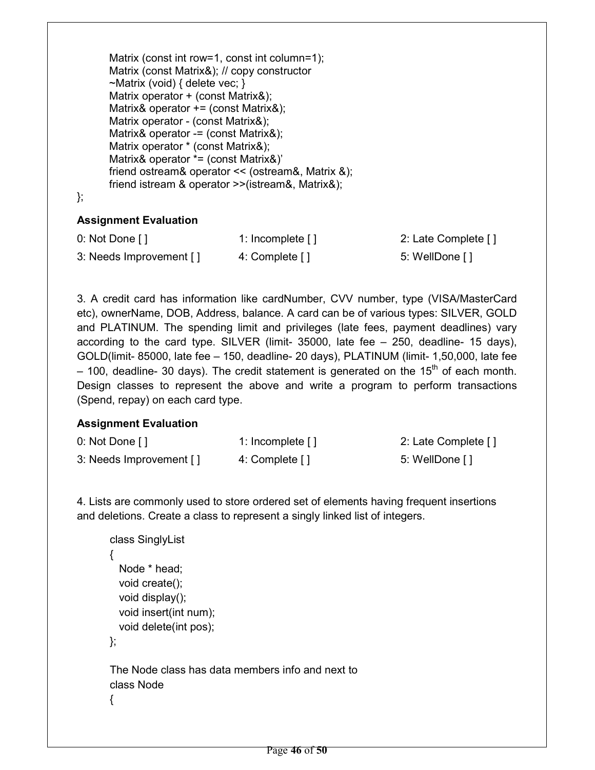```
    Matrix (const int row=1, const int column=1);
    Matrix (const Matrix&); // copy constructor
    ~Matrix (void) { delete vec; }
    Matrix operator + (const Matrix&);
    Matrix& operator += (const Matrix&);
    Matrix operator - (const Matrix&);
    Matrix& operator -= (const Matrix&);
    Matrix operator * (const Matrix&);
    Matrix& operator *= (const Matrix&)'
    friend ostream& operator << (ostream&, Matrix &);
    friend istream & operator >>(istream&, Matrix&);
};
```

**Assignment Evaluation**

| | | |
|---|---|---|
| 0: Not Done [ ] | 1: Incomplete [ ] | 2: Late Complete [ ] |
| 3: Needs Improvement [ ] | 4: Complete [ ] | 5: WellDone [ ] |

3. A credit card has information like cardNumber, CVV number, type (VISA/MasterCard etc), ownerName, DOB, Address, balance. A card can be of various types: SILVER, GOLD and PLATINUM. The spending limit and privileges (late fees, payment deadlines) vary according to the card type. SILVER (limit- 35000, late fee – 250, deadline- 15 days), GOLD(limit- 85000, late fee – 150, deadline- 20 days), PLATINUM (limit- 1,50,000, late fee – 100, deadline- 30 days). The credit statement is generated on the 15th of each month. Design classes to represent the above and write a program to perform transactions (Spend, repay) on each card type.

**Assignment Evaluation**

| | | |
|---|---|---|
| 0: Not Done [ ] | 1: Incomplete [ ] | 2: Late Complete [ ] |
| 3: Needs Improvement [ ] | 4: Complete [ ] | 5: WellDone [ ] |

4. Lists are commonly used to store ordered set of elements having frequent insertions and deletions. Create a class to represent a singly linked list of integers.

```
class SinglyList
{
  Node * head;
  void create();
  void display();
  void insert(int num);
  void delete(int pos);
};
```

The Node class has data members info and next to

```
class Node
{
```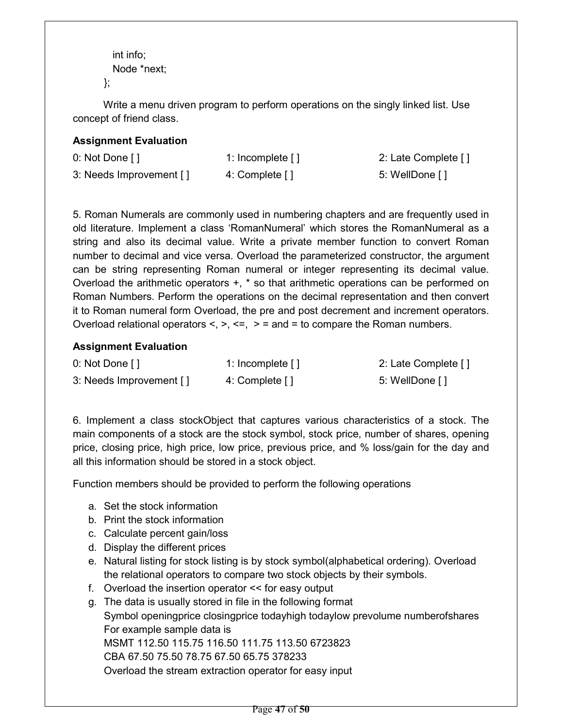```
    int info;
    Node *next;
};
```

Write a menu driven program to perform operations on the singly linked list. Use concept of friend class.

**Assignment Evaluation**

| | | |
|---|---|---|
| 0: Not Done [ ] | 1: Incomplete [ ] | 2: Late Complete [ ] |
| 3: Needs Improvement [ ] | 4: Complete [ ] | 5: WellDone [ ] |

5. Roman Numerals are commonly used in numbering chapters and are frequently used in old literature. Implement a class 'RomanNumeral' which stores the RomanNumeral as a string and also its decimal value. Write a private member function to convert Roman number to decimal and vice versa. Overload the parameterized constructor, the argument can be string representing Roman numeral or integer representing its decimal value. Overload the arithmetic operators +, * so that arithmetic operations can be performed on Roman Numbers. Perform the operations on the decimal representation and then convert it to Roman numeral form Overload, the pre and post decrement and increment operators. Overload relational operators <, >, <=, > = and = to compare the Roman numbers.

**Assignment Evaluation**

| | | |
|---|---|---|
| 0: Not Done [ ] | 1: Incomplete [ ] | 2: Late Complete [ ] |
| 3: Needs Improvement [ ] | 4: Complete [ ] | 5: WellDone [ ] |

6. Implement a class stockObject that captures various characteristics of a stock. The main components of a stock are the stock symbol, stock price, number of shares, opening price, closing price, high price, low price, previous price, and % loss/gain for the day and all this information should be stored in a stock object.

Function members should be provided to perform the following operations

a. Set the stock information
b. Print the stock information
c. Calculate percent gain/loss
d. Display the different prices
e. Natural listing for stock listing is by stock symbol(alphabetical ordering). Overload the relational operators to compare two stock objects by their symbols.
f. Overload the insertion operator << for easy output
g. The data is usually stored in file in the following format
   Symbol openingprice closingprice todayhigh todaylow prevolume numberofshares
   For example sample data is
   MSMT 112.50 115.75 116.50 111.75 113.50 6723823
   CBA 67.50 75.50 78.75 67.50 65.75 378233
   Overload the stream extraction operator for easy input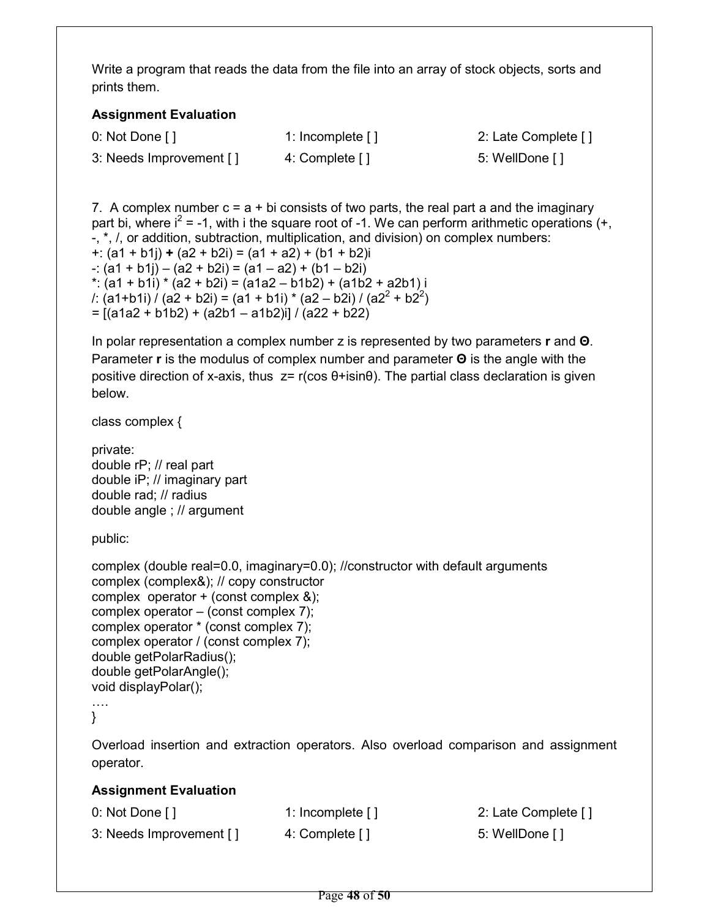Write a program that reads the data from the file into an array of stock objects, sorts and prints them.

**Assignment Evaluation**

| | | |
|---|---|---|
| 0: Not Done [ ] | 1: Incomplete [ ] | 2: Late Complete [ ] |
| 3: Needs Improvement [ ] | 4: Complete [ ] | 5: WellDone [ ] |

7. A complex number c = a + bi consists of two parts, the real part a and the imaginary part bi, where $i^2 = -1$, with i the square root of -1. We can perform arithmetic operations (+, -, *, /, or addition, subtraction, multiplication, and division) on complex numbers:

+: (a1 + b1j) **+** (a2 + b2i) = (a1 + a2) + (b1 + b2)i
-: (a1 + b1j) – (a2 + b2i) = (a1 – a2) + (b1 – b2i)
*: (a1 + b1i) * (a2 + b2i) = (a1a2 – b1b2) + (a1b2 + a2b1) i
/: (a1+b1i) / (a2 + b2i) = (a1 + b1i) * (a2 – b2i) / ($a2^2$ + $b2^2$)
= [(a1a2 + b1b2) + (a2b1 – a1b2)i] / (a22 + b22)

In polar representation a complex number z is represented by two parameters **r** and **Θ**. Parameter **r** is the modulus of complex number and parameter **Θ** is the angle with the positive direction of x-axis, thus z= r(cos θ+isinθ). The partial class declaration is given below.

```
class complex {

private:
double rP; // real part
double iP; // imaginary part
double rad; // radius
double angle ; // argument

public:

complex (double real=0.0, imaginary=0.0); //constructor with default arguments
complex (complex&); // copy constructor
complex  operator + (const complex &);
complex operator – (const complex 7);
complex operator * (const complex 7);
complex operator / (const complex 7);
double getPolarRadius();
double getPolarAngle();
void displayPolar();
….
}
```

Overload insertion and extraction operators. Also overload comparison and assignment operator.

**Assignment Evaluation**

| | | |
|---|---|---|
| 0: Not Done [ ] | 1: Incomplete [ ] | 2: Late Complete [ ] |
| 3: Needs Improvement [ ] | 4: Complete [ ] | 5: WellDone [ ] |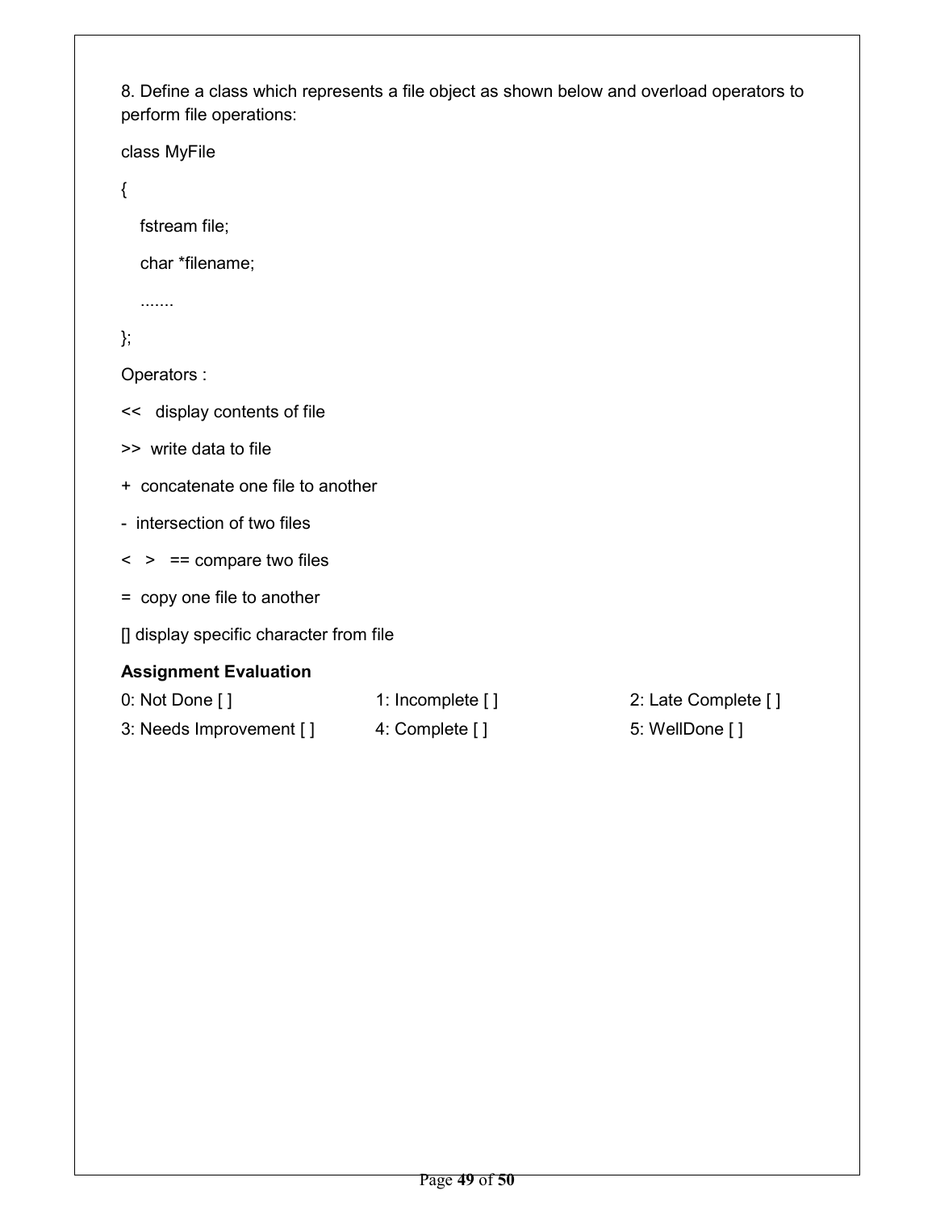8. Define a class which represents a file object as shown below and overload operators to perform file operations:

```
class MyFile
{
   fstream file;
   char *filename;
   .......
};
```

Operators :

<<   display contents of file

>>  write data to file

+  concatenate one file to another

-  intersection of two files

<  >  == compare two files

=  copy one file to another

[] display specific character from file

**Assignment Evaluation**

| | | |
|---|---|---|
| 0: Not Done [ ] | 1: Incomplete [ ] | 2: Late Complete [ ] |
| 3: Needs Improvement [ ] | 4: Complete [ ] | 5: WellDone [ ] |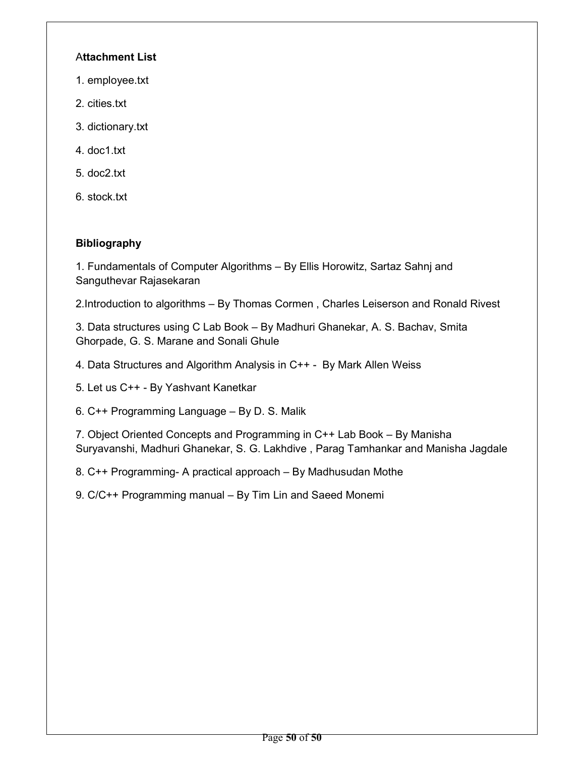**Attachment List**

1. employee.txt
2. cities.txt
3. dictionary.txt
4. doc1.txt
5. doc2.txt
6. stock.txt

**Bibliography**

1. Fundamentals of Computer Algorithms – By Ellis Horowitz, Sartaz Sahnj and Sanguthevar Rajasekaran

2. Introduction to algorithms – By Thomas Cormen , Charles Leiserson and Ronald Rivest

3. Data structures using C Lab Book – By Madhuri Ghanekar, A. S. Bachav, Smita Ghorpade, G. S. Marane and Sonali Ghule

4. Data Structures and Algorithm Analysis in C++ - By Mark Allen Weiss

5. Let us C++ - By Yashvant Kanetkar

6. C++ Programming Language – By D. S. Malik

7. Object Oriented Concepts and Programming in C++ Lab Book – By Manisha Suryavanshi, Madhuri Ghanekar, S. G. Lakhdive , Parag Tamhankar and Manisha Jagdale

8. C++ Programming- A practical approach – By Madhusudan Mothe

9. C/C++ Programming manual – By Tim Lin and Saeed Monemi